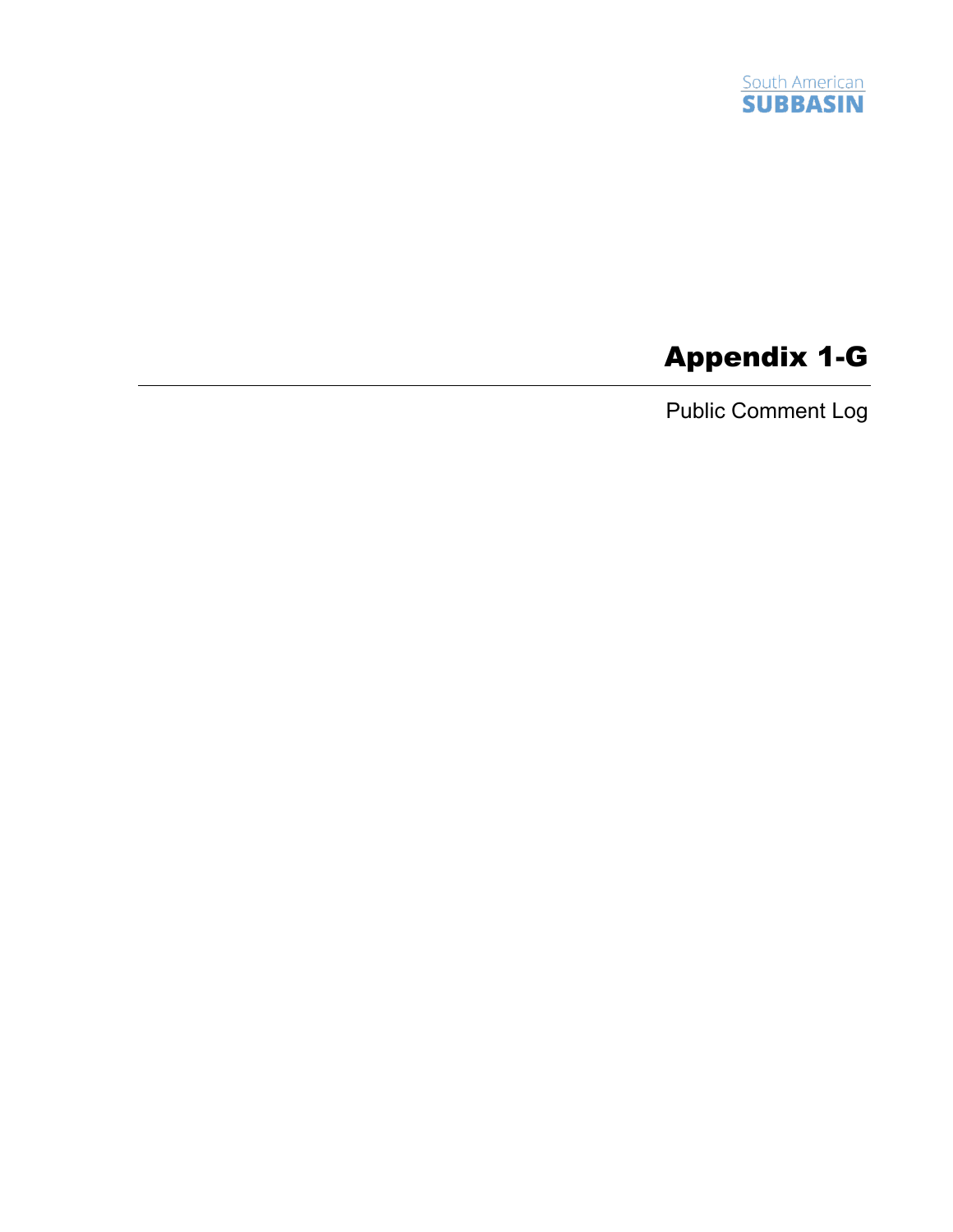South American
SUBBASIN

# Appendix 1-G

Public Comment Log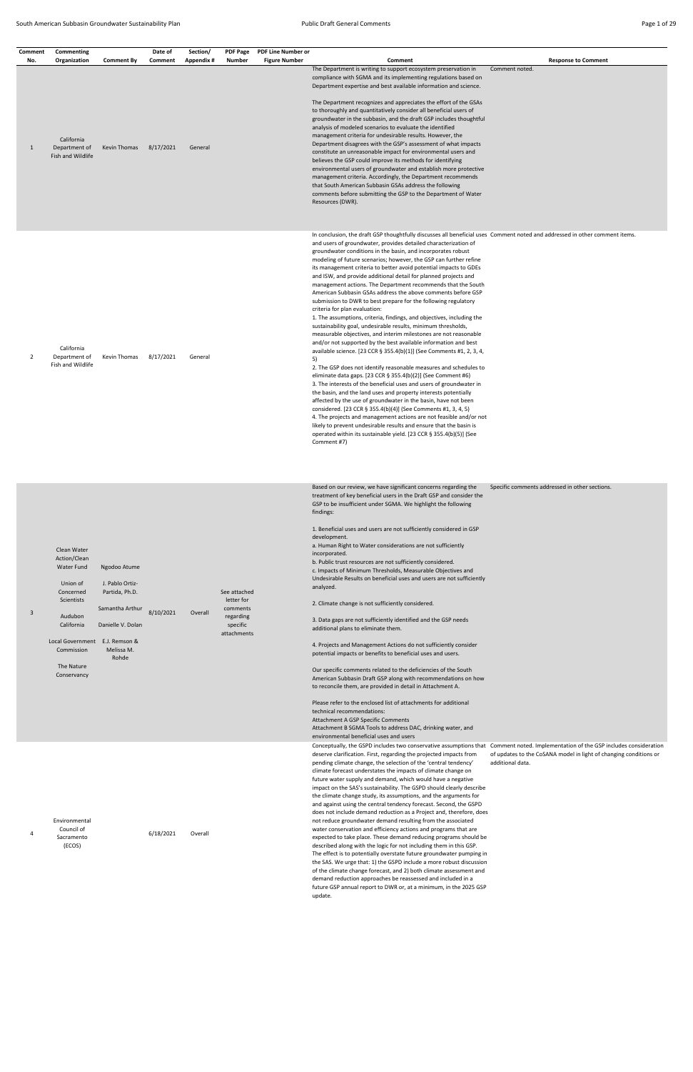| Comment No. | Commenting Organization | Comment By | Date of Comment | Section/ Appendix # | PDF Page Number | PDF Line Number or Figure Number | Comment | Response to Comment |
|---|---|---|---|---|---|---|---|---|
| 1 | California Department of Fish and Wildlife | Kevin Thomas | 8/17/2021 | General | | | The Department is writing to support ecosystem preservation in compliance with SGMA and its implementing regulations based on Department expertise and best available information and science.<br><br>The Department recognizes and appreciates the effort of the GSAs to thoroughly and quantitatively consider all beneficial users of groundwater in the subbasin, and the draft GSP includes thoughtful analysis of modeled scenarios to evaluate the identified management criteria for undesirable results. However, the Department disagrees with the GSP's assessment of what impacts constitute an unreasonable impact for environmental users and believes the GSP could improve its methods for identifying environmental users of groundwater and establish more protective management criteria. Accordingly, the Department recommends that South American Subbasin GSAs address the following comments before submitting the GSP to the Department of Water Resources (DWR). | Comment noted. |
| 2 | California Department of Fish and Wildlife | Kevin Thomas | 8/17/2021 | General | | | In conclusion, the draft GSP thoughtfully discusses all beneficial uses and users of groundwater, provides detailed characterization of groundwater conditions in the basin, and incorporates robust modeling of future scenarios; however, the GSP can further refine its management criteria to better avoid potential impacts to GDEs and ISW, and provide additional detail for planned projects and management actions. The Department recommends that the South American Subbasin GSAs address the above comments before GSP submission to DWR to best prepare for the following regulatory criteria for plan evaluation:<br>1. The assumptions, criteria, findings, and objectives, including the sustainability goal, undesirable results, minimum thresholds, measurable objectives, and interim milestones are not reasonable and/or not supported by the best available information and best available science. [23 CCR § 355.4(b)(1)] (See Comments #1, 2, 3, 4, 5)<br>2. The GSP does not identify reasonable measures and schedules to eliminate data gaps. [23 CCR § 355.4(b)(2)] (See Comment #6)<br>3. The interests of the beneficial uses and users of groundwater in the basin, and the land uses and property interests potentially affected by the use of groundwater in the basin, have not been considered. [23 CCR § 355.4(b)(4)] (See Comments #1, 3, 4, 5)<br>4. The projects and management actions are not feasible and/or not likely to prevent undesirable results and ensure that the basin is operated within its sustainable yield. [23 CCR § 355.4(b)(5)] (See Comment #7) | Comment noted and addressed in other comment items. |
| 3 | Clean Water Action/Clean Water Fund<br><br>Union of Concerned Scientists<br><br>Audubon California<br><br>Local Government Commission<br><br>The Nature Conservancy | Ngodoo Atume<br><br>J. Pablo Ortiz-Partida, Ph.D.<br><br>Samantha Arthur<br><br>Danielle V. Dolan<br><br>E.J. Remson & Melissa M. Rohde | 8/10/2021 | Overall | See attached letter for comments regarding specific attachments | | Based on our review, we have significant concerns regarding the treatment of key beneficial users in the Draft GSP and consider the GSP to be insufficient under SGMA. We highlight the following findings:<br><br>1. Beneficial uses and users are not sufficiently considered in GSP development.<br>a. Human Right to Water considerations are not sufficiently incorporated.<br>b. Public trust resources are not sufficiently considered.<br>c. Impacts of Minimum Thresholds, Measurable Objectives and Undesirable Results on beneficial uses and users are not sufficiently analyzed.<br><br>2. Climate change is not sufficiently considered.<br><br>3. Data gaps are not sufficiently identified and the GSP needs additional plans to eliminate them.<br><br>4. Projects and Management Actions do not sufficiently consider potential impacts or benefits to beneficial uses and users.<br><br>Our specific comments related to the deficiencies of the South American Subbasin Draft GSP along with recommendations on how to reconcile them, are provided in detail in Attachment A.<br><br>Please refer to the enclosed list of attachments for additional technical recommendations:<br>Attachment A GSP Specific Comments<br>Attachment B SGMA Tools to address DAC, drinking water, and environmental beneficial uses and users | Specific comments addressed in other sections. |
| 4 | Environmental Council of Sacramento (ECOS) | | 6/18/2021 | Overall | | | Conceptually, the GSPD includes two conservative assumptions that deserve clarification. First, regarding the projected impacts from pending climate change, the selection of the 'central tendency' climate forecast understates the impacts of climate change on future water supply and demand, which would have a negative impact on the SAS's sustainability. The GSPD should clearly describe the climate change study, its assumptions, and the arguments for and against using the central tendency forecast. Second, the GSPD does not include demand reduction as a Project and, therefore, does not reduce groundwater demand resulting from the associated water conservation and efficiency actions and programs that are expected to take place. These demand reducing programs should be described along with the logic for not including them in this GSP. The effect is to potentially overstate future groundwater pumping in the SAS. We urge that: 1) the GSPD include a more robust discussion of the climate change forecast, and 2) both climate assessment and demand reduction approaches be reassessed and included in a future GSP annual report to DWR or, at a minimum, in the 2025 GSP update. | Comment noted. Implementation of the GSP includes consideration of updates to the CoSANA model in light of changing conditions or additional data. |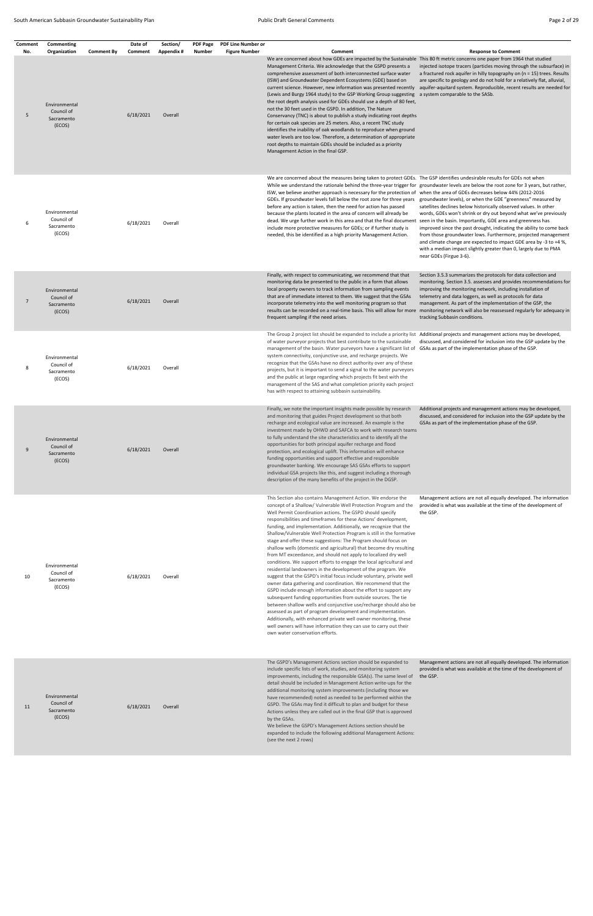| Comment No. | Commenting Organization | Comment By | Date of Comment | Section/ Appendix # | PDF Page Number | PDF Line Number or Figure Number | Comment | Response to Comment |
|---|---|---|---|---|---|---|---|---|
| 5 | Environmental Council of Sacramento (ECOS) | | 6/18/2021 | Overall | | | We are concerned about how GDEs are impacted by the Sustainable Management Criteria. We acknowledge that the GSPD presents a comprehensive assessment of both interconnected surface water (ISW) and Groundwater Dependent Ecosystems (GDE) based on current science. However, new information was presented recently (Lewis and Burgy 1964 study) to the GSP Working Group suggesting the root depth analysis used for GDEs should use a depth of 80 feet, not the 30 feet used in the GSPD. In addition, The Nature Conservancy (TNC) is about to publish a study indicating root depths for certain oak species are 25 meters. Also, a recent TNC study identifies the inability of oak woodlands to reproduce when ground water levels are too low. Therefore, a determination of appropriate root depths to maintain GDEs should be included as a priority Management Action in the final GSP. | This 80 ft metric concerns one paper from 1964 that studied injected isotope tracers (particles moving through the subsurface) in a fractured rock aquifer in hilly topography on (n = 15) trees. Results are specific to geology and do not hold for a relatively flat, alluvial, aquifer-aquitard system. Reproducible, recent results are needed for a system comparable to the SASb. |
| 6 | Environmental Council of Sacramento (ECOS) | | 6/18/2021 | Overall | | | We are concerned about the measures being taken to protect GDEs. While we understand the rationale behind the three-year trigger for ISW, we believe another approach is necessary for the protection of GDEs. If groundwater levels fall below the root zone for three years before any action is taken, then the need for action has passed because the plants located in the area of concern will already be dead. We urge further work in this area and that the final document include more protective measures for GDEs; or if further study is needed, this be identified as a high priority Management Action. | The GSP identifies undesirable results for GDEs not when groundwater levels are below the root zone for 3 years, but rather, when the area of GDEs decreases below 44% (2012-2016 groundwater levels), or when the GDE "greenness" measured by satellites declines below historically observed values. In other words, GDEs won't shrink or dry out beyond what we've previously seen in the basin. Importantly, GDE area and greenness has improved since the past drought, indicating the ability to come back from those groundwater lows. Furthermore, projected management and climate change are expected to impact GDE area by -3 to +4 %, with a median impact slightly greater than 0, largely due to PMA near GDEs (Firgue 3-6). |
| 7 | Environmental Council of Sacramento (ECOS) | | 6/18/2021 | Overall | | | Finally, with respect to communicating, we recommend that that monitoring data be presented to the public in a form that allows local property owners to track information from sampling events that are of immediate interest to them. We suggest that the GSAs incorporate telemetry into the well monitoring program so that results can be recorded on a real-time basis. This will allow for more frequent sampling if the need arises. | Section 3.5.3 summarizes the protocols for data collection and monitoring. Section 3.5. assesses and provides recommendations for improving the monitoring network, including installation of telemetry and data loggers, as well as protocols for data management. As part of the implementation of the GSP, the monitoring network will also be reassessed regularly for adequacy in tracking Subbasin conditions. |
| 8 | Environmental Council of Sacramento (ECOS) | | 6/18/2021 | Overall | | | The Group 2 project list should be expanded to include a priority list of water purveyor projects that best contribute to the sustainable management of the basin. Water purveyors have a significant list of system connectivity, conjunctive use, and recharge projects. We recognize that the GSAs have no direct authority over any of these projects, but it is important to send a signal to the water purveyors and the public at large regarding which projects fit best with the management of the SAS and what completion priority each project has with respect to attaining subbasin sustainability. | Additional projects and management actions may be developed, discussed, and considered for inclusion into the GSP update by the GSAs as part of the implementation phase of the GSP. |
| 9 | Environmental Council of Sacramento (ECOS) | | 6/18/2021 | Overall | | | Finally, we note the important insights made possible by research and monitoring that guides Project development so that both recharge and ecological value are increased. An example is the investment made by OHWD and SAFCA to work with research teams to fully understand the site characteristics and to identify all the opportunities for both principal aquifer recharge and flood protection, and ecological uplift. This information will enhance funding opportunities and support effective and responsible groundwater banking. We encourage SAS GSAs efforts to support individual GSA projects like this, and suggest including a thorough description of the many benefits of the project in the DGSP. | Additional projects and management actions may be developed, discussed, and considered for inclusion into the GSP update by the GSAs as part of the implementation phase of the GSP. |
| 10 | Environmental Council of Sacramento (ECOS) | | 6/18/2021 | Overall | | | This Section also contains Management Action. We endorse the concept of a Shallow/ Vulnerable Well Protection Program and the Well Permit Coordination actions. The GSPD should specify responsibilities and timeframes for these Actions' development, funding, and implementation. Additionally, we recognize that the Shallow/Vulnerable Well Protection Program is still in the formative stage and offer these suggestions: The Program should focus on shallow wells (domestic and agricultural) that become dry resulting from MT exceedance, and should not apply to localized dry well conditions. We support efforts to engage the local agricultural and residential landowners in the development of the program. We suggest that the GSPD's initial focus include voluntary, private well owner data gathering and coordination. We recommend that the GSPD include enough information about the effort to support any subsequent funding opportunities from outside sources. The tie between shallow wells and conjunctive use/recharge should also be assessed as part of program development and implementation. Additionally, with enhanced private well owner monitoring, these well owners will have information they can use to carry out their own water conservation efforts. | Management actions are not all equally developed. The information provided is what was available at the time of the development of the GSP. |
| 11 | Environmental Council of Sacramento (ECOS) | | 6/18/2021 | Overall | | | The GSPD's Management Actions section should be expanded to include specific lists of work, studies, and monitoring system improvements, including the responsible GSA(s). The same level of detail should be included in Management Action write-ups for the additional monitoring system improvements (including those we have recommended) noted as needed to be performed within the GSPD. The GSAs may find it difficult to plan and budget for these Actions unless they are called out in the final GSP that is approved by the GSAs.<br>We believe the GSPD's Management Actions section should be expanded to include the following additional Management Actions: (see the next 2 rows) | Management actions are not all equally developed. The information provided is what was available at the time of the development of the GSP. |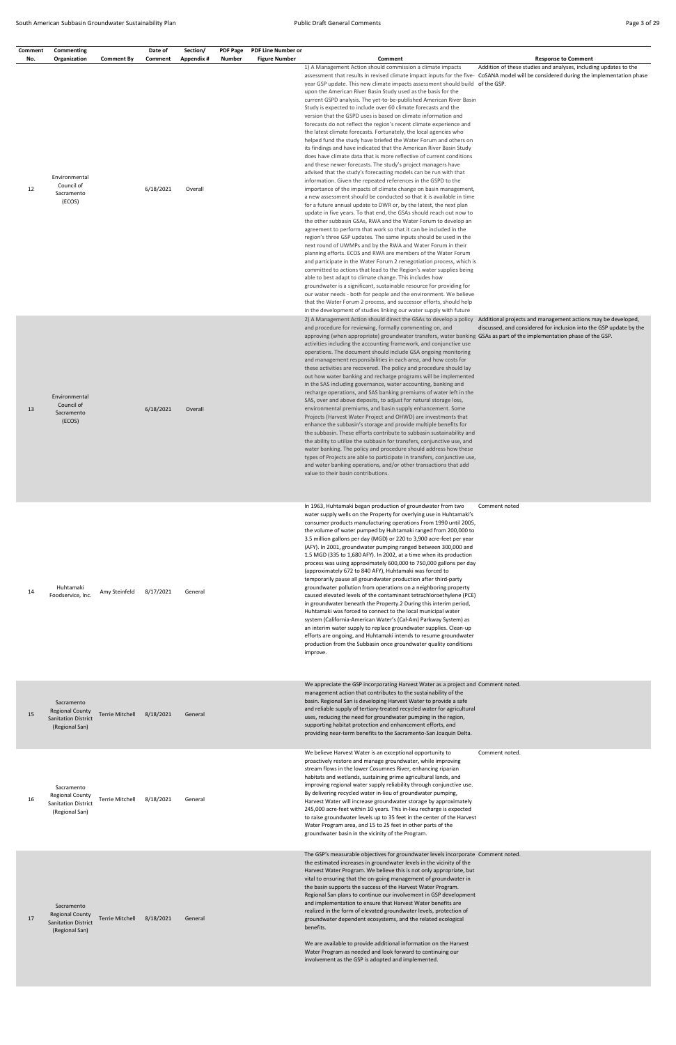| Comment No. | Commenting Organization | Comment By | Date of Comment | Section/ Appendix # | PDF Page Number | PDF Line Number or Figure Number | Comment | Response to Comment |
|---|---|---|---|---|---|---|---|---|
| 12 | Environmental Council of Sacramento (ECOS) | | 6/18/2021 | Overall | | | 1) A Management Action should commission a climate impacts assessment that results in revised climate impact inputs for the five-year GSP update. This new climate impacts assessment should build upon the American River Basin Study used as the basis for the current GSPD analysis. The yet-to-be-published American River Basin Study is expected to include over 60 climate forecasts and the version that the GSPD uses is based on climate information and forecasts do not reflect the region's recent climate experience and the latest climate forecasts. Fortunately, the local agencies who helped fund the study have briefed the Water Forum and others on its findings and have indicated that the American River Basin Study does have climate data that is more reflective of current conditions and these newer forecasts. The study's project managers have advised that the study's forecasting models can be run with that information. Given the repeated references in the GSPD to the importance of the impacts of climate change on basin management, a new assessment should be conducted so that it is available in time for a future annual update to DWR or, by the latest, the next plan update in five years. To that end, the GSAs should reach out now to the other subbasin GSAs, RWA and the Water Forum to develop an agreement to perform that work so that it can be included in the region's three GSP updates. The same inputs should be used in the next round of UWMPs and by the RWA and Water Forum in their planning efforts. ECOS and RWA are members of the Water Forum and participate in the Water Forum 2 renegotiation process, which is committed to actions that lead to the Region's water supplies being able to best adapt to climate change. This includes how groundwater is a significant, sustainable resource for providing for our water needs - both for people and the environment. We believe that the Water Forum 2 process, and successor efforts, should help in the development of studies linking our water supply with future | Addition of these studies and analyses, including updates to the CoSANA model will be considered during the implementation phase of the GSP. |
| 13 | Environmental Council of Sacramento (ECOS) | | 6/18/2021 | Overall | | | 2) A Management Action should direct the GSAs to develop a policy and procedure for reviewing, formally commenting on, and approving (when appropriate) groundwater transfers, water banking activities including the accounting framework, and conjunctive use operations. The document should include GSA ongoing monitoring and management responsibilities in each area, and how costs for these activities are recovered. The policy and procedure should lay out how water banking and recharge programs will be implemented in the SAS including governance, water accounting, banking and recharge operations, and SAS banking premiums of water left in the SAS, over and above deposits, to adjust for natural storage loss, environmental premiums, and basin supply enhancement. Some Projects (Harvest Water Project and OHWD) are investments that enhance the subbasin's storage and provide multiple benefits for the subbasin. These efforts contribute to subbasin sustainability and the ability to utilize the subbasin for transfers, conjunctive use, and water banking. The policy and procedure should address how these types of Projects are able to participate in transfers, conjunctive use, and water banking operations, and/or other transactions that add value to their basin contributions. | Additional projects and management actions may be developed, discussed, and considered for inclusion into the GSP update by the GSAs as part of the implementation phase of the GSP. |
| 14 | Huhtamaki Foodservice, Inc. | Amy Steinfeld | 8/17/2021 | General | | | In 1963, Huhtamaki began production of groundwater from two water supply wells on the Property for overlying use in Huhtamaki's consumer products manufacturing operations From 1990 until 2005, the volume of water pumped by Huhtamaki ranged from 200,000 to 3.5 million gallons per day (MGD) or 220 to 3,900 acre-feet per year (AFY). In 2001, groundwater pumping ranged between 300,000 and 1.5 MGD (335 to 1,680 AFY). In 2002, at a time when its production process was using approximately 600,000 to 750,000 gallons per day (approximately 672 to 840 AFY), Huhtamaki was forced to temporarily pause all groundwater production after third-party groundwater pollution from operations on a neighboring property caused elevated levels of the contaminant tetrachloroethylene (PCE) in groundwater beneath the Property.2 During this interim period, Huhtamaki was forced to connect to the local municipal water system (California-American Water's (Cal-Am) Parkway System) as an interim water supply to replace groundwater supplies. Clean-up efforts are ongoing, and Huhtamaki intends to resume groundwater production from the Subbasin once groundwater quality conditions improve. | Comment noted |
| 15 | Sacramento Regional County Sanitation District (Regional San) | Terrie Mitchell | 8/18/2021 | General | | | We appreciate the GSP incorporating Harvest Water as a project and management action that contributes to the sustainability of the basin. Regional San is developing Harvest Water to provide a safe and reliable supply of tertiary-treated recycled water for agricultural uses, reducing the need for groundwater pumping in the region, supporting habitat protection and enhancement efforts, and providing near-term benefits to the Sacramento-San Joaquin Delta. | Comment noted. |
| 16 | Sacramento Regional County Sanitation District (Regional San) | Terrie Mitchell | 8/18/2021 | General | | | We believe Harvest Water is an exceptional opportunity to proactively restore and manage groundwater, while improving stream flows in the lower Cosumnes River, enhancing riparian habitats and wetlands, sustaining prime agricultural lands, and improving regional water supply reliability through conjunctive use. By delivering recycled water in-lieu of groundwater pumping, Harvest Water will increase groundwater storage by approximately 245,000 acre-feet within 10 years. This in-lieu recharge is expected to raise groundwater levels up to 35 feet in the center of the Harvest Water Program area, and 15 to 25 feet in other parts of the groundwater basin in the vicinity of the Program. | Comment noted. |
| 17 | Sacramento Regional County Sanitation District (Regional San) | Terrie Mitchell | 8/18/2021 | General | | | The GSP's measurable objectives for groundwater levels incorporate the estimated increases in groundwater levels in the vicinity of the Harvest Water Program. We believe this is not only appropriate, but vital to ensuring that the on-going management of groundwater in the basin supports the success of the Harvest Water Program. Regional San plans to continue our involvement in GSP development and implementation to ensure that Harvest Water benefits are realized in the form of elevated groundwater levels, protection of groundwater dependent ecosystems, and the related ecological benefits.<br><br>We are available to provide additional information on the Harvest Water Program as needed and look forward to continuing our involvement as the GSP is adopted and implemented. | Comment noted. |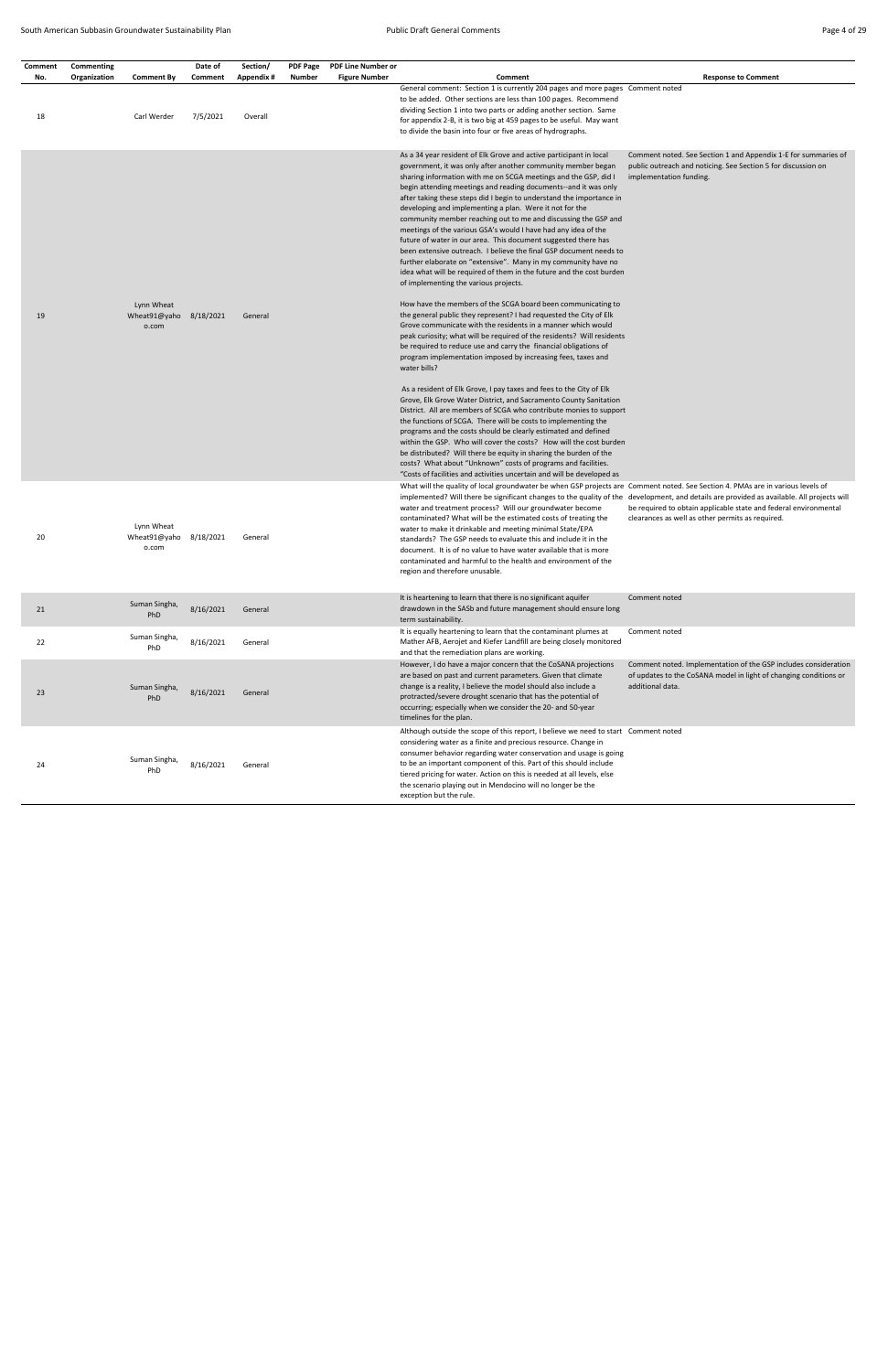| Comment No. | Commenting Organization | Comment By | Date of Comment | Section/ Appendix # | PDF Page Number | PDF Line Number or Figure Number | Comment | Response to Comment |
|---|---|---|---|---|---|---|---|---|
| 18 | | Carl Werder | 7/5/2021 | Overall | | | General comment: Section 1 is currently 204 pages and more pages to be added. Other sections are less than 100 pages. Recommend dividing Section 1 into two parts or adding another section. Same for appendix 2-B, it is two big at 459 pages to be useful. May want to divide the basin into four or five areas of hydrographs. | Comment noted |
| 19 | | Lynn Wheat Wheat91@yahoo.com | 8/18/2021 | General | | | As a 34 year resident of Elk Grove and active participant in local government, it was only after another community member began sharing information with me on SCGA meetings and the GSP, did I begin attending meetings and reading documents--and it was only after taking these steps did I begin to understand the importance in developing and implementing a plan. Were it not for the community member reaching out to me and discussing the GSP and meetings of the various GSA's would I have had any idea of the future of water in our area. This document suggested there has been extensive outreach. I believe the final GSP document needs to further elaborate on "extensive". Many in my community have no idea what will be required of them in the future and the cost burden of implementing the various projects.<br><br>How have the members of the SCGA board been communicating to the general public they represent? I had requested the City of Elk Grove communicate with the residents in a manner which would peak curiosity; what will be required of the residents? Will residents be required to reduce use and carry the financial obligations of program implementation imposed by increasing fees, taxes and water bills?<br><br>As a resident of Elk Grove, I pay taxes and fees to the City of Elk Grove, Elk Grove Water District, and Sacramento County Sanitation District. All are members of SCGA who contribute monies to support the functions of SCGA. There will be costs to implementing the programs and the costs should be clearly estimated and defined within the GSP. Who will cover the costs? How will the cost burden be distributed? Will there be equity in sharing the burden of the costs? What about "Unknown" costs of programs and facilities. "Costs of facilities and activities uncertain and will be developed as | Comment noted. See Section 1 and Appendix 1-E for summaries of public outreach and noticing. See Section 5 for discussion on implementation funding. |
| 20 | | Lynn Wheat Wheat91@yahoo.com | 8/18/2021 | General | | | What will the quality of local groundwater be when GSP projects are implemented? Will there be significant changes to the quality of the water and treatment process? Will our groundwater become contaminated? What will be the estimated costs of treating the water to make it drinkable and meeting minimal State/EPA standards? The GSP needs to evaluate this and include it in the document. It is of no value to have water available that is more contaminated and harmful to the health and environment of the region and therefore unusable. | Comment noted. See Section 4. PMAs are in various levels of development, and details are provided as available. All projects will be required to obtain applicable state and federal environmental clearances as well as other permits as required. |
| 21 | | Suman Singha, PhD | 8/16/2021 | General | | | It is heartening to learn that there is no significant aquifer drawdown in the SASb and future management should ensure long term sustainability. | Comment noted |
| 22 | | Suman Singha, PhD | 8/16/2021 | General | | | It is equally heartening to learn that the contaminant plumes at Mather AFB, Aerojet and Kiefer Landfill are being closely monitored and that the remediation plans are working. | Comment noted |
| 23 | | Suman Singha, PhD | 8/16/2021 | General | | | However, I do have a major concern that the CoSANA projections are based on past and current parameters. Given that climate change is a reality, I believe the model should also include a protracted/severe drought scenario that has the potential of occurring; especially when we consider the 20- and 50-year timelines for the plan. | Comment noted. Implementation of the GSP includes consideration of updates to the CoSANA model in light of changing conditions or additional data. |
| 24 | | Suman Singha, PhD | 8/16/2021 | General | | | Although outside the scope of this report, I believe we need to start considering water as a finite and precious resource. Change in consumer behavior regarding water conservation and usage is going to be an important component of this. Part of this should include tiered pricing for water. Action on this is needed at all levels, else the scenario playing out in Mendocino will no longer be the exception but the rule. | Comment noted |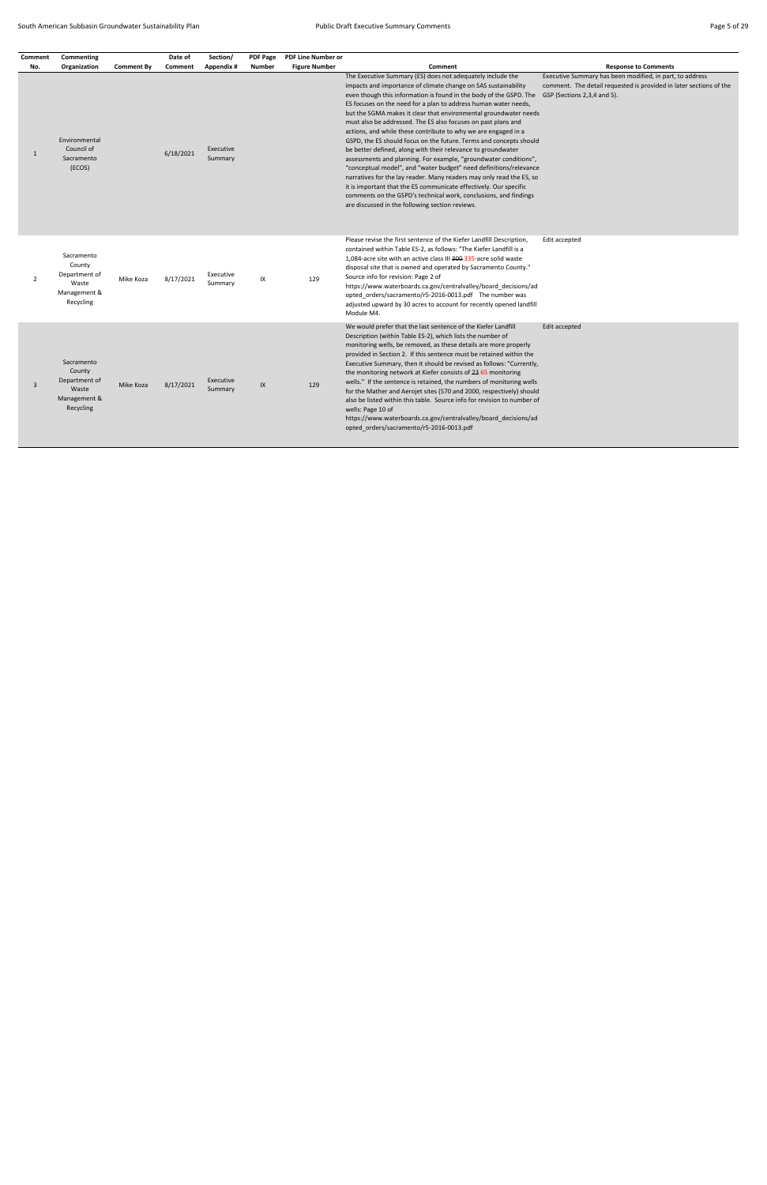| Comment No. | Commenting Organization | Comment By | Date of Comment | Section/ Appendix # | PDF Page Number | PDF Line Number or Figure Number | Comment | Response to Comments |
|---|---|---|---|---|---|---|---|---|
| 1 | Environmental Council of Sacramento (ECOS) | | 6/18/2021 | Executive Summary | | | The Executive Summary (ES) does not adequately include the impacts and importance of climate change on SAS sustainability even though this information is found in the body of the GSPD. The ES focuses on the need for a plan to address human water needs, but the SGMA makes it clear that environmental groundwater needs must also be addressed. The ES also focuses on past plans and actions, and while these contribute to why we are engaged in a GSPD, the ES should focus on the future. Terms and concepts should be better defined, along with their relevance to groundwater assessments and planning. For example, "groundwater conditions", "conceptual model", and "water budget" need definitions/relevance narratives for the lay reader. Many readers may only read the ES, so it is important that the ES communicate effectively. Our specific comments on the GSPD's technical work, conclusions, and findings are discussed in the following section reviews. | Executive Summary has been modified, in part, to address comment. The detail requested is provided in later sections of the GSP (Sections 2,3,4 and 5). |
| 2 | Sacramento County Department of Waste Management & Recycling | Mike Koza | 8/17/2021 | Executive Summary | IX | 129 | Please revise the first sentence of the Kiefer Landfill Description, contained within Table ES-2, as follows: "The Kiefer Landfill is a 1,084-acre site with an active class III ~~300~~ 335-acre solid waste disposal site that is owned and operated by Sacramento County." Source info for revision: Page 2 of https://www.waterboards.ca.gov/centralvalley/board_decisions/adopted_orders/sacramento/r5-2016-0013.pdf The number was adjusted upward by 30 acres to account for recently opened landfill Module M4. | Edit accepted |
| 3 | Sacramento County Department of Waste Management & Recycling | Mike Koza | 8/17/2021 | Executive Summary | IX | 129 | We would prefer that the last sentence of the Kiefer Landfill Description (within Table ES-2), which lists the number of monitoring wells, be removed, as these details are more properly provided in Section 2. If this sentence must be retained within the Executive Summary, then it should be revised as follows: "Currently, the monitoring network at Kiefer consists of ~~23~~ 65 monitoring wells." If the sentence is retained, the numbers of monitoring wells for the Mather and Aerojet sites (570 and 2000, respectively) should also be listed within this table. Source info for revision to number of wells: Page 10 of https://www.waterboards.ca.gov/centralvalley/board_decisions/adopted_orders/sacramento/r5-2016-0013.pdf | Edit accepted |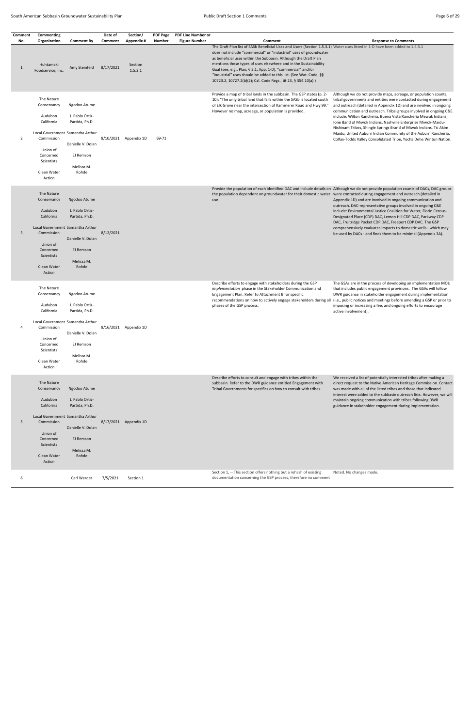| Comment No. | Commenting Organization | Comment By | Date of Comment | Section/ Appendix # | PDF Page Number | PDF Line Number or Figure Number | Comment | Response to Comments |
|---|---|---|---|---|---|---|---|---|
| 1 | Huhtamaki Foodservice, Inc. | Amy Steinfeld | 8/17/2021 | Section 1.5.3.1 | | | The Draft Plan list of SASb Beneficial Uses and Users (Section 1.5.3.1) does not include "commercial" or "industrial" uses of groundwater as beneficial uses within the Subbasin. Although the Draft Plan mentions these types of uses elsewhere and in the Sustainability Goal (see, e.g., Plan, § 3.1, App. 1-D), "commercial" and/or "industrial" uses should be added to this list. (See Wat. Code, §§ 10723.2, 10727.2(b)(2); Cal. Code Regs., tit 23, § 354.10(a).) | Water uses listed in 1-D have been added to 1.5.3.1 |
| 2 | The Nature Conservancy<br><br>Audubon California<br><br>Local Government Commission<br><br>Union of Concerned Scientists<br><br>Clean Water Action | Ngodoo Atume<br><br>J. Pablo Ortiz-Partida, Ph.D.<br><br>Samantha Arthur<br><br>Danielle V. Dolan<br><br>EJ Remson<br><br>Melissa M. Rohde | 8/10/2021 | Appendix 1D | 69-71 | | Provide a map of tribal lands in the subbasin. The GSP states (p. 2-10): "The only tribal land that falls within the SASb is located south of Elk Grove near the intersection of Kammerer Road and Hwy 99." However no map, acreage, or population is provided. | Although we do not provide maps, acreage, or population counts, tribal governments and entities were contacted during engagement and outreach (detailed in Appendix 1D) and are involved in ongoing communication and outreach. Tribal groups involved in ongoing C&E include: Wilton Rancheria, Buena Vista Rancheria Mewuk Indians, Ione Band of Miwok Indians, Nashville Enterprise Miwok-Maidu-Nishinam Tribes, Shingle Springs Brand of Miwok Indians, Tsi Akim Maidu, United Auburn Indian Community of the Auburn Rancheria, Colfax-Todds Valley Consolidated Tribe, Yocha Dehe Wintun Nation. |
| 3 | The Nature Conservancy<br><br>Audubon California<br><br>Local Government Commission<br><br>Union of Concerned Scientists<br><br>Clean Water Action | Ngodoo Atume<br><br>J. Pablo Ortiz-Partida, Ph.D.<br><br>Samantha Arthur<br><br>Danielle V. Dolan<br><br>EJ Remson<br><br>Melissa M. Rohde | 8/12/2021 | | | | Provide the population of each identified DAC and include details on the population dependent on groundwater for their domestic water use. | Although we do not provide population counts of DACs, DAC groups were contacted during engagement and outreach (detailed in Appendix 1D) and are involved in ongoing communication and outreach. DAC-representative groups involved in ongoing C&E include: Environmental Justice Coalition for Water, Florin Census-Designated Place (CDP) DAC, Lemon Hill CDP DAC, Parkway CDP DAC, Fruitridge Pocket CDP DAC, Freeport CDP DAC. The GSP comprehensively evaluates impacts to domestic wells - which may be used by DACs - and finds them to be minimal (Appendix 3A). |
| 4 | The Nature Conservancy<br><br>Audubon California<br><br>Local Government Commission<br><br>Union of Concerned Scientists<br><br>Clean Water Action | Ngodoo Atume<br><br>J. Pablo Ortiz-Partida, Ph.D.<br><br>Samantha Arthur<br><br>Danielle V. Dolan<br><br>EJ Remson<br><br>Melissa M. Rohde | 8/16/2021 | Appendix 1D | | | Describe efforts to engage with stakeholders during the GSP *implementation* phase in the Stakeholder Communication and Engagement Plan. Refer to Attachment B for specific recommendations on how to actively engage stakeholders during all phases of the GSP process. | The GSAs are in the process of developing an implementation MOU that includes public engagement provisions. The GSAs will follow DWR guidance in stakeholder engagement during implementation (i.e., public notices and meetings before amending a GSP or prior to imposing or increasing a fee, and ongoing efforts to encourage active involvement). |
| 5 | The Nature Conservancy<br><br>Audubon California<br><br>Local Government Commission<br><br>Union of Concerned Scientists<br><br>Clean Water Action | Ngodoo Atume<br><br>J. Pablo Ortiz-Partida, Ph.D.<br><br>Samantha Arthur<br><br>Danielle V. Dolan<br><br>EJ Remson<br><br>Melissa M. Rohde | 8/17/2021 | Appendix 1D | | | Describe efforts to consult and engage with tribes within the subbasin. Refer to the DWR guidance entitled Engagement with Tribal Governments for specifics on how to consult with tribes. | We received a list of potentially interested tribes after making a direct request to the Native American Heritage Commission. Contact was made with all of the listed tribes and those that indicated interest were added to the subbasin outreach lists. However, we will maintain ongoing communication with tribes following DWR guidance in stakeholder engagement during implementation. |
| 6 | | Carl Werder | 7/5/2021 | Section 1 | | | Section 1, -- This section offers nothing but a rehash of existing documentation concerning the GSP process, therefore no comment | Noted. No changes made. |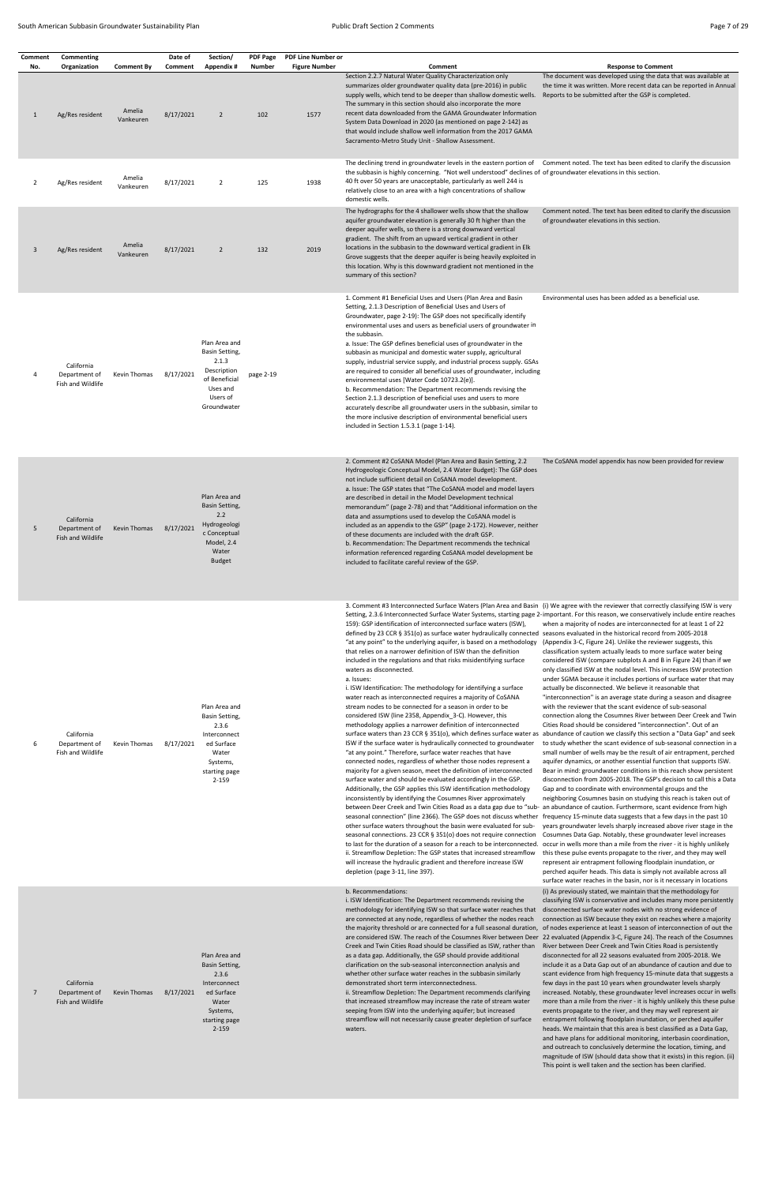| Comment No. | Commenting Organization | Comment By | Date of Comment | Section/ Appendix # | PDF Page Number | PDF Line Number or Figure Number | Comment | Response to Comment |
|---|---|---|---|---|---|---|---|---|
| 1 | Ag/Res resident | Amelia Vankeuren | 8/17/2021 | 2 | 102 | 1577 | Section 2.2.7 Natural Water Quality Characterization only summarizes older groundwater quality data (pre-2016) in public supply wells, which tend to be deeper than shallow domestic wells. The summary in this section should also incorporate the more recent data downloaded from the GAMA Groundwater Information System Data Download in 2020 (as mentioned on page 2-142) as that would include shallow well information from the 2017 GAMA Sacramento-Metro Study Unit - Shallow Assessment. | The document was developed using the data that was available at the time it was written. More recent data can be reported in Annual Reports to be submitted after the GSP is completed. |
| 2 | Ag/Res resident | Amelia Vankeuren | 8/17/2021 | 2 | 125 | 1938 | The declining trend in groundwater levels in the eastern portion of the subbasin is highly concerning. "Not well understood" declines of 40 ft over 50 years are unacceptable, particularly as well 244 is relatively close to an area with a high concentrations of shallow domestic wells. | Comment noted. The text has been edited to clarify the discussion of groundwater elevations in this section. |
| 3 | Ag/Res resident | Amelia Vankeuren | 8/17/2021 | 2 | 132 | 2019 | The hydrographs for the 4 shallower wells show that the shallow aquifer groundwater elevation is generally 30 ft higher than the deeper aquifer wells, so there is a strong downward vertical gradient. The shift from an upward vertical gradient in other locations in the subbasin to the downward vertical gradient in Elk Grove suggests that the deeper aquifer is being heavily exploited in this location. Why is this downward gradient not mentioned in the summary of this section? | Comment noted. The text has been edited to clarify the discussion of groundwater elevations in this section. |
| 4 | California Department of Fish and Wildlife | Kevin Thomas | 8/17/2021 | Plan Area and Basin Setting, 2.1.3 Description of Beneficial Uses and Users of Groundwater | page 2-19 | | 1. Comment #1 Beneficial Uses and Users (Plan Area and Basin Setting, 2.1.3 Description of Beneficial Uses and Users of Groundwater, page 2-19): The GSP does not specifically identify environmental uses and users as beneficial users of groundwater in the subbasin.<br>a. Issue: The GSP defines beneficial uses of groundwater in the subbasin as municipal and domestic water supply, agricultural supply, industrial service supply, and industrial process supply. GSAs are required to consider all beneficial uses of groundwater, including environmental uses [Water Code 10723.2(e)].<br>b. Recommendation: The Department recommends revising the Section 2.1.3 description of beneficial uses and users to more accurately describe all groundwater users in the subbasin, similar to the more inclusive description of environmental beneficial users included in Section 1.5.3.1 (page 1-14). | Environmental uses has been added as a beneficial use. |
| 5 | California Department of Fish and Wildlife | Kevin Thomas | 8/17/2021 | Plan Area and Basin Setting, 2.2 Hydrogeologic Conceptual Model, 2.4 Water Budget | | | 2. Comment #2 CoSANA Model (Plan Area and Basin Setting, 2.2 Hydrogeologic Conceptual Model, 2.4 Water Budget): The GSP does not include sufficient detail on CoSANA model development.<br>a. Issue: The GSP states that "The CoSANA model and model layers are described in detail in the Model Development technical memorandum" (page 2-78) and that "Additional information on the data and assumptions used to develop the CoSANA model is included as an appendix to the GSP" (page 2-172). However, neither of these documents are included with the draft GSP.<br>b. Recommendation: The Department recommends the technical information referenced regarding CoSANA model development be included to facilitate careful review of the GSP. | The CoSANA model appendix has now been provided for review |
| 6 | California Department of Fish and Wildlife | Kevin Thomas | 8/17/2021 | Plan Area and Basin Setting, 2.3.6 Interconnected Surface Water Systems, starting page 2-159 | | | 3. Comment #3 Interconnected Surface Waters (Plan Area and Basin Setting, 2.3.6 Interconnected Surface Water Systems, starting page 2-159): GSP identification of interconnected surface waters (ISW), defined by 23 CCR § 351(o) as surface water hydraulically connected "at any point" to the underlying aquifer, is based on a methodology that relies on a narrower definition of ISW than the definition included in the regulations and that risks misidentifying surface waters as disconnected.<br>a. Issues:<br>i. ISW Identification: The methodology for identifying a surface water reach as interconnected requires a majority of CoSANA stream nodes to be connected for a season in order to be considered ISW (line 2358, Appendix_3-C). However, this methodology applies a narrower definition of interconnected surface waters than 23 CCR § 351(o), which defines surface water as ISW if the surface water is hydraulically connected to groundwater "at any point." Therefore, surface water reaches that have connected nodes, regardless of whether those nodes represent a majority for a given season, meet the definition of interconnected surface water and should be evaluated accordingly in the GSP. Additionally, the GSP applies this ISW identification methodology inconsistently by identifying the Cosumnes River approximately between Deer Creek and Twin Cities Road as a data gap due to "sub-seasonal connection" (line 2366). The GSP does not discuss whether other surface waters throughout the basin were evaluated for sub-seasonal connections. 23 CCR § 351(o) does not require connection to last for the duration of a season for a reach to be interconnected.<br>ii. Streamflow Depletion: The GSP states that increased streamflow will increase the hydraulic gradient and therefore increase ISW depletion (page 3-11, line 397). | (i) We agree with the reviewer that correctly classifying ISW is very important. For this reason, we conservatively include entire reaches when a majority of nodes are interconnected for at least 1 of 22 seasons evaluated in the historical record from 2005-2018 (Appendix 3-C, Figure 24). Unlike the reviewer suggests, this classification system actually leads to more surface water being considered ISW (compare subplots A and B in Figure 24) than if we only classified ISW at the nodal level. This increases ISW protection under SGMA because it includes portions of surface water that may actually be disconnected. We believe it reasonable that "interconnection" is an average state during a season and disagree with the reviewer that the scant evidence of sub-seasonal connection along the Cosumnes River between Deer Creek and Twin Cities Road should be considered "interconnection". Out of an abundance of caution we classify this section a "Data Gap" and seek to study whether the scant evidence of sub-seasonal connection in a small number of wells may be the result of air entrapment, perched aquifer dynamics, or another essential function that supports ISW. Bear in mind: groundwater conditions in this reach show persistent disconnection from 2005-2018. The GSP's decision to call this a Data Gap and to coordinate with environmental groups and the neighboring Cosumnes basin on studying this reach is taken out of an abundance of caution. Furthermore, scant evidence from high frequency 15-minute data suggests that a few days in the past 10 years groundwater levels sharply increased above river stage in the Cosumnes Data Gap. Notably, these groundwater level increases occur in wells more than a mile from the river - it is highly unlikely this these pulse events propagate to the river, and they may well represent air entrapment following floodplain inundation, or perched aquifer heads. This data is simply not available across all surface water reaches in the basin, nor is it necessary in locations |
| 7 | California Department of Fish and Wildlife | Kevin Thomas | 8/17/2021 | Plan Area and Basin Setting, 2.3.6 Interconnected Surface Water Systems, starting page 2-159 | | | b. Recommendations:<br>i. ISW Identification: The Department recommends revising the methodology for identifying ISW so that surface reaches that are connected at any node, regardless of whether the nodes reach the majority threshold or are connected for a full seasonal duration, are considered ISW. The reach of the Cosumnes River between Deer Creek and Twin Cities Road should be classified as ISW, rather than as a data gap. Additionally, the GSP should provide additional clarification on the sub-seasonal interconnection analysis and whether other surface water reaches in the subbasin similarly demonstrated short term interconnectedness.<br>ii. Streamflow Depletion: The Department recommends clarifying that increased streamflow may increase the rate of stream water seeping from ISW into the underlying aquifer; but increased streamflow will not necessarily cause greater depletion of surface waters. | (i) As previously stated, we maintain that the methodology for classifying ISW is conservative and includes many more persistently disconnected surface water nodes with no strong evidence of connection as ISW because they exist on reaches where a majority of nodes experience at least 1 season of interconnection of out the 22 evaluated (Appendix 3-C, Figure 24). The reach of the Cosumnes River between Deer Creek and Twin Cities Road is persistently disconnected for all 22 seasons evaluated from 2005-2018. We include it as a Data Gap out of an abundance of caution and due to scant evidence from high frequency 15-minute data that suggests a few days in the past 10 years when groundwater levels sharply increased. Notably, these groundwater level increases occur in wells more than a mile from the river - it is highly unlikely this these pulse events propagate to the river, and they may well represent air entrapment following floodplain inundation, or perched aquifer heads. We maintain that this area is best classified as a Data Gap, and have plans for additional monitoring, interbasin coordination, and outreach to conclusively determine the location, timing, and magnitude of ISW (should data show that it exists) in this region. (ii) This point is well taken and the section has been clarified. |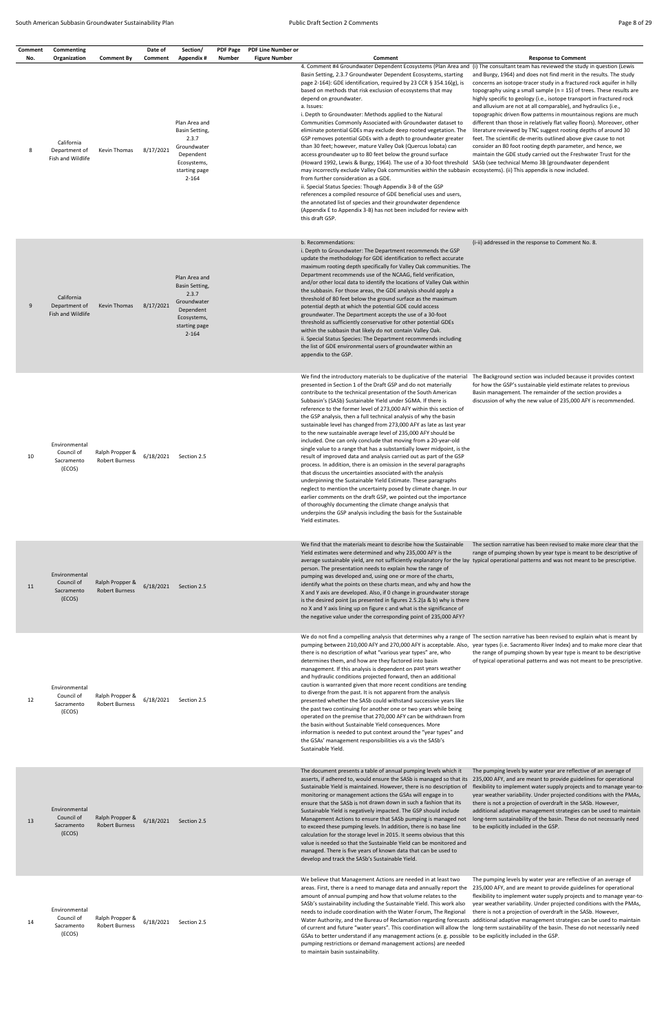| Comment No. | Commenting Organization | Comment By | Date of Comment | Section/ Appendix # | PDF Page Number | PDF Line Number or Figure Number | Comment | Response to Comment |
|---|---|---|---|---|---|---|---|---|
| 8 | California Department of Fish and Wildlife | Kevin Thomas | 8/17/2021 | Plan Area and Basin Setting, 2.3.7 Groundwater Dependent Ecosystems, starting page 2-164 | | | 4. Comment #4 Groundwater Dependent Ecosystems (Plan Area and Basin Setting, 2.3.7 Groundwater Dependent Ecosystems, starting page 2-164): GDE identification, required by 23 CCR § 354.16(g), is based on methods that risk exclusion of ecosystems that may depend on groundwater.<br>a. Issues:<br>i. Depth to Groundwater: Methods applied to the Natural Communities Commonly Associated with Groundwater dataset to eliminate potential GDEs may exclude deep rooted vegetation. The GSP removes potential GDEs with a depth to groundwater greater than 30 feet; however, mature Valley Oak (Quercus lobata) can access groundwater up to 80 feet below the ground surface (Howard 1992, Lewis & Burgy, 1964). The use of a 30-foot threshold may incorrectly exclude Valley Oak communities within the subbasin from further consideration as a GDE.<br>ii. Special Status Species: Though Appendix 3-B of the GSP references a compiled resource of GDE beneficial uses and users, the annotated list of species and their groundwater dependence (Appendix E to Appendix 3-B) has not been included for review with this draft GSP. | (i) The consultant team has reviewed the study in question (Lewis and Burgy, 1964) and does not find merit in the results. The study concerns an isotope-tracer study in a fractured rock aquifer in hilly topography using a small sample (n = 15) of trees. These results are highly specific to geology (i.e., isotope transport in fractured rock and alluvium are not at all comparable), and hydraulics (i.e., topographic driven flow patterns in mountainous regions are much different than those in relatively flat valley floors). Moreover, other literature reviewed by TNC suggest rooting depths of around 30 feet. The scientific de-merits outlined above give cause to not consider an 80 foot rooting depth parameter, and hence, we maintain the GDE study carried out the Freshwater Trust for the SASb (see technical Memo 3B (groundwater dependent ecosystems). (ii) This appendix is now included. |
| 9 | California Department of Fish and Wildlife | Kevin Thomas | 8/17/2021 | Plan Area and Basin Setting, 2.3.7 Groundwater Dependent Ecosystems, starting page 2-164 | | | b. Recommendations:<br>i. Depth to Groundwater: The Department recommends the GSP update the methodology for GDE identification to reflect accurate maximum rooting depth specifically for Valley Oak communities. The Department recommends use of the NCAAG, field verification, and/or other local data to identify the locations of Valley Oak within the subbasin. For those areas, the GDE analysis should apply a threshold of 80 feet below the ground surface as the maximum potential depth at which the potential GDE could access groundwater. The Department accepts the use of a 30-foot threshold as sufficiently conservative for other potential GDEs within the subbasin that likely do not contain Valley Oak.<br>ii. Special Status Species: The Department recommends including the list of GDE environmental users of groundwater within an appendix to the GSP. | (i-ii) addressed in the response to Comment No. 8. |
| 10 | Environmental Council of Sacramento (ECOS) | Ralph Propper & Robert Burness | 6/18/2021 | Section 2.5 | | | We find the introductory materials to be duplicative of the material presented in Section 1 of the Draft GSP and do not materially contribute to the technical presentation of the South American Subbasin's (SASb) Sustainable Yield under SGMA. If there is reference to the former level of 273,000 AFY within this section of the GSP analysis, then a full technical analysis of why the basin sustainable level has changed from 273,000 AFY as late as last year to the new sustainable average level of 235,000 AFY should be included. One can only conclude that moving from a 20-year-old single value to a range that has a substantially lower midpoint, is the result of improved data and analysis carried out as part of the GSP process. In addition, there is an omission in the several paragraphs that discuss the uncertainties associated with the analysis underpinning the Sustainable Yield Estimate. These paragraphs neglect to mention the uncertainty posed by climate change. In our earlier comments on the draft GSP, we pointed out the importance of thoroughly documenting the climate change analysis that underpins the GSP analysis including the basis for the Sustainable Yield estimates. | The Background section was included because it provides context for how the GSP's sustainable yield estimate relates to previous Basin management. The remainder of the section provides a discussion of why the new value of 235,000 AFY is recommended. |
| 11 | Environmental Council of Sacramento (ECOS) | Ralph Propper & Robert Burness | 6/18/2021 | Section 2.5 | | | We find that the materials meant to describe how the Sustainable Yield estimates were determined and why 235,000 AFY is the average sustainable yield, are not sufficiently explanatory for the lay person. The presentation needs to explain how the range of pumping was developed and, using one or more of the charts, identify what the points on these charts mean, and why and how the X and Y axis are developed. Also, if 0 change in groundwater storage is the desired point (as presented in figures 2.5.2(a & b) why is there no X and Y axis lining up on figure c and what is the significance of the negative value under the corresponding point of 235,000 AFY? | The section narrative has been revised to make more clear that the range of pumping shown by year type is meant to be descriptive of typical operational patterns and was not meant to be prescriptive. |
| 12 | Environmental Council of Sacramento (ECOS) | Ralph Propper & Robert Burness | 6/18/2021 | Section 2.5 | | | We do not find a compelling analysis that determines why a range of pumping between 210,000 AFY and 270,000 AFY is acceptable. Also, there is no description of what "various year types" are, who determines them, and how are they factored into basin management. If this analysis is dependent on past years weather and hydraulic conditions projected forward, then an additional caution is warranted given that more recent conditions are tending to diverge from the past. It is not apparent from the analysis presented whether the SASb could withstand successive years like the past two continuing for another one or two years while being operated on the premise that 270,000 AFY can be withdrawn from the basin without Sustainable Yield consequences. More information is needed to put context around the "year types" and the GSAs' management responsibilities vis a vis the SASb's Sustainable Yield. | The section narrative has been revised to explain what is meant by year types (i.e. Sacramento River Index) and to make more clear that the range of pumping shown by year type is meant to be descriptive of typical operational patterns and was not meant to be prescriptive. |
| 13 | Environmental Council of Sacramento (ECOS) | Ralph Propper & Robert Burness | 6/18/2021 | Section 2.5 | | | The document presents a table of annual pumping levels which it asserts, if adhered to, would ensure the SASb is managed so that its Sustainable Yield is maintained. However, there is no description of monitoring or management actions the GSAs will engage in to ensure that the SASb is not drawn down in such a fashion that its Sustainable Yield is negatively impacted. The GSP should include Management Actions to ensure that SASb pumping is managed not to exceed these pumping levels. In addition, there is no base line calculation for the storage level in 2015. It seems obvious that this value is needed so that the Sustainable Yield can be monitored and managed. There is five years of known data that can be used to develop and track the SASb's Sustainable Yield. | The pumping levels by water year are reflective of an average of 235,000 AFY, and are meant to provide guidelines for operational flexibility to implement water supply projects and to manage year-to-year weather variability. Under projected conditions with the PMAs, there is not a projection of overdraft in the SASb. However, additional adaptive management strategies can be used to maintain long-term sustainability of the basin. These do not necessarily need to be explicitly included in the GSP. |
| 14 | Environmental Council of Sacramento (ECOS) | Ralph Propper & Robert Burness | 6/18/2021 | Section 2.5 | | | We believe that Management Actions are needed in at least two areas. First, there is a need to manage data and annually report the amount of annual pumping and how that volume relates to the SASb's sustainability including the Sustainable Yield. This work also needs to include coordination with the Water Forum, The Regional Water Authority, and the Bureau of Reclamation regarding forecasts of current and future "water years". This coordination will allow the GSAs to better understand if any management actions (e. g. possible pumping restrictions or demand management actions) are needed to maintain basin sustainability. | The pumping levels by water year are reflective of an average of 235,000 AFY, and are meant to provide guidelines for operational flexibility to implement water supply projects and to manage year-to-year weather variability. Under projected conditions with the PMAs, there is not a projection of overdraft in the SASb. However, additional adaptive management strategies can be used to maintain long-term sustainability of the basin. These do not necessarily need to be explicitly included in the GSP. |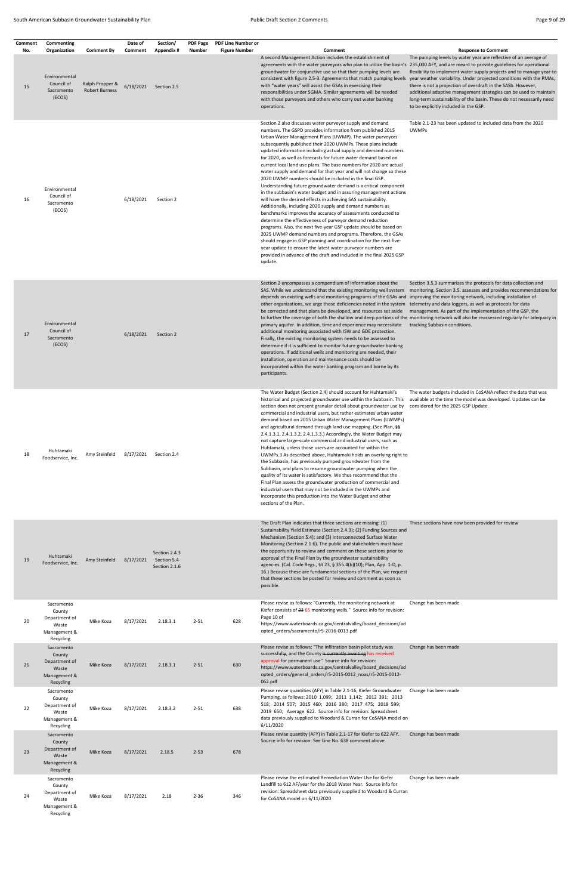| Comment No. | Commenting Organization | Comment By | Date of Comment | Section/ Appendix # | PDF Page Number | PDF Line Number or Figure Number | Comment | Response to Comment |
|---|---|---|---|---|---|---|---|---|
| 15 | Environmental Council of Sacramento (ECOS) | Ralph Propper & Robert Burness | 6/18/2021 | Section 2.5 | | | A second Management Action includes the establishment of agreements with the water purveyors who plan to utilize the basin's groundwater for conjunctive use so that their pumping levels are consistent with figure 2.5-3. Agreements that match pumping levels with "water years" will assist the GSAs in exercising their responsibilities under SGMA. Similar agreements will be needed with those purveyors and others who carry out water banking operations. | The pumping levels by water year are reflective of an average of 235,000 AFY, and are meant to provide guidelines for operational flexibility to implement water supply projects and to manage year-to-year weather variability. Under projected conditions with the PMAs, there is not a projection of overdraft in the SASb. However, additional adaptive management strategies can be used to maintain long-term sustainability of the basin. These do not necessarily need to be explicitly included in the GSP. |
| 16 | Environmental Council of Sacramento (ECOS) | | 6/18/2021 | Section 2 | | | Section 2 also discusses water purveyor supply and demand numbers. The GSPD provides information from published 2015 Urban Water Management Plans (UWMP). The water purveyors subsequently published their 2020 UWMPs. These plans include updated information including actual supply and demand numbers for 2020, as well as forecasts for future water demand based on current local land use plans. The base numbers for 2020 are actual water supply and demand for that year and will not change so these 2020 UWMP numbers should be included in the final GSP. Understanding future groundwater demand is a critical component in the subbasin's water budget and in assuring management actions will have the desired effects in achieving SAS sustainability. Additionally, including 2020 supply and demand numbers as benchmarks improves the accuracy of assessments conducted to determine the effectiveness of purveyor demand reduction programs. Also, the next five-year GSP update should be based on 2025 UWMP demand numbers and programs. Therefore, the GSAs should engage in GSP planning and coordination for the next five-year update to ensure the latest water purveyor numbers are provided in advance of the draft and included in the final 2025 GSP update. | Table 2.1-23 has been updated to included data from the 2020 UWMPs |
| 17 | Environmental Council of Sacramento (ECOS) | | 6/18/2021 | Section 2 | | | Section 2 encompasses a compendium of information about the SAS. While we understand that the existing monitoring well system depends on existing wells and monitoring programs of the GSAs and other organizations, we urge those deficiencies noted in the system be corrected and that plans be developed, and resources set aside to further the coverage of both the shallow and deep portions of the primary aquifer. In addition, time and experience may necessitate additional monitoring associated with ISW and GDE protection. Finally, the existing monitoring system needs to be assessed to determine if it is sufficient to monitor future groundwater banking operations. If additional wells and monitoring are needed, their installation, operation and maintenance costs should be incorporated within the water banking program and borne by its participants. | Section 3.5.3 summarizes the protocols for data collection and monitoring. Section 3.5. assesses and provides recommendations for improving the monitoring network, including installation of telemetry and data loggers, as well as protocols for data management. As part of the implementation of the GSP, the monitoring network will also be reassessed regularly for adequacy in tracking Subbasin conditions. |
| 18 | Huhtamaki Foodservice, Inc. | Amy Steinfeld | 8/17/2021 | Section 2.4 | | | The Water Budget (Section 2.4) should account for Huhtamaki's historical and projected groundwater use within the Subbasin. This section does not present granular detail about groundwater use by commercial and industrial users, but rather estimates urban water demand based on 2015 Urban Water Management Plans (UWMPs) and agricultural demand through land use mapping. (See Plan, §§ 2.4.1.3.1, 2.4.1.3.2, 2.4.1.3.3.) Accordingly, the Water Budget may not capture large-scale commercial and industrial users, such as Huhtamaki, unless those users are accounted for within the UWMPs.3 As described above, Huhtamaki holds an overlying right to the Subbasin, has previously pumped groundwater from the Subbasin, and plans to resume groundwater pumping when the quality of its water is satisfactory. We thus recommend that the Final Plan assess the groundwater production of commercial and industrial users that may not be included in the UWMPs and incorporate this production into the Water Budget and other sections of the Plan. | The water budgets included in CoSANA reflect the data that was available at the time the model was developed. Updates can be considered for the 2025 GSP Update. |
| 19 | Huhtamaki Foodservice, Inc. | Amy Steinfeld | 8/17/2021 | Section 2.4.3 Section 5.4 Section 2.1.6 | | | The Draft Plan indicates that three sections are missing: (1) Sustainability Yield Estimate (Section 2.4.3); (2) Funding Sources and Mechanism (Section 5.4); and (3) Interconnected Surface Water Monitoring (Section 2.1.6). The public and stakeholders must have the opportunity to review and comment on these sections prior to approval of the Final Plan by the groundwater sustainability agencies. (Cal. Code Regs., tit 23, § 355.4(b)(10); Plan, App. 1-D, p. 16.) Because these are fundamental sections of the Plan, we request that these sections be posted for review and comment as soon as possible. | These sections have now been provided for review |
| 20 | Sacramento County Department of Waste Management & Recycling | Mike Koza | 8/17/2021 | 2.18.3.1 | 2-51 | 628 | Please revise as follows: "Currently, the monitoring network at Kiefer consists of ~~23~~ 65 monitoring wells." Source info for revision: Page 10 of https://www.waterboards.ca.gov/centralvalley/board_decisions/adopted_orders/sacramento/r5-2016-0013.pdf | Change has been made |
| 21 | Sacramento County Department of Waste Management & Recycling | Mike Koza | 8/17/2021 | 2.18.3.1 | 2-51 | 630 | Please revise as follows: "The infiltration basin pilot study was successfully, and the County ~~is currently awaiting~~ has received approval for permanent use" Source info for revision: https://www.waterboards.ca.gov/centralvalley/board_decisions/adopted_orders/general_orders/r5-2015-0012_noas/r5-2015-0012-062.pdf | Change has been made |
| 22 | Sacramento County Department of Waste Management & Recycling | Mike Koza | 8/17/2021 | 2.18.3.2 | 2-51 | 638 | Please revise quantities (AFY) in Table 2.1-16, Kiefer Groundwater Pumping, as follows: 2010 1,099; 2011 1,142; 2012 391; 2013 518; 2014 507; 2015 460; 2016 380; 2017 475; 2018 599; 2019 650; Average 622. Source info for revision: Spreadsheet data previously supplied to Woodard & Curran for CoSANA model on 6/11/2020 | Change has been made |
| 23 | Sacramento County Department of Waste Management & Recycling | Mike Koza | 8/17/2021 | 2.18.5 | 2-53 | 678 | Please revise quantity (AFY) in Table 2.1-17 for Kiefer to 622 AFY. Source info for revision: See Line No. 638 comment above. | Change has been made |
| 24 | Sacramento County Department of Waste Management & Recycling | Mike Koza | 8/17/2021 | 2.18 | 2-36 | 346 | Please revise the estimated Remediation Water Use for Kiefer Landfill to 612 AF/year for the 2018 Water Year. Source info for revision: Spreadsheet data previously supplied to Woodard & Curran for CoSANA model on 6/11/2020 | Change has been made |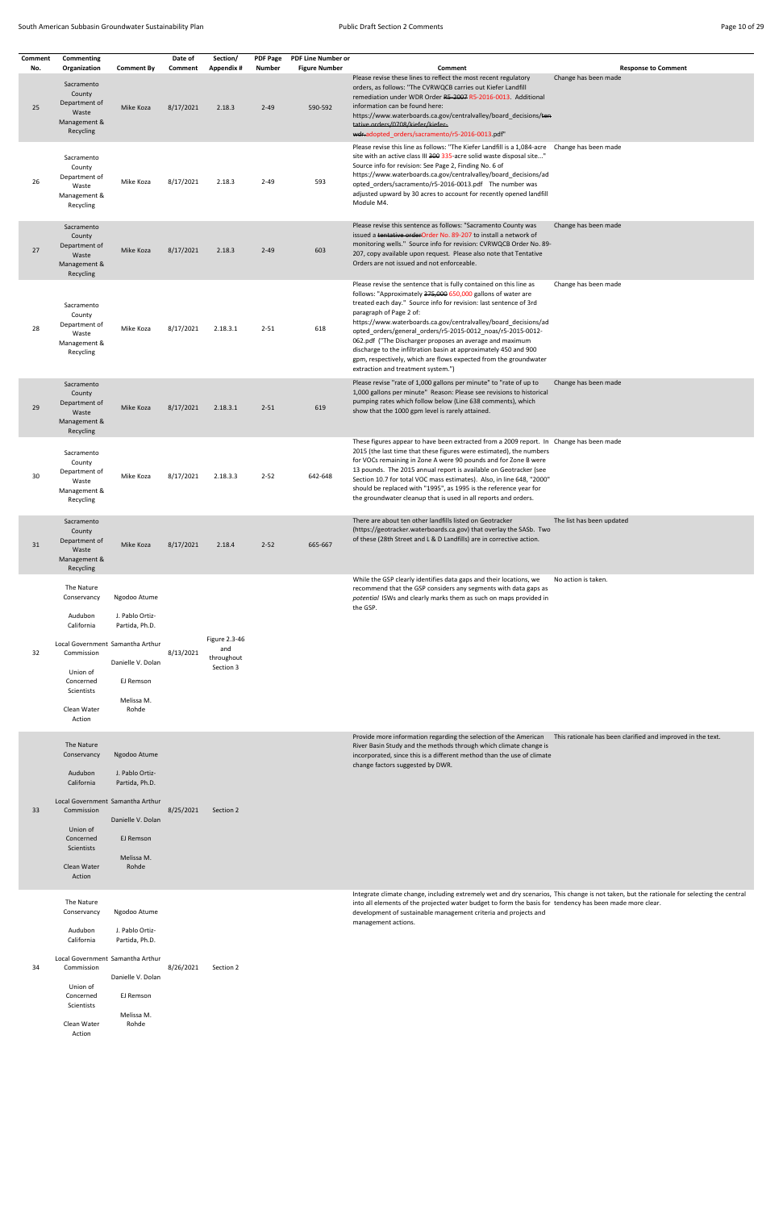| Comment No. | Commenting Organization | Comment By | Date of Comment | Section/ Appendix # | PDF Page Number | PDF Line Number or Figure Number | Comment | Response to Comment |
|---|---|---|---|---|---|---|---|---|
| 25 | Sacramento County Department of Waste Management & Recycling | Mike Koza | 8/17/2021 | 2.18.3 | 2-49 | 590-592 | Please revise these lines to reflect the most recent regulatory orders, as follows: "The CVRWQCB carries out Kiefer Landfill remediation under WDR Order ~~R5-2007~~ R5-2016-0013. Additional information can be found here: https://www.waterboards.ca.gov/centralvalley/board_decisions/~~tentative orders/0708/kiefer/kiefer-wdr.~~adopted_orders/sacramento/r5-2016-0013.pdf" | Change has been made |
| 26 | Sacramento County Department of Waste Management & Recycling | Mike Koza | 8/17/2021 | 2.18.3 | 2-49 | 593 | Please revise this line as follows: "The Kiefer Landfill is a 1,084-acre site with an active class III ~~300~~ 335-acre solid waste disposal site..." Source info for revision: See Page 2, Finding No. 6 of https://www.waterboards.ca.gov/centralvalley/board_decisions/adopted_orders/sacramento/r5-2016-0013.pdf The number was adjusted upward by 30 acres to account for recently opened landfill Module M4. | Change has been made |
| 27 | Sacramento County Department of Waste Management & Recycling | Mike Koza | 8/17/2021 | 2.18.3 | 2-49 | 603 | Please revise this sentence as follows: "Sacramento County was issued a ~~tentative order~~ Order No. 89-207 to install a network of monitoring wells." Source info for revision: CVRWQCB Order No. 89-207, copy available upon request. Please also note that Tentative Orders are not issued and not enforceable. | Change has been made |
| 28 | Sacramento County Department of Waste Management & Recycling | Mike Koza | 8/17/2021 | 2.18.3.1 | 2-51 | 618 | Please revise the sentence that is fully contained on this line as follows: "Approximately ~~375,000~~ 650,000 gallons of water are treated each day." Source info for revision: last sentence of 3rd paragraph of Page 2 of: https://www.waterboards.ca.gov/centralvalley/board_decisions/adopted_orders/general_orders/r5-2015-0012_noas/r5-2015-0012-062.pdf ("The Discharger proposes an average and maximum discharge to the infiltration basin at approximately 450 and 900 gpm, respectively, which are flows expected from the groundwater extraction and treatment system.") | Change has been made |
| 29 | Sacramento County Department of Waste Management & Recycling | Mike Koza | 8/17/2021 | 2.18.3.1 | 2-51 | 619 | Please revise "rate of 1,000 gallons per minute" to "rate of up to 1,000 gallons per minute" Reason: Please see revisions to historical pumping rates which follow below (Line 638 comments), which show that the 1000 gpm level is rarely attained. | Change has been made |
| 30 | Sacramento County Department of Waste Management & Recycling | Mike Koza | 8/17/2021 | 2.18.3.3 | 2-52 | 642-648 | These figures appear to have been extracted from a 2009 report. In 2015 (the last time that these figures were estimated), the numbers for VOCs remaining in Zone A were 90 pounds and for Zone B were 13 pounds. The 2015 annual report is available on Geotracker (see Section 10.7 for total VOC mass estimates). Also, in line 648, "2000" should be replaced with "1995", as 1995 is the reference year for the groundwater cleanup that is used in all reports and orders. | Change has been made |
| 31 | Sacramento County Department of Waste Management & Recycling | Mike Koza | 8/17/2021 | 2.18.4 | 2-52 | 665-667 | There are about ten other landfills listed on Geotracker (https://geotracker.waterboards.ca.gov) that overlay the SASb. Two of these (28th Street and L & D Landfills) are in corrective action. | The list has been updated |
| 32 | The Nature Conservancy<br>Audubon California<br>Local Government Commission<br>Union of Concerned Scientists<br>Clean Water Action | Ngodoo Atume<br>J. Pablo Ortiz-Partida, Ph.D.<br>Samantha Arthur<br>Danielle V. Dolan<br>EJ Remson<br>Melissa M. Rohde | 8/13/2021 | Figure 2.3-46 and throughout Section 3 | | | While the GSP clearly identifies data gaps and their locations, we recommend that the GSP considers any segments with data gaps as *potential* ISWs and clearly marks them as such on maps provided in the GSP. | No action is taken. |
| 33 | The Nature Conservancy<br>Audubon California<br>Local Government Commission<br>Union of Concerned Scientists<br>Clean Water Action | Ngodoo Atume<br>J. Pablo Ortiz-Partida, Ph.D.<br>Samantha Arthur<br>Danielle V. Dolan<br>EJ Remson<br>Melissa M. Rohde | 8/25/2021 | Section 2 | | | Provide more information regarding the selection of the American River Basin Study and the methods through which climate change is incorporated, since this is a different method than the use of climate change factors suggested by DWR. | This rationale has been clarified and improved in the text. |
| 34 | The Nature Conservancy<br>Audubon California<br>Local Government Commission<br>Union of Concerned Scientists<br>Clean Water Action | Ngodoo Atume<br>J. Pablo Ortiz-Partida, Ph.D.<br>Samantha Arthur<br>Danielle V. Dolan<br>EJ Remson<br>Melissa M. Rohde | 8/26/2021 | Section 2 | | | Integrate climate change, including extremely wet and dry scenarios, into all elements of the projected water budget to form the basis for development of sustainable management criteria and projects and management actions. | This change is not taken, but the rationale for selecting the central tendency has been made more clear. |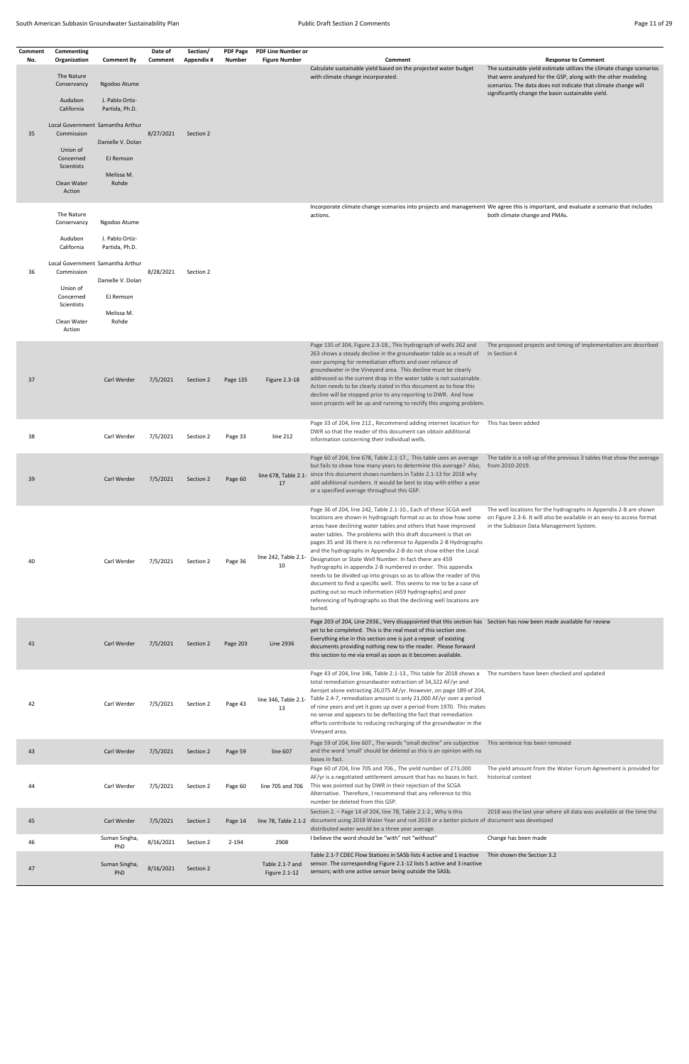| Comment No. | Commenting Organization | Comment By | Date of Comment | Section/ Appendix # | PDF Page Number | PDF Line Number or Figure Number | Comment | Response to Comment |
|---|---|---|---|---|---|---|---|---|
| 35 | The Nature Conservancy<br><br>Audubon California<br><br>Local Government Commission<br><br>Union of Concerned Scientists<br><br>Clean Water Action | Ngodoo Atume<br><br>J. Pablo Ortiz-Partida, Ph.D.<br><br>Samantha Arthur<br><br>Danielle V. Dolan<br><br>EJ Remson<br><br>Melissa M. Rohde | 8/27/2021 | Section 2 | | | Calculate sustainable yield based on the projected water budget with climate change incorporated. | The sustainable yield estimate utilizes the climate change scenarios that were analyzed for the GSP, along with the other modeling scenarios. The data does not indicate that climate change will significantly change the basin sustainable yield. |
| 36 | The Nature Conservancy<br><br>Audubon California<br><br>Local Government Commission<br><br>Union of Concerned Scientists<br><br>Clean Water Action | Ngodoo Atume<br><br>J. Pablo Ortiz-Partida, Ph.D.<br><br>Samantha Arthur<br><br>Danielle V. Dolan<br><br>EJ Remson<br><br>Melissa M. Rohde | 8/28/2021 | Section 2 | | | Incorporate climate change scenarios into projects and management actions. | We agree this is important, and evaluate a scenario that includes both climate change and PMAs. |
| 37 | | Carl Werder | 7/5/2021 | Section 2 | Page 135 | Figure 2.3-18 | Page 135 of 204, Figure 2.3-18., This hydrograph of wells 262 and 263 shows a steady decline in the groundwater table as a result of over pumping for remediation efforts and over reliance of groundwater in the Vineyard area. This decline must be clearly addressed as the current drop in the water table is not sustainable. Action needs to be clearly stated in this document as to how this decline will be stopped prior to any reporting to DWR. And how soon projects will be up and running to rectify this ongoing problem. | The proposed projects and timing of implementation are described in Section 4 |
| 38 | | Carl Werder | 7/5/2021 | Section 2 | Page 33 | line 212 | Page 33 of 204, line 212., Recommend adding internet location for DWR so that the reader of this document can obtain additional information concerning their individual wells. | This has been added |
| 39 | | Carl Werder | 7/5/2021 | Section 2 | Page 60 | line 678, Table 2.1-17 | Page 60 of 204, line 678, Table 2.1-17., This table uses an average but fails to show how many years to determine this average? Also, since this document shows numbers in Table 2.1-13 for 2018 why add additional numbers. It would be best to stay with either a year or a specified average throughout this GSP. | The table is a roll-up of the previous 3 tables that show the average from 2010-2019. |
| 40 | | Carl Werder | 7/5/2021 | Section 2 | Page 36 | line 242, Table 2.1-10 | Page 36 of 204, line 242, Table 2.1-10., Each of these SCGA well locations are shown in hydrograph format so as to show how some areas have declining water tables and others that have improved water tables. The problems with this draft document is that on pages 35 and 36 there is no reference to Appendix 2-B Hydrographs and the hydrographs in Appendix 2-B do not show either the Local Designation or State Well Number. In fact there are 459 hydrographs in appendix 2-B numbered in order. This appendix needs to be divided up into groups so as to allow the reader of this document to find a specific well. This seems to me to be a case of putting out so much information (459 hydrographs) and poor referencing of hydrographs so that the declining well locations are buried. | The well locations for the hydrographs in Appendix 2-B are shown on Figure 2.3-6. It will also be available in an easy-to access format in the Subbasin Data Management System. |
| 41 | | Carl Werder | 7/5/2021 | Section 2 | Page 203 | Line 2936 | Page 203 of 204, Line 2936., Very disappointed that this section has yet to be completed. This is the real meat of this section one. Everything else in this section one is just a repeat of existing documents providing nothing new to the reader. Please forward this section to me via email as soon as it becomes available. | Section has now been made available for review |
| 42 | | Carl Werder | 7/5/2021 | Section 2 | Page 43 | line 346, Table 2.1-13 | Page 43 of 204, line 346, Table 2.1-13., This table for 2018 shows a total remediation groundwater extraction of 34,322 AF/yr and Aerojet alone extracting 26,075 AF/yr. However, on page 189 of 204, Table 2.4-7, remediation amount is only 21,000 AF/yr over a period of nine years and yet it goes up over a period from 1970. This makes no sense and appears to be deflecting the fact that remediation efforts contribute to reducing recharging of the groundwater in the Vineyard area. | The numbers have been checked and updated |
| 43 | | Carl Werder | 7/5/2021 | Section 2 | Page 59 | line 607 | Page 59 of 204, line 607., The words "small decline" are subjective and the word 'small' should be deleted as this is an opinion with no bases in fact. | This sentence has been removed |
| 44 | | Carl Werder | 7/5/2021 | Section 2 | Page 60 | line 705 and 706 | Page 60 of 204, line 705 and 706., The yield number of 273,000 AF/yr is a negotiated settlement amount that has no bases in fact. This was pointed out by DWR in their rejection of the SCGA Alternative. Therefore, I recommend that any reference to this number be deleted from this GSP. | The yield amount from the Water Forum Agreement is provided for historical context |
| 45 | | Carl Werder | 7/5/2021 | Section 2 | Page 14 | line 78, Table 2.1-2 | Section 2. – Page 14 of 204, line 78, Table 2.1-2., Why is this document using 2018 Water Year and not 2019 or a better picture of distributed water would be a three year average. | 2018 was the last year where all data was available at the time the document was developed |
| 46 | | Suman Singha, PhD | 8/16/2021 | Section 2 | 2-194 | 2908 | I believe the word should be "with" not "without" | Change has been made |
| 47 | | Suman Singha, PhD | 8/16/2021 | Section 2 | | Table 2.1-7 and Figure 2.1-12 | Table 2.1-7 CDEC Flow Stations in SASb lists 4 active and 1 inactive sensor. The corresponding Figure 2.1-12 lists 5 active and 3 inactive sensors; with one active sensor being outside the SASb. | Thin shown the Section 3.2 |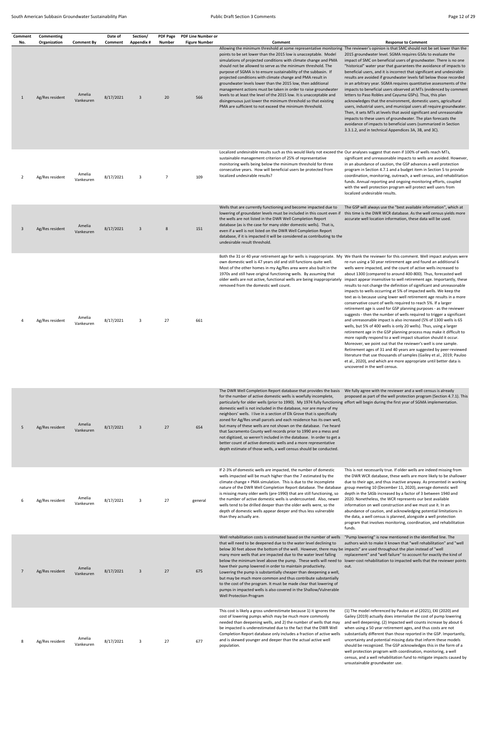| Comment No. | Commenting Organization | Comment By | Date of Comment | Section/ Appendix # | PDF Page Number | PDF Line Number or Figure Number | Comment | Response to Comment |
|---|---|---|---|---|---|---|---|---|
| 1 | Ag/Res resident | Amelia Vankeuren | 8/17/2021 | 3 | 20 | 566 | Allowing the minimum threshold at some representative monitoring points to be set lower than the 2015 low is unacceptable. Model simulations of projected conditions with climate change and PMA should not be allowed to serve as the minimum threshold. The purpose of SGMA is to ensure sustainability of the subbasin. If projected conditions with climate change and PMA result in groundwater levels lower than the 2015 low, then additional management actions must be taken in order to raise groundwater levels to at least the level of the 2015 low. It is unacceptable and disingenuous just lower the minimum threshold so that existing PMA are sufficient to not exceed the minimum threshold. | The reviewer's opinion is that SMC should not be set lower than the 2015 groundwater level. SGMA requires GSAs to evaluate the impact of SMC on beneficial users of groundwater. There is no one "historical" water year that guarantees the avoidance of impacts to beneficial users, and it is incorrect that significant and undesirable results are avoided if groundwater levels fall below those recorded in an arbitrary year. SGMA requires quantitative assessments of the impacts to beneficial users observed at MTs (evidenced by comment letters to Paso Robles and Cayuma GSPs). Thus, this plan acknowledges that the environment, domestic users, agricultural users, industrial users, and municipal users all require groundwater. Then, it sets MTs at levels that avoid significant and unreasonable impacts to these users of groundwater. The plan forecasts the avoidance of impacts to beneficial users (summarized in Section 3.3.1.2, and in technical Appendices 3A, 3B, and 3C). |
| 2 | Ag/Res resident | Amelia Vankeuren | 8/17/2021 | 3 | 7 | 109 | Localized undesirable results such as this would likely not exceed the sustainable management criterion of 25% of representative monitoring wells being below the minimum threshold for three consecutive years. How will beneficial users be protected from localized undesirable results? | Our analyses suggest that even if 100% of wells reach MTs, significant and unreasonable impacts to wells are avoided. However, in an abundance of caution, the GSP advances a well protection program in Section 4.7.1 and a budget item in Section 5 to provide coordination, monitoring, outreach, a well census, and rehabilitation funds. Annual reporting and ongoing monitoring efforts, coupled with the well protection program will protect well users from localized undesirable results. |
| 3 | Ag/Res resident | Amelia Vankeuren | 8/17/2021 | 3 | 8 | 151 | Wells that are currently functioning and become impacted due to lowering of groundater levels must be included in this count even if the wells are not listed in the DWR Well Completion Report database (as is the case for many older domestic wells). That is, even if a well is not listed on the DWR Well Completion Report database, if it is impacted it will be considered as contributing to the undesirable result threshold. | The GSP will always use the "best available information", which at this time is the DWR WCR database. As the well census yields more accurate well location information, these data will be used. |
| 4 | Ag/Res resident | Amelia Vankeuren | 8/17/2021 | 3 | 27 | 661 | Both the 31 or 40 year retirement age for wells is inappropriate. My own domestic well is 47 years old and still functions quite well. Most of the other homes in my Ag/Res area were also built in the 1970s and still have original functioning wells. By assuming that older wells are not active, functional wells are being inappropriately removed from the domestic well count. | We thank the reviewer for this comment. Well impact analyses were re-run using a 50 year retirement age and found an additional 6 wells were impacted, and the count of active wells increased to about 1300 (compared to around 400-800). Thus, forecasted well impact appear insensitive to well retirement age. Importantly, these results to not change the definition of significant and unreasonable impacts to wells occurring at 5% of impacted wells. We keep the text as-is because using lower well retirement age results in a more conservative count of wells required to reach 5%. If a larger retirement age is used for GSP planning purposes - as the reviewer suggests - then the number of wells required to trigger a significant and unreasonable impact is also increased (5% of 1300 wells is 65 wells, but 5% of 400 wells is only 20 wells). Thus, using a larger retirement age in the GSP planning process may make it difficult to more rapidly respond to a well impact situation should it occur. Moreover, we point out that the reviewer's well is one sample. Retirement ages of 31 and 40 years are suggested by peer-reviewed literature that use thousands of samples (Gailey et al., 2019; Pauloo et al., 2020), and which are more appropriate until better data is uncovered in the well census. |
| 5 | Ag/Res resident | Amelia Vankeuren | 8/17/2021 | 3 | 27 | 654 | The DWR Well Completion Report database that provides the basis for the number of active domestic wells is woefully incomplete, particularly for older wells (prior to 1990). My 1974 fully functioning domestic well is not included in the database, nor are many of my neighbors' wells. I live in a section of Elk Grove that is specifically zoned for Ag/Res small parcels and each residence has its own well, but many of these wells are not shown on the database. I've heard that Sacramento County well records prior to 1990 are a mess and not digitized, so weren't included in the database. In order to get a better count of active domestic wells and a more representative depth estimate of those wells, a well census should be conducted. | We fully agree with the reviewer and a well census is already proposed as part of the well protection program (Section 4.7.1). This effort will begin during the first year of SGMA implementation. |
| 6 | Ag/Res resident | Amelia Vankeuren | 8/17/2021 | 3 | 27 | general | If 2-3% of domestic wells are impacted, the number of domestic wells impacted will be much higher than the 7 estimated by the climate change + PMA simulation. This is due to the incomplete nature of the DWR Well Completion Report database. The database is missing many older wells (pre-1990) that are still functioning, so the number of active domestic wells is undercounted. Also, newer wells tend to be drilled deeper than the older wells were, so the depth of domestic wells appear deeper and thus less vulnerable than they actually are. | This is not necessarily true. If older wells are indeed missing from the DWR WCR database, these wells are more likely to be shallower due to their age, and thus inactive anyway. As presented in working group meeting 10 (December 11, 2020), average domestic well depth in the SASb increased by a factor of 3 between 1940 and 2020. Nonetheless, the WCR represents our best available information on well construction and we must use it. In an abundance of caution, and acknowledging potential limitations in the data, a well census is planned, alongside a well protection program that involves monitoring, coordination, and rehabilitation funds. |
| 7 | Ag/Res resident | Amelia Vankeuren | 8/17/2021 | 3 | 27 | 675 | Well rehabilitation costs is estimated based on the number of wells that will need to be deepened due to the water level declining to below 30 feet above the bottom of the well. However, there may be many more wells that are impacted due to the water level falling below the minimum level above the pump. These wells will need to have their pump lowered in order to maintain productivity. Lowering the pump is substantially cheaper than deepening a well, but may be much more common and thus contribute substantially to the cost of the program. It must be made clear that lowering of pumps in impacted wells is also covered in the Shallow/Vulnerable Well Protection Program | "Pump lowering" is now mentioned in the identified line. The authors wish to make it known that "well rehabilitation" and "well impacts" are used throughout the plan instead of "well replacement" and "well failure" to account for exactly the kind of lower-cost rehabilitation to impacted wells that the reviewer points out. |
| 8 | Ag/Res resident | Amelia Vankeuren | 8/17/2021 | 3 | 27 | 677 | This cost is likely a gross underestimate because 1) it ignores the cost of lowering pumps which may be much more commonly needed than deepening wells, and 2) the number of wells that may be impacted is underestimated due to the fact that the DWR Well Completion Report database only includes a fraction of active wells and is skewed younger and deeper than the actual active well population. | (1) The model referenced by Pauloo et al (2021), EKI (2020) and Gailey (2019) actually does internalize the cost of pump lowering and well deepening. (2) Impacted well counts increase by about 6 when using a 50 year retirement ages, and thus costs are not substantially different than those reported in the GSP. Importantly, uncertainty and potential missing data that inform these models should be recognized. The GSP acknowledges this in the form of a well protection program with coordination, monitoring, a well census, and a well rehabilitation fund to mitigate impacts caused by unsustainable groundwater use. |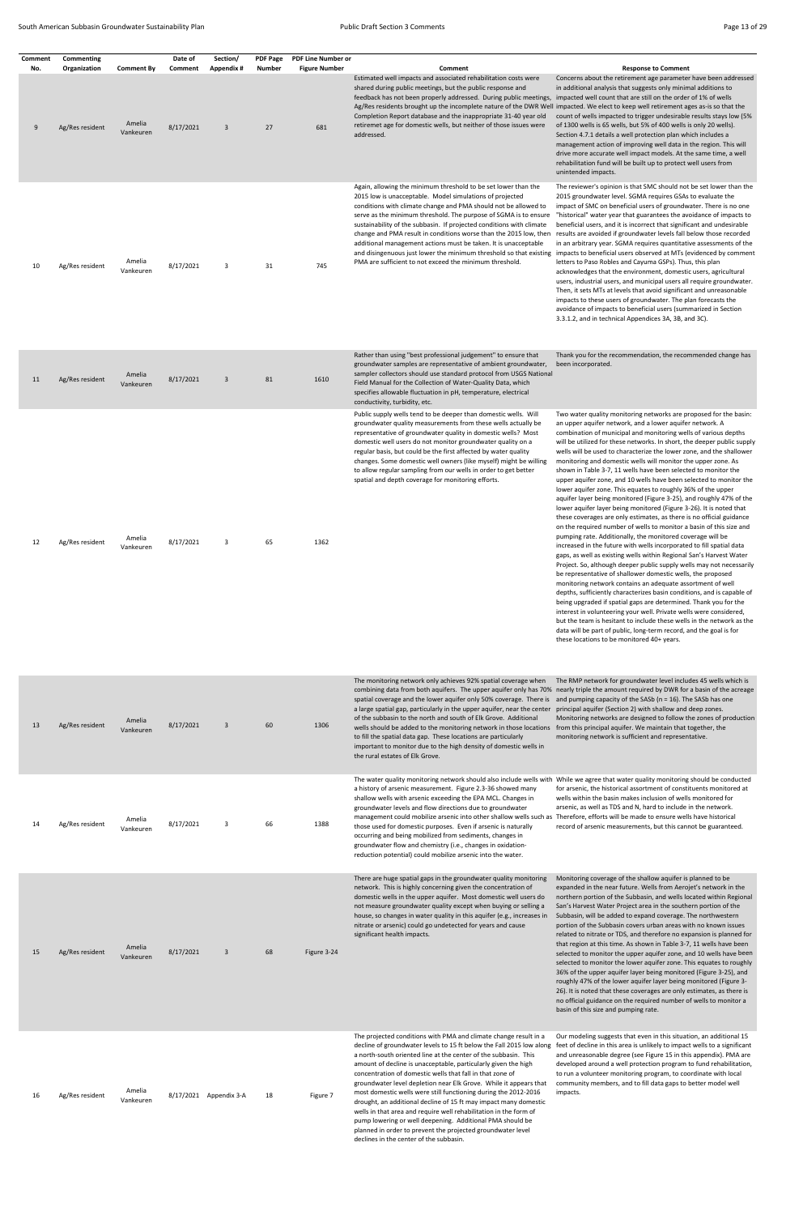| Comment No. | Commenting Organization | Comment By | Date of Comment | Section/ Appendix # | PDF Page Number | PDF Line Number or Figure Number | Comment | Response to Comment |
|---|---|---|---|---|---|---|---|---|
| 9 | Ag/Res resident | Amelia Vankeuren | 8/17/2021 | 3 | 27 | 681 | Estimated well impacts and associated rehabilitation costs were shared during public meetings, but the public response and feedback has not been properly addressed. During public meetings, Ag/Res residents brought up the incomplete nature of the DWR Well Completion Report database and the inappropriate 31-40 year old retiremet age for domestic wells, but neither of those issues were addressed. | Concerns about the retirement age parameter have been addressed in additional analysis that suggests only minimal additions to impacted well count that are still on the order of 1% of wells impacted. We elect to keep well retirement ages as-is so that the count of wells impacted to trigger undesirable results stays low (5% of 1300 wells is 65 wells, but 5% of 400 wells is only 20 wells). Section 4.7.1 details a well protection plan which includes a management action of improving well data in the region. This will drive more accurate well impact models. At the same time, a well rehabilitation fund will be built up to protect well users from unintended impacts. |
| 10 | Ag/Res resident | Amelia Vankeuren | 8/17/2021 | 3 | 31 | 745 | Again, allowing the minimum threshold to be set lower than the 2015 low is unacceptable. Model simulations of projected conditions with climate change and PMA should not be allowed to serve as the minimum threshold. The purpose of SGMA is to ensure sustainability of the subbasin. If projected conditions with climate change and PMA result in conditions worse than the 2015 low, then additional management actions must be taken. It is unacceptable and disingenuous just lower the minimum threshold so that existing PMA are sufficient to not exceed the minimum threshold. | The reviewer's opinion is that SMC should not be set lower than the 2015 groundwater level. SGMA requires GSAs to evaluate the impact of SMC on beneficial users of groundwater. There is no one "historical" water year that guarantees the avoidance of impacts to beneficial users, and it is incorrect that significant and undesirable results are avoided if groundwater levels fall below those recorded in an arbitrary year. SGMA requires quantitative assessments of the impacts to beneficial users observed at MTs (evidenced by comment letters to Paso Robles and Cayuma GSPs). Thus, this plan acknowledges that the environment, domestic users, agricultural users, industrial users, and municipal users all require groundwater. Then, it sets MTs at levels that avoid significant and unreasonable impacts to these users of groundwater. The plan forecasts the avoidance of impacts to beneficial users (summarized in Section 3.3.1.2, and in technical Appendices 3A, 3B, and 3C). |
| 11 | Ag/Res resident | Amelia Vankeuren | 8/17/2021 | 3 | 81 | 1610 | Rather than using "best professional judgement" to ensure that groundwater samples are representative of ambient groundwater, sampler collectors should use standard protocol from USGS National Field Manual for the Collection of Water-Quality Data, which specifies allowable fluctuation in pH, temperature, electrical conductivity, turbidity, etc. | Thank you for the recommendation, the recommended change has been incorporated. |
| 12 | Ag/Res resident | Amelia Vankeuren | 8/17/2021 | 3 | 65 | 1362 | Public supply wells tend to be deeper than domestic wells. Will groundwater quality measurements from these wells actually be representative of groundwater quality in domestic wells? Most domestic well users do not monitor groundwater quality on a regular basis, but could be the first affected by water quality changes. Some domestic well owners (like myself) might be willing to allow regular sampling from our wells in order to get better spatial and depth coverage for monitoring efforts. | Two water quality monitoring networks are proposed for the basin: an upper aquifer network, and a lower aquifer network. A combination of municipal and monitoring wells of various depths will be utilized for these networks. In short, the deeper public supply wells will be used to characterize the lower zone, and the shallower monitoring and domestic wells will monitor the upper zone. As shown in Table 3-7, 11 wells have been selected to monitor the upper aquifer zone, and 10 wells have been selected to monitor the lower aquifer zone. This equates to roughly 36% of the upper aquifer layer being monitored (Figure 3-25), and roughly 47% of the lower aquifer layer being monitored (Figure 3-26). It is noted that these coverages are only estimates, as there is no official guidance on the required number of wells to monitor a basin of this size and pumping rate. Additionally, the monitored coverage will be increased in the future with wells incorporated to fill spatial data gaps, as well as existing wells within Regional San's Harvest Water Project. So, although deeper public supply wells may not necessarily be representative of shallower domestic wells, the proposed monitoring network contains an adequate assortment of well depths, sufficiently characterizes basin conditions, and is capable of being upgraded if spatial gaps are determined. Thank you for the interest in volunteering your well. Private wells were considered, but the team is hesitant to include these wells in the network as the data will be part of public, long-term record, and the goal is for these locations to be monitored 40+ years. |
| 13 | Ag/Res resident | Amelia Vankeuren | 8/17/2021 | 3 | 60 | 1306 | The monitoring network only achieves 92% spatial coverage when combining data from both aquifers. The upper aquifer only has 70% spatial coverage and the lower aquifer only 50% coverage. There is a large spatial gap, particularly in the upper aquifer, near the center of the subbasin to the north and south of Elk Grove. Additional wells should be added to the monitoring network in those locations to fill the spatial data gaps. These locations are particularly important to monitor due to the high density of domestic wells in the rural estates of Elk Grove. | The RMP network for groundwater level includes 45 wells which is nearly triple the amount required by DWR for a basin of the acreage and pumping capacity of the SASb (n = 16). The SASb has one principal aquifer (Section 2) with shallow and deep zones. Monitoring networks are designed to follow the zones of production from this principal aquifer. We maintain that together, the monitoring network is sufficient and representative. |
| 14 | Ag/Res resident | Amelia Vankeuren | 8/17/2021 | 3 | 66 | 1388 | The water quality monitoring network should also include wells with a history of arsenic measurement. Figure 2.3-36 showed many shallow wells with arsenic exceeding the EPA MCL. Changes in groundwater levels and flow directions due to groundwater management could mobilize arsenic into other shallow wells such as those used for domestic purposes. Even if arsenic is naturally occurring and being mobilized from sediments, changes in groundwater flow and chemistry (i.e., changes in oxidation-reduction potential) could mobilize arsenic into the water. | While we agree that water quality monitoring should be conducted for arsenic, the historical assortment of constituents monitored at wells within the basin makes inclusion of wells monitored for arsenic, as well as TDS and N, hard to include in the network. Therefore, efforts will be made to ensure wells have historical record of arsenic measurements, but this cannot be guaranteed. |
| 15 | Ag/Res resident | Amelia Vankeuren | 8/17/2021 | 3 | 68 | Figure 3-24 | There are huge spatial gaps in the groundwater quality monitoring network. This is highly concerning given the concentration of domestic wells in the upper aquifer. Most domestic well users do not measure groundwater quality except when buying or selling a house, so changes in water quality in this aquifer (e.g., increases in nitrate or arsenic) could go undetected for years and cause significant health impacts. | Monitoring coverage of the shallow aquifer is planned to be expanded in the near future. Wells from Aerojet's network in the northern portion of the Subbasin, and wells located within Regional San's Harvest Water Project area in the southern portion of the Subbasin, will be added to expand coverage. The northwestern portion of the Subbasin covers urban areas with no known issues related to nitrate or TDS, and therefore no expansion is planned for that region at this time. As shown in Table 3-7, 11 wells have been selected to monitor the upper aquifer zone, and 10 wells have been selected to monitor the lower aquifer zone. This equates to roughly 36% of the upper aquifer layer being monitored (Figure 3-25), and roughly 47% of the lower aquifer layer being monitored (Figure 3-26). It is noted that these coverages are only estimates, as there is no official guidance on the required number of wells to monitor a basin of this size and pumping rate. |
| 16 | Ag/Res resident | Amelia Vankeuren | 8/17/2021 | Appendix 3-A | 18 | Figure 7 | The projected conditions with PMA and climate change result in a decline of groundwater levels to 15 ft below the Fall 2015 low along a north-south oriented line at the center of the subbasin. This amount of decline is unacceptable, particularly given the high concentration of domestic wells that fall in that zone of groundwater level depletion near Elk Grove. While it appears that most domestic wells were still functioning during the 2012-2016 drought, an additional decline of 15 ft may impact many domestic wells in that area and require well rehabilitation in the form of pump lowering or well deepening. Additional PMA should be planned in order to prevent the projected groundwater level declines in the center of the subbasin. | Our modeling suggests that even in this situation, an additional 15 feet of decline in this area is unlikely to impact wells to a significant and unreasonable degree (see Figure 15 in this appendix). PMA are developed around a well protection program to fund rehabilitation, to run a volunteer monitoring program, to coordinate with local community members, and to fill data gaps to better model well impacts. |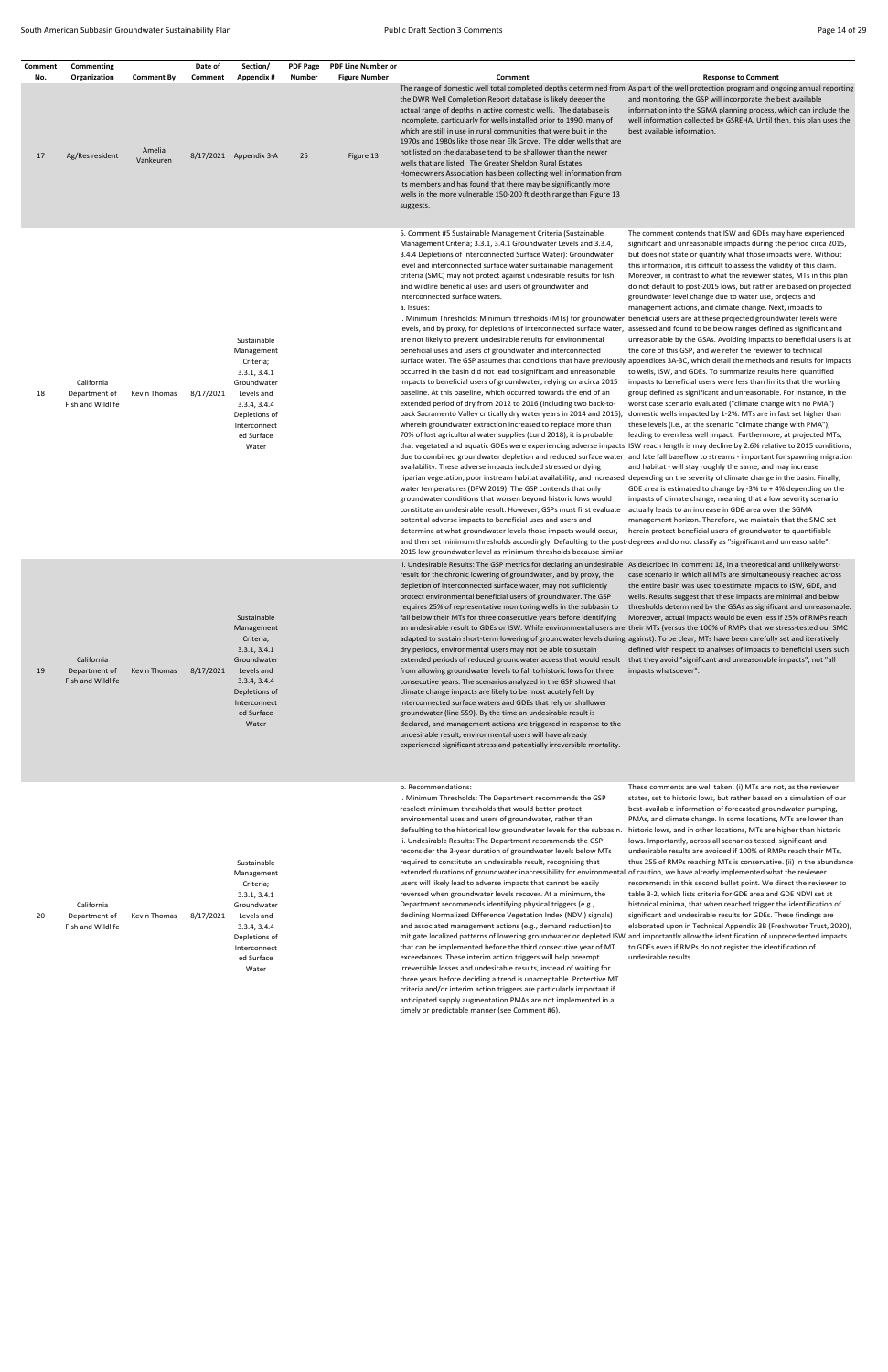| Comment No. | Commenting Organization | Comment By | Date of Comment | Section/ Appendix # | PDF Page Number | PDF Line Number or Figure Number | Comment | Response to Comment |
|---|---|---|---|---|---|---|---|---|
| 17 | Ag/Res resident | Amelia Vankeuren | 8/17/2021 | Appendix 3-A | 25 | Figure 13 | The range of domestic well total completed depths determined from the DWR Well Completion Report database is likely deeper the actual range of depths in active domestic wells. The database is incomplete, particularly for wells installed prior to 1990, many of which are still in use in rural communities that were built in the 1970s and 1980s like those near Elk Grove. The older wells that are not listed on the database tend to be shallower than the newer wells that are listed. The Greater Sheldon Rural Estates Homeowners Association has been collecting well information from its members and has found that there may be significantly more wells in the more vulnerable 150-200 ft depth range than Figure 13 suggests. | As part of the well protection program and ongoing annual reporting and monitoring, the GSP will incorporate the best available information into the SGMA planning process, which can include the well information collected by GSREHA. Until then, this plan uses the best available information. |
| 18 | California Department of Fish and Wildlife | Kevin Thomas | 8/17/2021 | Sustainable Management Criteria; 3.3.1, 3.4.1 Groundwater Levels and 3.3.4, 3.4.4 Depletions of Interconnected Surface Water | | | 5. Comment #5 Sustainable Management Criteria (Sustainable Management Criteria; 3.3.1, 3.4.1 Groundwater Levels and 3.3.4, 3.4.4 Depletions of Interconnected Surface Water): Groundwater level and interconnected surface water sustainable management criteria (SMC) may not protect against undesirable results for fish and wildlife beneficial uses and users of groundwater and interconnected surface waters.<br>a. Issues:<br>i. Minimum Thresholds: Minimum thresholds (MTs) for groundwater levels, and by proxy, for depletions of interconnected surface water, are not likely to prevent undesirable results for environmental beneficial uses and users of groundwater and interconnected surface water. The GSP assumes that conditions that have previously occurred in the basin did not lead to significant and unreasonable impacts to beneficial users of groundwater, relying on a circa 2015 baseline. At this baseline, which occurred towards the end of an extended period of dry from 2012 to 2016 (including two back-to-back Sacramento Valley critically dry water years in 2014 and 2015), wherein groundwater extraction increased to replace more than 70% of lost agricultural water supplies (Lund 2018), it is probable that vegetated and aquatic GDEs were experiencing adverse impacts due to combined groundwater depletion and reduced surface water availability. These adverse impacts included stressed or dying riparian vegetation, poor instream habitat availability, and increased water temperatures (DFW 2019). The GSP contends that only groundwater conditions that worsen beyond historic lows would constitute an undesirable result. However, GSPs must first evaluate potential adverse impacts to beneficial uses and users and determine at what groundwater levels those impacts would occur, and then set minimum thresholds accordingly. Defaulting to the post-2015 low groundwater level as minimum thresholds because similar | The comment contends that ISW and GDEs may have experienced significant and unreasonable impacts during the period circa 2015, but does not state or quantify what those impacts were. Without this information, it is difficult to assess the validity of this claim. Moreover, in contrast to what the reviewer states, MTs in this plan do not default to post-2015 lows, but rather are based on projected groundwater level change due to water use, projects and management actions, and climate change. Next, impacts to beneficial users are at these projected groundwater levels were assessed and found to be below ranges defined as significant and unreasonable by the GSAs. Avoiding impacts to beneficial users is at the core of this GSP, and we refer the reviewer to technical appendices 3A-3C, which detail the methods and results for impacts to wells, ISW, and GDEs. To summarize results here: quantified impacts to beneficial users were less than limits that the working group defined as significant and unreasonable. For instance, in the worst case scenario evaluated ("climate change with no PMA") domestic wells impacted by 1-2%. MTs are in fact set higher than these levels (i.e., at the scenario "climate change with PMA"), leading to even less well impact. Furthermore, at projected MTs, ISW reach length is may decline by 2.6% relative to 2015 conditions, and late fall baseflow to streams - important for spawning migration and habitat - will stay roughly the same, and may increase depending on the severity of climate change in the basin. Finally, GDE area is estimated to change by -3% to + 4% depending on the impacts of climate change, meaning that a low severity scenario actually leads to an increase in GDE area over the SGMA management horizon. Therefore, we maintain that the SMC set herein protect beneficial users of groundwater to quantifiable degrees and do not classify as "significant and unreasonable". |
| 19 | California Department of Fish and Wildlife | Kevin Thomas | 8/17/2021 | Sustainable Management Criteria; 3.3.1, 3.4.1 Groundwater Levels and 3.3.4, 3.4.4 Depletions of Interconnected Surface Water | | | ii. Undesirable Results: The GSP metrics for declaring an undesirable result for the chronic lowering of groundwater, and by proxy, the depletion of interconnected surface water, may not sufficiently protect environmental beneficial users of groundwater. The GSP requires 25% of representative monitoring wells in the subbasin to fall below their MTs for three consecutive years before identifying an undesirable result to GDEs or ISW. While environmental users are adapted to sustain short-term lowering of groundwater levels during dry periods, environmental users may not be able to sustain extended periods of reduced groundwater access that would result from allowing groundwater levels to fall to historic lows for three consecutive years. The scenarios analyzed in the GSP showed that climate change impacts are likely to be most acutely felt by interconnected surface waters and GDEs that rely on shallower groundwater (line 559). By the time an undesirable result is declared, and management actions are triggered in response to the undesirable result, environmental users will have already experienced significant stress and potentially irreversible mortality. | As described in comment 18, in a theoretical and unlikely worst-case scenario in which all MTs are simultaneously reached across the entire basin was used to estimate impacts to ISW, GDE, and wells. Results suggest that these impacts are minimal and below thresholds determined by the GSAs as significant and unreasonable. Moreover, actual impacts would be even less if 25% of RMPs reach their MTs (versus the 100% of RMPs that we stress-tested our SMC against). To be clear, MTs have been carefully set and iteratively defined with respect to analyses of impacts to beneficial users such that they avoid "significant and unreasonable impacts", not "all impacts whatsoever". |
| 20 | California Department of Fish and Wildlife | Kevin Thomas | 8/17/2021 | Sustainable Management Criteria; 3.3.1, 3.4.1 Groundwater Levels and 3.3.4, 3.4.4 Depletions of Interconnected Surface Water | | | b. Recommendations:<br>i. Minimum Thresholds: The Department recommends the GSP reselect minimum thresholds that would better protect environmental uses and users of groundwater, rather than defaulting to the historical low groundwater levels for the subbasin.<br>ii. Undesirable Results: The Department recommends the GSP reconsider the 3-year duration of groundwater levels below MTs required to constitute an undesirable result, recognizing that extended durations of groundwater inaccessibility for environmental users will likely lead to adverse impacts that cannot be easily reversed when groundwater levels recover. At a minimum, the Department recommends identifying physical triggers (e.g., declining Normalized Difference Vegetation Index (NDVI) signals) and associated management actions (e.g., demand reduction) to mitigate localized patterns of lowering groundwater or depleted ISW that can be implemented before the third consecutive year of MT exceedances. These interim action triggers will help preempt irreversible losses and undesirable results, instead of waiting for three years before deciding a trend is unacceptable. Protective MT criteria and/or interim action triggers are particularly important if anticipated supply augmentation PMAs are not implemented in a timely or predictable manner (see Comment #6). | These comments are well taken. (i) MTs are not, as the reviewer states, set to historic lows, but rather based on a simulation of our best-available information of forecasted groundwater pumping, PMAs, and climate change. In some locations, MTs are lower than historic lows, and in other locations, MTs are higher than historic lows. Importantly, across all scenarios tested, significant and undesirable results are avoided if 100% of RMPs reach their MTs, thus 255 of RMPs reaching MTs is conservative. (ii) In the abundance of caution, we have already implemented what the reviewer recommends in this second bullet point. We direct the reviewer to table 3-2, which lists criteria for GDE area and GDE NDVI set at historical minima, that when reached trigger the identification of significant and undesirable results for GDEs. These findings are elaborated upon in Technical Appendix 3B (Freshwater Trust, 2020), and importantly allow the identification of unprecedented impacts to GDEs even if RMPs do not register the identification of undesirable results. |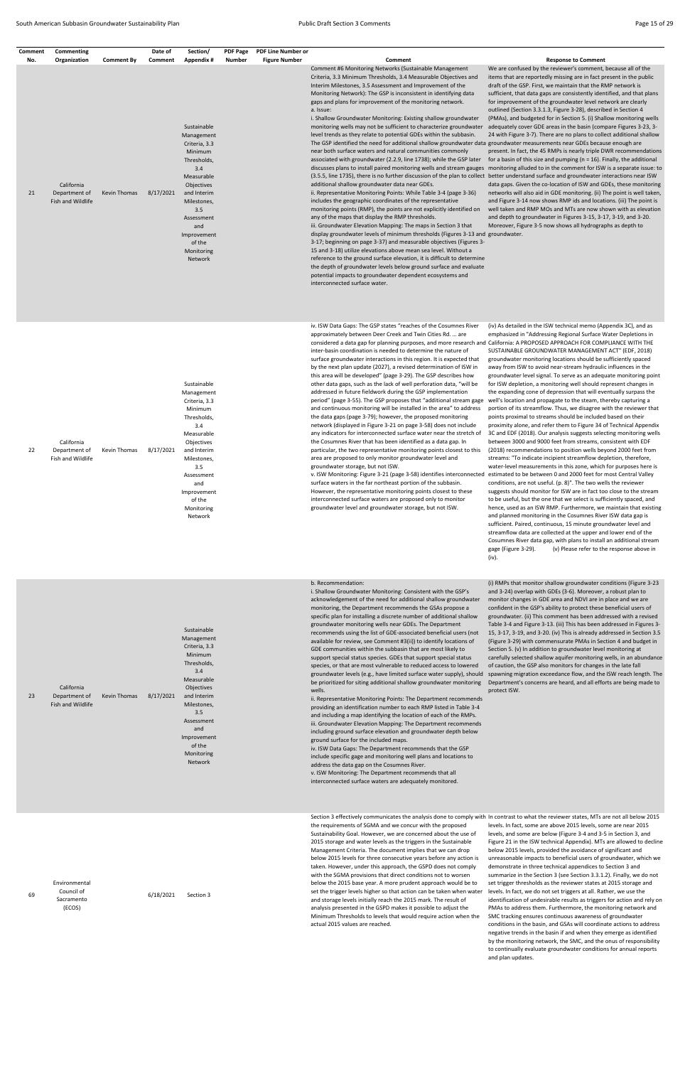| Comment No. | Commenting Organization | Comment By | Date of Comment | Section/ Appendix # | PDF Page Number | PDF Line Number or Figure Number | Comment | Response to Comment |
|---|---|---|---|---|---|---|---|---|
| 21 | California Department of Fish and Wildlife | Kevin Thomas | 8/17/2021 | Sustainable Management Criteria, 3.3 Minimum Thresholds, 3.4 Measurable Objectives and Interim Milestones, 3.5 Assessment and Improvement of the Monitoring Network | | | Comment #6 Monitoring Networks (Sustainable Management Criteria, 3.3 Minimum Thresholds, 3.4 Measurable Objectives and Interim Milestones, 3.5 Assessment and Improvement of the Monitoring Network): The GSP is inconsistent in identifying data gaps and plans for improvement of the monitoring network. a. Issue: i. Shallow Groundwater Monitoring: Existing shallow groundwater monitoring wells may not be sufficient to characterize groundwater level trends as they relate to potential GDEs within the subbasin. The GSP identified the need for additional shallow groundwater data near both surface waters and natural communities commonly associated with groundwater (2.2.9, line 1738); while the GSP later discusses plans to install paired monitoring wells and stream gauges (3.5.5, line 1735), there is no further discussion of the plan to collect additional shallow groundwater data near GDEs. ii. Representative Monitoring Points: While Table 3-4 (page 3-36) includes the geographic coordinates of the representative monitoring points (RMP), the points are not explicitly identified on any of the maps that display the RMP thresholds. iii. Groundwater Elevation Mapping: The maps in Section 3 that display groundwater levels of minimum thresholds (Figures 3-13 and 3-17; beginning on page 3-37) and measurable objectives (Figures 3-15 and 3-18) utilize elevations above mean sea level. Without a reference to the ground surface elevation, it is difficult to determine the depth of groundwater levels below ground surface and evaluate potential impacts to groundwater dependent ecosystems and interconnected surface water. | We are confused by the reviewer's comment, because all of the items that are reportedly missing are in fact present in the public draft of the GSP. First, we maintain that the RMP network is sufficient, that data gaps are consistently identified, and that plans for improvement of the groundwater level network are clearly outlined (Section 3.3.1.3, Figure 3-28), described in Section 4 (PMAs), and budgeted for in Section 5. (i) Shallow monitoring wells adequately cover GDE areas in the basin (compare Figures 3-23, 3-24 with Figure 3-7). There are no plans to collect additional shallow groundwater measurements near GDEs because enough are present. In fact, the 45 RMPs is nearly triple DWR recommendations for a basin of this size and pumping (n = 16). Finally, the additional monitoring alluded to in the comment for ISW is a separate issue: to better understand surface and groundwater interactions near ISW data gaps. Given the co-location of ISW and GDEs, these monitoring networks will also aid in GDE monitoring. (ii) The point is well taken, and Figure 3-14 now shows RMP ids and locations. (iii) The point is well taken and RMP MOs and MTs are now shown with as elevation and depth to groundwater in Figures 3-15, 3-17, 3-19, and 3-20. Moreover, Figure 3-5 now shows all hydrographs as depth to groundwater. |
| 22 | California Department of Fish and Wildlife | Kevin Thomas | 8/17/2021 | Sustainable Management Criteria, 3.3 Minimum Thresholds, 3.4 Measurable Objectives and Interim Milestones, 3.5 Assessment and Improvement of the Monitoring Network | | | iv. ISW Data Gaps: The GSP states "reaches of the Cosumnes River approximately between Deer Creek and Twin Cities Rd. ... are considered a data gap for planning purposes, and more research and inter-basin coordination is needed to determine the nature of surface groundwater interactions in this region. It is expected that by the next plan update (2027), a revised determination of ISW in this area will be developed" (page 3-29). The GSP describes how other data gaps, such as the lack of well perforation data, "will be addressed in future fieldwork during the GSP implementation period" (page 3-55). The GSP proposes that "additional stream gage and continuous monitoring will be installed in the area" to address the data gaps (page 3-79); however, the proposed monitoring network (displayed in Figure 3-21 on page 3-58) does not include any indicators for interconnected surface water near the stretch of the Cosumnes River that has been identified as a data gap. In particular, the two representative monitoring points closest to this area are proposed to only monitor groundwater level and groundwater storage, but not ISW. v. ISW Monitoring: Figure 3-21 (page 3-58) identifies interconnected surface waters in the far northeast portion of the subbasin. However, the representative monitoring points closest to these interconnected surface waters are proposed only to monitor groundwater level and groundwater storage, but not ISW. | (iv) As detailed in the ISW technical memo (Appendix 3C), and as emphasized in "Addressing Regional Surface Water Depletions in California: A PROPOSED APPROACH FOR COMPLIANCE WITH THE SUSTAINABLE GROUNDWATER MANAGEMENT ACT" (EDF, 2018) groundwater monitoring locations should be sufficiently spaced away from ISW to avoid near-stream hydraulic influences in the groundwater level signal. To serve as an adequate monitoring point for ISW depletion, a monitoring well should represent changes in the expanding cone of depression that will eventually surpass the well's location and propagate to the steam, thereby capturing a portion of its streamflow. Thus, we disagree with the reviewer that points proximal to streams should be included based on their proximity alone, and refer them to Figure 34 of Technical Appendix 3C and EDF (2018). Our analysis suggests selecting monitoring wells between 3000 and 9000 feet from streams, consistent with EDF (2018) recommendations to position wells beyond 2000 feet from streams: "To indicate incipient streamflow depletion, therefore, water-level measurements in this zone, which for purposes here is estimated to be between 0 and 2000 feet for most Central Valley conditions, are not useful. (p. 8)". The two wells the reviewer suggests should monitor for ISW are in fact too close to the stream to be useful, but the one that we select is sufficiently spaced, and hence, used as an ISW RMP. Furthermore, we maintain that existing and planned monitoring in the Cosumnes River ISW data gap is sufficient. Paired, continuous, 15 minute groundwater level and streamflow data are collected at the upper and lower end of the Cosumnes River data gap, with plans to install an additional stream gage (Figure 3-29). (v) Please refer to the response above in (iv). |
| 23 | California Department of Fish and Wildlife | Kevin Thomas | 8/17/2021 | Sustainable Management Criteria, 3.3 Minimum Thresholds, 3.4 Measurable Objectives and Interim Milestones, 3.5 Assessment and Improvement of the Monitoring Network | | | b. Recommendation: i. Shallow Groundwater Monitoring: Consistent with the GSP's acknowledgement of the need for additional shallow groundwater monitoring, the Department recommends the GSAs propose a specific plan for installing a discrete number of additional shallow groundwater monitoring wells near GDEs. The Department recommends using the list of GDE-associated beneficial users (not available for review, see Comment #3(ii)) to identify locations of GDE communities within the subbasin that are most likely to support special status species. GDEs that support special status species, or that are most vulnerable to reduced access to lowered groundwater levels (e.g., have limited surface water supply), should be prioritized for siting additional shallow groundwater monitoring wells. ii. Representative Monitoring Points: The Department recommends providing an identification number to each RMP listed in Table 3-4 and including a map identifying the location of each of the RMPs. iii. Groundwater Elevation Mapping: The Department recommends including ground surface elevation and groundwater depth below ground surface for the included maps. iv. ISW Data Gaps: The Department recommends that the GSP include specific gage and monitoring well plans and locations to address the data gap on the Cosumnes River. v. ISW Monitoring: The Department recommends that all interconnected surface waters are adequately monitored. | (i) RMPs that monitor shallow groundwater conditions (Figure 3-23 and 3-24) overlap with GDEs (3-6). Moreover, a robust plan to monitor changes in GDE area and NDVI are in place and we are confident in the GSP's ability to protect these beneficial users of groundwater. (ii) This comment has been addressed with a revised Table 3-4 and Figure 3-13. (iii) This has been addressed in Figures 3-15, 3-17, 3-19, and 3-20. (iv) This is already addressed in Section 3.5 (Figure 3-29) with commensurate PMAs in Section 4 and budget in Section 5. (v) In addition to groundwater level monitoring at carefully selected shallow aquifer monitoring wells, in an abundance of caution, the GSP also monitors for changes in the late fall spawning migration exceedance flow, and the ISW reach length. The Department's concerns are heard, and all efforts are being made to protect ISW. |
| 69 | Environmental Council of Sacramento (ECOS) | | 6/18/2021 | Section 3 | | | Section 3 effectively communicates the analysis done to comply with the requirements of SGMA and we concur with the proposed Sustainability Goal. However, we are concerned about the use of 2015 storage and water levels as the triggers in the Sustainable Management Criteria. The document implies that we can drop below 2015 levels for three consecutive years before any action is taken. However, under this approach, the GSPD does not comply with the SGMA provisions that direct conditions not to worsen below the 2015 base year. A more prudent approach would be to set the trigger levels higher so that action can be taken when water and storage levels initially reach the 2015 mark. The result of analysis presented in the GSPD makes it possible to adjust the Minimum Thresholds to levels that would require action when the actual 2015 values are reached. | In contrast to what the reviewer states, MTs are not all below 2015 levels. In fact, some are above 2015 levels, some are near 2015 levels, and some are below (Figure 3-4 and 3-5 in Section 3, and Figure 21 in the ISW technical Appendix). MTs are allowed to decline below 2015 levels, provided the avoidance of significant and unreasonable impacts to beneficial users of groundwater, which we demonstrate in three technical appendices to Section 3 and summarize in the Section 3 (see Section 3.3.1.2). Finally, we do not set trigger thresholds as the reviewer states at 2015 storage and levels. In fact, we do not set triggers at all. Rather, we use the identification of undesirable results as triggers for action and rely on PMAs to address them. Furthermore, the monitoring network and SMC tracking ensures continuous awareness of groundwater conditions in the basin, and GSAs will coordinate actions to address negative trends in the basin if and when they emerge as identified by the monitoring network, the SMC, and the onus of responsibility to continually evaluate groundwater conditions for annual reports and plan updates. |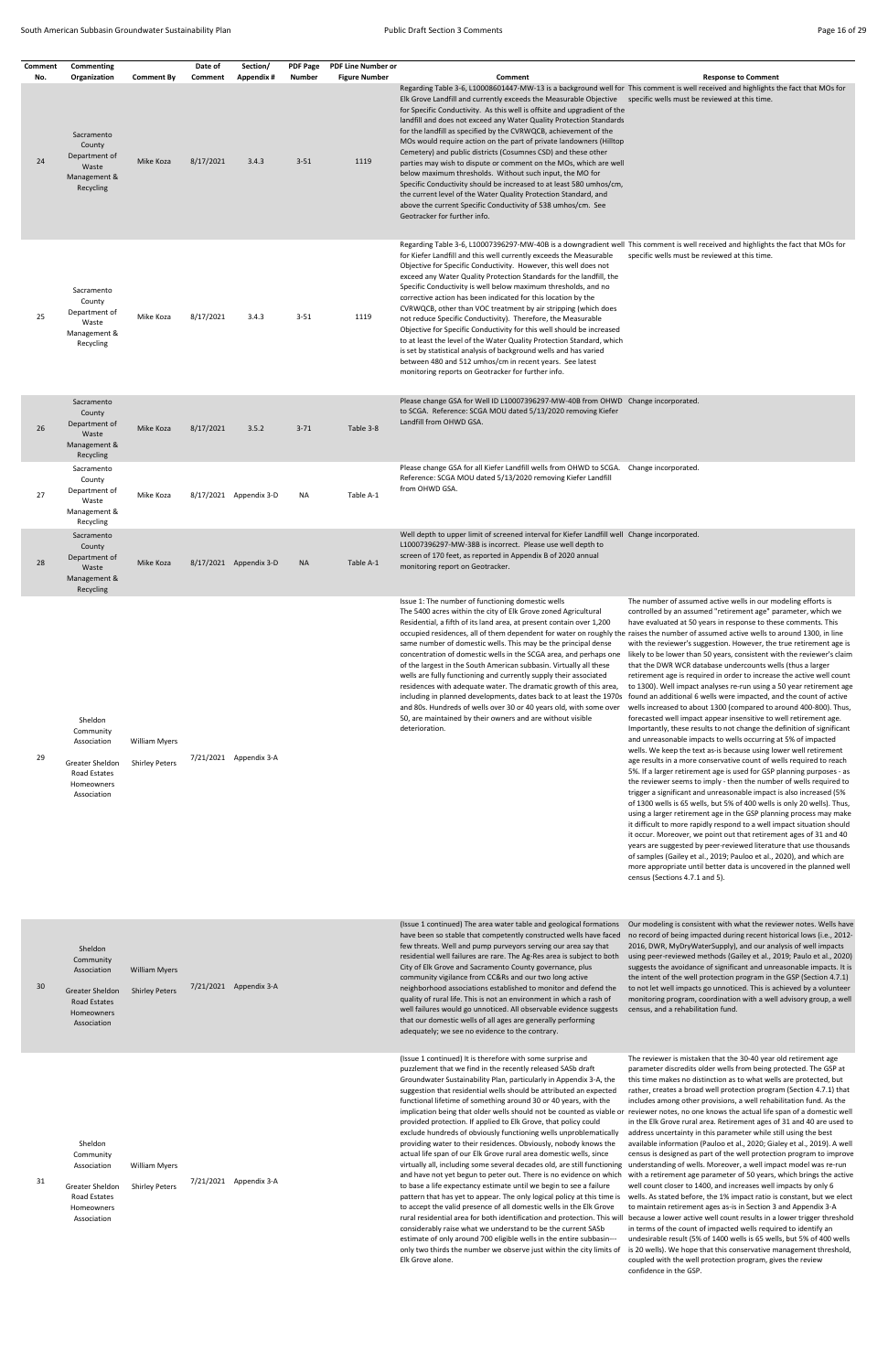| Comment No. | Commenting Organization | Comment By | Date of Comment | Section/ Appendix # | PDF Page Number | PDF Line Number or Figure Number | Comment | Response to Comment |
|---|---|---|---|---|---|---|---|---|
| 24 | Sacramento County Department of Waste Management & Recycling | Mike Koza | 8/17/2021 | 3.4.3 | 3-51 | 1119 | Regarding Table 3-6, L10008601447-MW-13 is a background well for Elk Grove Landfill and currently exceeds the Measurable Objective for Specific Conductivity. As this well is offsite and upgradient of the landfill and does not exceed any Water Quality Protection Standards for the landfill as specified by the CVRWQCB, achievement of the MOs would require action on the part of private landowners (Hilltop Cemetery) and public districts (Cosumnes CSD) and these other parties may wish to dispute or comment on the MOs, which are well below maximum thresholds. Without such input, the MO for Specific Conductivity should be increased to at least 580 umhos/cm, the current level of the Water Quality Protection Standard, and above the current Specific Conductivity of 538 umhos/cm. See Geotracker for further info. | This comment is well received and highlights the fact that MOs for specific wells must be reviewed at this time. |
| 25 | Sacramento County Department of Waste Management & Recycling | Mike Koza | 8/17/2021 | 3.4.3 | 3-51 | 1119 | Regarding Table 3-6, L10007396297-MW-40B is a downgradient well for Kiefer Landfill and this well currently exceeds the Measurable Objective for Specific Conductivity. However, this well does not exceed any Water Quality Protection Standards for the landfill, the Specific Conductivity is well below maximum thresholds, and no corrective action has been indicated for this location by the CVRWQCB, other than VOC treatment by air stripping (which does not reduce Specific Conductivity). Therefore, the Measurable Objective for Specific Conductivity for this well should be increased to at least the level of the Water Quality Protection Standard, which is set by statistical analysis of background wells and has varied between 480 and 512 umhos/cm in recent years. See latest monitoring reports on Geotracker for further info. | This comment is well received and highlights the fact that MOs for specific wells must be reviewed at this time. |
| 26 | Sacramento County Department of Waste Management & Recycling | Mike Koza | 8/17/2021 | 3.5.2 | 3-71 | Table 3-8 | Please change GSA for Well ID L10007396297-MW-40B from OHWD to SCGA. Reference: SCGA MOU dated 5/13/2020 removing Kiefer Landfill from OHWD GSA. | Change incorporated. |
| 27 | Sacramento County Department of Waste Management & Recycling | Mike Koza | 8/17/2021 | Appendix 3-D | NA | Table A-1 | Please change GSA for all Kiefer Landfill wells from OHWD to SCGA. Reference: SCGA MOU dated 5/13/2020 removing Kiefer Landfill from OHWD GSA. | Change incorporated. |
| 28 | Sacramento County Department of Waste Management & Recycling | Mike Koza | 8/17/2021 | Appendix 3-D | NA | Table A-1 | Well depth to upper limit of screened interval for Kiefer Landfill well L10007396297-MW-38B is incorrect. Please use well depth to screen of 170 feet, as reported in Appendix B of 2020 annual monitoring report on Geotracker. | Change incorporated. |
| 29 | Sheldon Community Association<br><br>Greater Sheldon Road Estates Homeowners Association | William Myers<br><br>Shirley Peters | 7/21/2021 | Appendix 3-A | | | Issue 1: The number of functioning domestic wells<br>The 5400 acres within the city of Elk Grove zoned Agricultural Residential, a fifth of its land area, at present contain over 1,200 occupied residences, all of them dependent for water on roughly the same number of domestic wells. This may be the principal dense concentration of domestic wells in the SCGA area, and perhaps one of the largest in the South American subbasin. Virtually all these wells are fully functioning and currently supply their associated residences with adequate water. The dramatic growth of this area, including in planned developments, dates back to at least the 1970s and 80s. Hundreds of wells over 30 or 40 years old, with some over 50, are maintained by their owners and are without visible deterioration. | The number of assumed active wells in our modeling efforts is controlled by an assumed "retirement age" parameter, which we have evaluated at 50 years in response to these comments. This raises the number of assumed active wells to around 1300, in line with the reviewer's suggestion. However, the true retirement age is likely to be lower than 50 years, consistent with the reviewer's claim that the DWR WCR database undercounts wells (thus a larger retirement age is required in order to increase the active well count to 1300). Well impact analyses re-run using a 50 year retirement age found an additional 6 wells were impacted, and the count of active wells increased to about 1300 (compared to around 400-800). Thus, forecasted well impact appear insensitive to well retirement age. Importantly, these results to not change the definition of significant and unreasonable impacts to wells occurring at 5% of impacted wells. We keep the text as-is because using lower well retirement age results in a more conservative count of wells required to reach 5%. If a larger retirement age is used for GSP planning purposes - as the reviewer seems to imply - then the number of wells required to trigger a significant and unreasonable impact is also increased (5% of 1300 wells is 65 wells, but 5% of 400 wells is only 20 wells). Thus, using a larger retirement age in the GSP planning process may make it difficult to more rapidly respond to a well impact situation should it occur. Moreover, we point out that retirement ages of 31 and 40 years are suggested by peer-reviewed literature that use thousands of samples (Gailey et al., 2019; Pauloo et al., 2020), and which are more appropriate until better data is uncovered in the planned well census (Sections 4.7.1 and 5). |
| 30 | Sheldon Community Association<br><br>Greater Sheldon Road Estates Homeowners Association | William Myers<br><br>Shirley Peters | 7/21/2021 | Appendix 3-A | | | (Issue 1 continued) The area water table and geological formations have been so stable that competently constructed wells have faced few threats. Well and pump purveyors serving our area say that residential well failures are rare. The Ag-Res area is subject to both City of Elk Grove and Sacramento County governance, plus community vigilance from CC&Rs and our two long active neighborhood associations established to monitor and defend the quality of rural life. This is not an environment in which a rash of well failures would go unnoticed. All observable evidence suggests that our domestic wells of all ages are generally performing adequately; we see no evidence to the contrary. | Our modeling is consistent with what the reviewer notes. Wells have no record of being impacted during recent historical lows (i.e., 2012-2016, DWR, MyDryWaterSupply), and our analysis of well impacts using peer-reviewed methods (Gailey et al., 2019; Paulo et al., 2020) suggests the avoidance of significant and unreasonable impacts. It is the intent of the well protection program in the GSP (Section 4.7.1) to not let well impacts go unnoticed. This is achieved by a volunteer monitoring program, coordination with a well advisory group, a well census, and a rehabilitation fund. |
| 31 | Sheldon Community Association<br><br>Greater Sheldon Road Estates Homeowners Association | William Myers<br><br>Shirley Peters | 7/21/2021 | Appendix 3-A | | | (Issue 1 continued) It is therefore with some surprise and puzzlement that we find in the recently released SASb draft Groundwater Sustainability Plan, particularly in Appendix 3-A, the suggestion that residential wells should be attributed an expected functional lifetime of something around 30 or 40 years, with the implication being that older wells should not be counted as viable or provided protection. If applied to Elk Grove, that policy could exclude hundreds of obviously functioning wells unproblematically providing water to their residences. Obviously, nobody knows the actual life span of our Elk Grove rural area domestic wells, since virtually all, including some several decades old, are still functioning and have not yet begun to peter out. There is no evidence on which to base a life expectancy estimate until we begin to see a failure pattern that has yet to appear. The only logical policy at this time is to accept the valid presence of all domestic wells in the Elk Grove rural residential area for both identification and protection. This will considerably raise what we understand to be the current SASb estimate of only around 700 eligible wells in the entire subbasin---only two thirds the number we observe just within the city limits of Elk Grove alone. | The reviewer is mistaken that the 30-40 year old retirement age parameter discredits older wells from being protected. The GSP at this time makes no distinction as to what wells are protected, but rather, creates a broad well protection program (Section 4.7.1) that includes among other provisions, a well rehabilitation fund. As the reviewer notes, no one knows the actual life span of a domestic well in the Elk Grove rural area. Retirement ages of 31 and 40 are used to address uncertainty in this parameter while still using the best available information (Pauloo et al., 2020; Gialey et al., 2019). A well census is designed as part of the well protection program to improve understanding of wells. Moreover, a well impact model was re-run with a retirement age parameter of 50 years, which brings the active well count closer to 1400, and increases well impacts by only 6 wells. As stated before, the 1% impact ratio is constant, but we elect to maintain retirement ages as-is in Section 3 and Appendix 3-A because a lower active well count results in a lower trigger threshold in terms of the count of impacted wells required to identify an undesirable result (5% of 1400 wells is 65 wells, but 5% of 400 wells is 20 wells). We hope that this conservative management threshold, coupled with the well protection program, gives the review confidence in the GSP. |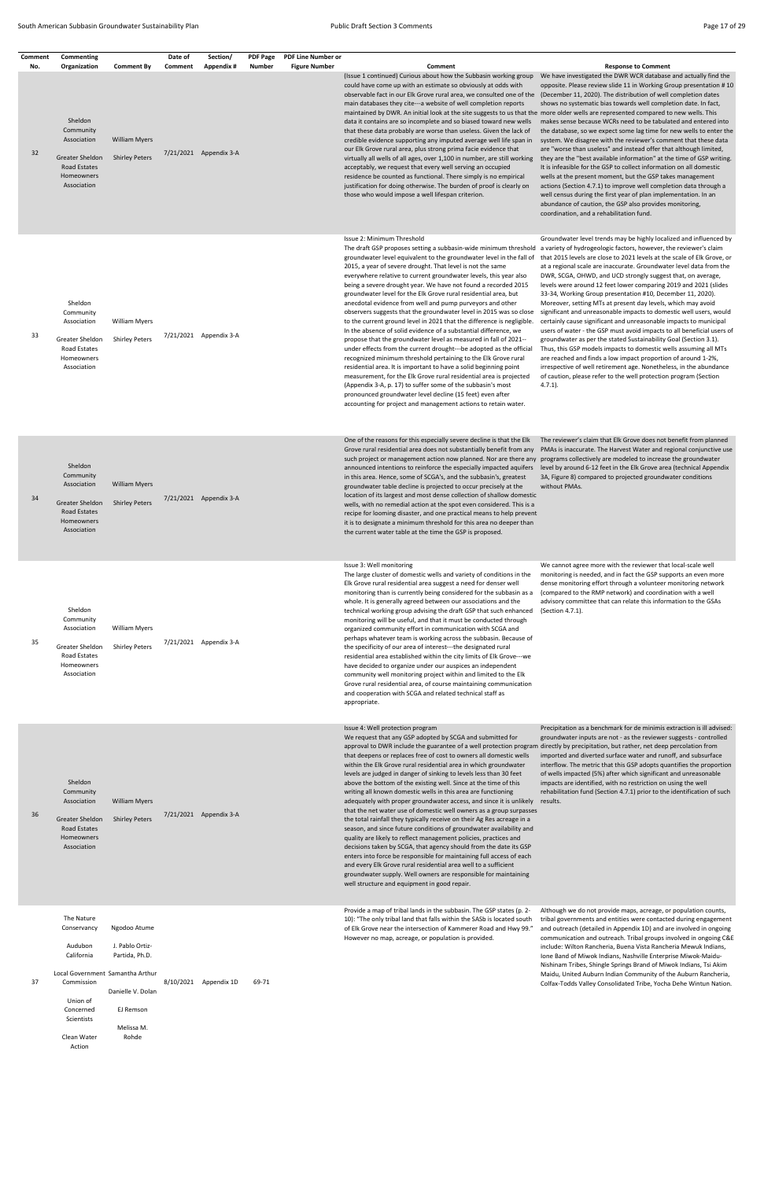| Comment No. | Commenting Organization | Comment By | Date of Comment | Section/ Appendix # | PDF Page Number | PDF Line Number or Figure Number | Comment | Response to Comment |
|---|---|---|---|---|---|---|---|---|
| 32 | Sheldon Community Association<br><br>Greater Sheldon Road Estates Homeowners Association | William Myers<br><br>Shirley Peters | 7/21/2021 | Appendix 3-A | | | (Issue 1 continued) Curious about how the Subbasin working group could have come up with an estimate so obviously at odds with observable fact in our Elk Grove rural area, we consulted one of the main databases they cite---a website of well completion reports maintained by DWR. An initial look at the site suggests to us that the data it contains are so incomplete and so biased toward new wells that these data probably are worse than useless. Given the lack of credible evidence supporting any imputed average well life span in our Elk Grove rural area, plus strong prima facie evidence that virtually all wells of all ages, over 1,100 in number, are still working acceptably, we request that every well serving an occupied residence be counted as functional. There simply is no empirical justification for doing otherwise. The burden of proof is clearly on those who would impose a well lifespan criterion. | We have investigated the DWR WCR database and actually find the opposite. Please review slide 11 in Working Group presentation # 10 (December 11, 2020). The distribution of well completion dates shows no systematic bias towards well completion date. In fact, more older wells are represented compared to new wells. This makes sense because WCRs need to be tabulated and entered into the database, so we expect some lag time for new wells to enter the system. We disagree with the reviewer's comment that these data are "worse than useless" and instead offer that although limited, they are the "best available information" at the time of GSP writing. It is infeasible for the GSP to collect information on all domestic wells at the present moment, but the GSP takes management actions (Section 4.7.1) to improve well completion data through a well census during the first year of plan implementation. In an abundance of caution, the GSP also provides monitoring, coordination, and a rehabilitation fund. |
| 33 | Sheldon Community Association<br><br>Greater Sheldon Road Estates Homeowners Association | William Myers<br><br>Shirley Peters | 7/21/2021 | Appendix 3-A | | | Issue 2: Minimum Threshold<br>The draft GSP proposes setting a subbasin-wide minimum threshold groundwater level equivalent to the groundwater level in the fall of 2015, a year of severe drought. That level is not the same everywhere relative to current groundwater levels, this year also being a severe drought year. We have not found a recorded 2015 groundwater level for the Elk Grove rural residential area, but anecdotal evidence from well and pump purveyors and other observers suggests that the groundwater level in 2015 was so close to the current ground level in 2021 that the difference is negligible. In the absence of solid evidence of a substantial difference, we propose that the groundwater level as measured in fall of 2021--under effects from the current drought---be adopted as the official recognized minimum threshold pertaining to the Elk Grove rural residential area. It is important to have a solid beginning point measurement, for the Elk Grove rural residential area is projected (Appendix 3-A, p. 17) to suffer some of the subbasin's most pronounced groundwater level decline (15 feet) even after accounting for project and management actions to retain water. | Groundwater level trends may be highly localized and influenced by a variety of hydrogeologic factors, however, the reviewer's claim that 2015 levels are close to 2021 levels at the scale of Elk Grove, or at a regional scale are inaccurate. Groundwater level data from the DWR, SCGA, OHWD, and UCD strongly suggest that, on average, levels were around 12 feet lower comparing 2019 and 2021 (slides 33-34, Working Group presentation #10, December 11, 2020). Moreover, setting MTs at present day levels, which may avoid significant and unreasonable impacts to domestic well users, would certainly cause significant and unreasonable impacts to municipal users of water - the GSP must avoid impacts to all beneficial users of groundwater as per the stated Sustainability Goal (Section 3.1). Thus, this GSP models impacts to domestic wells assuming all MTs are reached and finds a low impact proportion of around 1-2%, irrespective of well retirement age. Nonetheless, in the abundance of caution, please refer to the well protection program (Section 4.7.1). |
| 34 | Sheldon Community Association<br><br>Greater Sheldon Road Estates Homeowners Association | William Myers<br><br>Shirley Peters | 7/21/2021 | Appendix 3-A | | | One of the reasons for this especially severe decline is that the Elk Grove rural residential area does not substantially benefit from any such project or management action now planned. Nor are there any announced intentions to reinforce the especially impacted aquifers in this area. Hence, some of SCGA's, and the subbasin's, greatest groundwater table decline is projected to occur precisely at the location of its largest and most dense collection of shallow domestic wells, with no remedial action at the spot even considered. This is a recipe for looming disaster, and one practical means to help prevent it is to designate a minimum threshold for this area no deeper than the current water table at the time the GSP is proposed. | The reviewer's claim that Elk Grove does not benefit from planned PMAs is inaccurate. The Harvest Water and regional conjunctive use programs collectively are modeled to increase the groundwater level by around 6-12 feet in the Elk Grove area (technical Appendix 3A, Figure 8) compared to projected groundwater conditions without PMAs. |
| 35 | Sheldon Community Association<br><br>Greater Sheldon Road Estates Homeowners Association | William Myers<br><br>Shirley Peters | 7/21/2021 | Appendix 3-A | | | Issue 3: Well monitoring<br>The large cluster of domestic wells and variety of conditions in the Elk Grove rural residential area suggest a need for denser well monitoring than is currently being considered for the subbasin as a whole. It is generally agreed between our associations and the technical working group advising the draft GSP that such enhanced monitoring will be useful, and that it must be conducted through organized community effort in communication with SCGA and perhaps whatever team is working across the subbasin. Because of the specificity of our area of interest---the designated rural residential area established within the city limits of Elk Grove---we have decided to organize under our auspices an independent community well monitoring project within and limited to the Elk Grove rural residential area, of course maintaining communication and cooperation with SCGA and related technical staff as appropriate. | We cannot agree more with the reviewer that local-scale well monitoring is needed, and in fact the GSP supports an even more dense monitoring effort through a volunteer monitoring network (compared to the RMP network) and coordination with a well advisory committee that can relate this information to the GSAs (Section 4.7.1). |
| 36 | Sheldon Community Association<br><br>Greater Sheldon Road Estates Homeowners Association | William Myers<br><br>Shirley Peters | 7/21/2021 | Appendix 3-A | | | Issue 4: Well protection program<br>We request that any GSP adopted by SCGA and submitted for approval to DWR include the guarantee of a well protection program that deepens or replaces free of cost to owners all domestic wells within the Elk Grove rural residential area in which groundwater levels are judged in danger of sinking to levels less than 30 feet above the bottom of the existing well. Since at the time of this writing all known domestic wells in this area are functioning adequately with proper groundwater access, and since it is unlikely that the net water use of domestic well owners as a group surpasses the total rainfall they typically receive on their Ag Res acreage in a season, and since future conditions of groundwater availability and quality are likely to reflect management policies, practices and decisions taken by SCGA, that agency should from the date its GSP enters into force be responsible for maintaining full access of each and every Elk Grove rural residential area well to a sufficient groundwater supply. Well owners are responsible for maintaining well structure and equipment in good repair. | Precipitation as a benchmark for de minimis extraction is ill advised: groundwater inputs are not - as the reviewer suggests - controlled directly by precipitation, but rather, net deep percolation from imported and diverted surface water and runoff, and subsurface interflow. The metric that this GSP adopts quantifies the proportion of wells impacted (5%) after which significant and unreasonable impacts are identified, with no restriction on using the well rehabilitation fund (Section 4.7.1) prior to the identification of such results. |
| 37 | The Nature Conservancy<br><br>Audubon California<br><br>Local Government Commission<br><br>Union of Concerned Scientists<br><br>Clean Water Action | Ngodoo Atume<br><br>J. Pablo Ortiz-Partida, Ph.D.<br><br>Samantha Arthur<br><br>Danielle V. Dolan<br><br>EJ Remson<br><br>Melissa M. Rohde | 8/10/2021 | Appendix 1D | 69-71 | | Provide a map of tribal lands in the subbasin. The GSP states (p. 2-10): "The only tribal land that falls within the SASb is located south of Elk Grove near the intersection of Kammerer Road and Hwy 99." However no map, acreage, or population is provided. | Although we do not provide maps, acreage, or population counts, tribal governments and entities were contacted during engagement and outreach (detailed in Appendix 1D) and are involved in ongoing communication and outreach. Tribal groups involved in ongoing C&E include: Wilton Rancheria, Buena Vista Rancheria Mewuk Indians, Ione Band of Miwok Indians, Nashville Enterprise Miwok-Maidu-Nishinam Tribes, Shingle Springs Brand of Miwok Indians, Tsi Akim Maidu, United Auburn Indian Community of the Auburn Rancheria, Colfax-Todds Valley Consolidated Tribe, Yocha Dehe Wintun Nation. |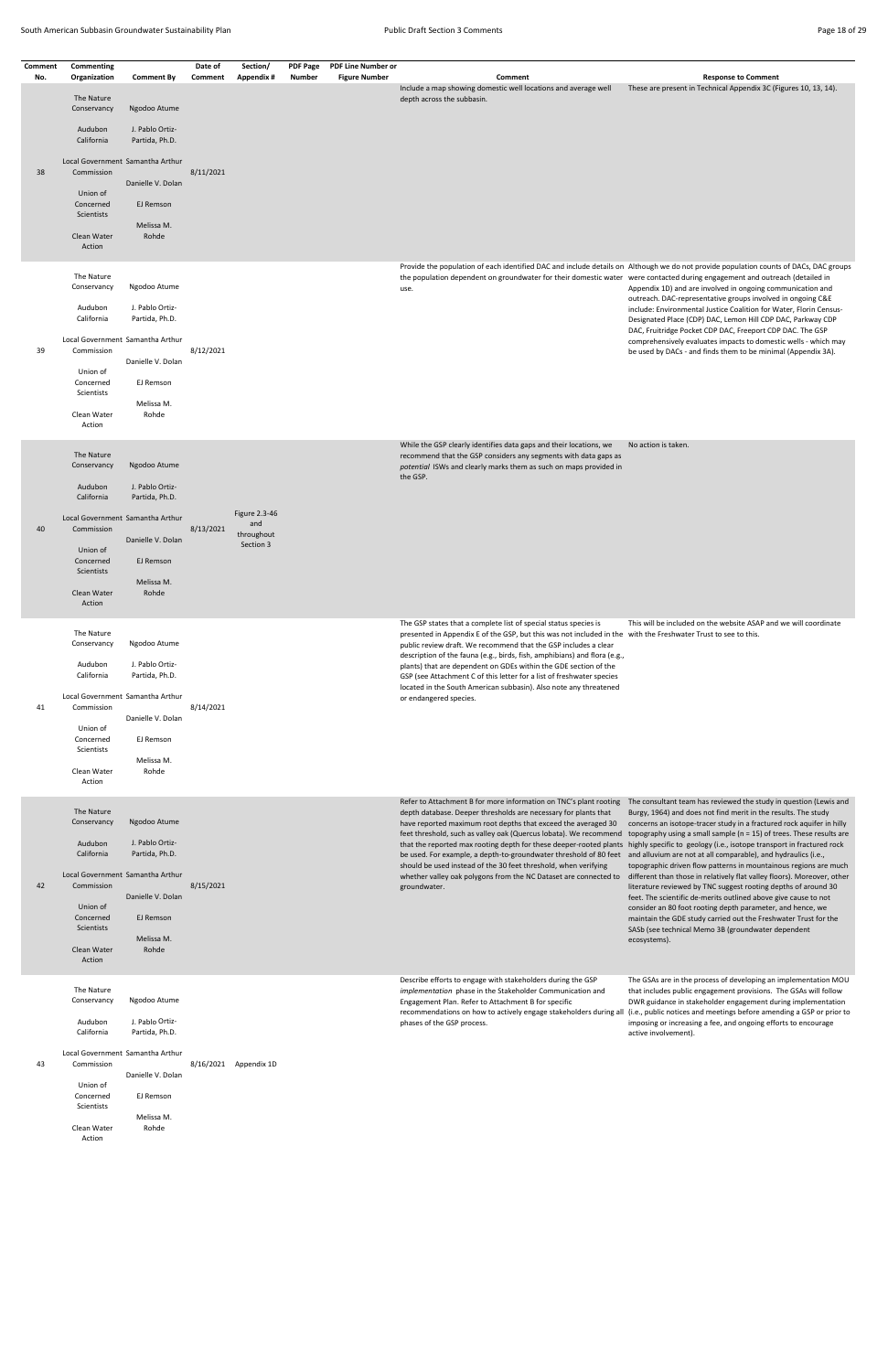| Comment No. | Commenting Organization | Comment By | Date of Comment | Section/ Appendix # | PDF Page Number | PDF Line Number or Figure Number | Comment | Response to Comment |
|---|---|---|---|---|---|---|---|---|
| 38 | The Nature Conservancy<br>Audubon California<br>Local Government Commission<br>Union of Concerned Scientists<br>Clean Water Action | Ngodoo Atume<br>J. Pablo Ortiz-Partida, Ph.D.<br>Samantha Arthur<br>Danielle V. Dolan<br>EJ Remson<br>Melissa M. Rohde | 8/11/2021 | | | | Include a map showing domestic well locations and average well depth across the subbasin. | These are present in Technical Appendix 3C (Figures 10, 13, 14). |
| 39 | The Nature Conservancy<br>Audubon California<br>Local Government Commission<br>Union of Concerned Scientists<br>Clean Water Action | Ngodoo Atume<br>J. Pablo Ortiz-Partida, Ph.D.<br>Samantha Arthur<br>Danielle V. Dolan<br>EJ Remson<br>Melissa M. Rohde | 8/12/2021 | | | | Provide the population of each identified DAC and include details on the population dependent on groundwater for their domestic water use. | Although we do not provide population counts of DACs, DAC groups were contacted during engagement and outreach (detailed in Appendix 1D) and are involved in ongoing communication and outreach. DAC-representative groups involved in ongoing C&E include: Environmental Justice Coalition for Water, Florin Census-Designated Place (CDP) DAC, Lemon Hill CDP DAC, Parkway CDP DAC, Fruitridge Pocket CDP DAC, Freeport CDP DAC. The GSP comprehensively evaluates impacts to domestic wells - which may be used by DACs - and finds them to be minimal (Appendix 3A). |
| 40 | The Nature Conservancy<br>Audubon California<br>Local Government Commission<br>Union of Concerned Scientists<br>Clean Water Action | Ngodoo Atume<br>J. Pablo Ortiz-Partida, Ph.D.<br>Samantha Arthur<br>Danielle V. Dolan<br>EJ Remson<br>Melissa M. Rohde | 8/13/2021 | Figure 2.3-46 and throughout Section 3 | | | While the GSP clearly identifies data gaps and their locations, we recommend that the GSP considers any segments with data gaps as *potential* ISWs and clearly marks them as such on maps provided in the GSP. | No action is taken. |
| 41 | The Nature Conservancy<br>Audubon California<br>Local Government Commission<br>Union of Concerned Scientists<br>Clean Water Action | Ngodoo Atume<br>J. Pablo Ortiz-Partida, Ph.D.<br>Samantha Arthur<br>Danielle V. Dolan<br>EJ Remson<br>Melissa M. Rohde | 8/14/2021 | | | | The GSP states that a complete list of special status species is presented in Appendix E of the GSP, but this was not included in the public review draft. We recommend that the GSP includes a clear description of the fauna (e.g., birds, fish, amphibians) and flora (e.g., plants) that are dependent on GDEs within the GDE section of the GSP (see Attachment C of this letter for a list of freshwater species located in the South American subbasin). Also note any threatened or endangered species. | This will be included on the website ASAP and we will coordinate with the Freshwater Trust to see to this. |
| 42 | The Nature Conservancy<br>Audubon California<br>Local Government Commission<br>Union of Concerned Scientists<br>Clean Water Action | Ngodoo Atume<br>J. Pablo Ortiz-Partida, Ph.D.<br>Samantha Arthur<br>Danielle V. Dolan<br>EJ Remson<br>Melissa M. Rohde | 8/15/2021 | | | | Refer to Attachment B for more information on TNC's plant rooting depth database. Deeper thresholds are necessary for plants that have reported maximum root depths that exceed the averaged 30 feet threshold, such as valley oak (Quercus lobata). We recommend that the reported max rooting depth for these deeper-rooted plants be used. For example, a depth-to-groundwater threshold of 80 feet should be used instead of the 30 feet threshold, when verifying whether valley oak polygons from the NC Dataset are connected to groundwater. | The consultant team has reviewed the study in question (Lewis and Burgy, 1964) and does not find merit in the results. The study concerns an isotope-tracer study in a fractured rock aquifer in hilly topography using a small sample (n = 15) of trees. These results are highly specific to geology (i.e., isotope transport in fractured rock and alluvium are not at all comparable), and hydraulics (i.e., topographic driven flow patterns in mountainous regions are much different than those in relatively flat valley floors). Moreover, other literature reviewed by TNC suggest rooting depths of around 30 feet. The scientific de-merits outlined above give cause to not consider an 80 foot rooting depth parameter, and hence, we maintain the GDE study carried out the Freshwater Trust for the SASb (see technical Memo 3B (groundwater dependent ecosystems). |
| 43 | The Nature Conservancy<br>Audubon California<br>Local Government Commission<br>Union of Concerned Scientists<br>Clean Water Action | Ngodoo Atume<br>J. Pablo Ortiz-Partida, Ph.D.<br>Samantha Arthur<br>Danielle V. Dolan<br>EJ Remson<br>Melissa M. Rohde | 8/16/2021 | Appendix 1D | | | Describe efforts to engage with stakeholders during the GSP *implementation* phase in the Stakeholder Communication and Engagement Plan. Refer to Attachment B for specific recommendations on how to actively engage stakeholders during all phases of the GSP process. | The GSAs are in the process of developing an implementation MOU that includes public engagement provisions. The GSAs will follow DWR guidance in stakeholder engagement during implementation (i.e., public notices and meetings before amending a GSP or prior to imposing or increasing a fee, and ongoing efforts to encourage active involvement). |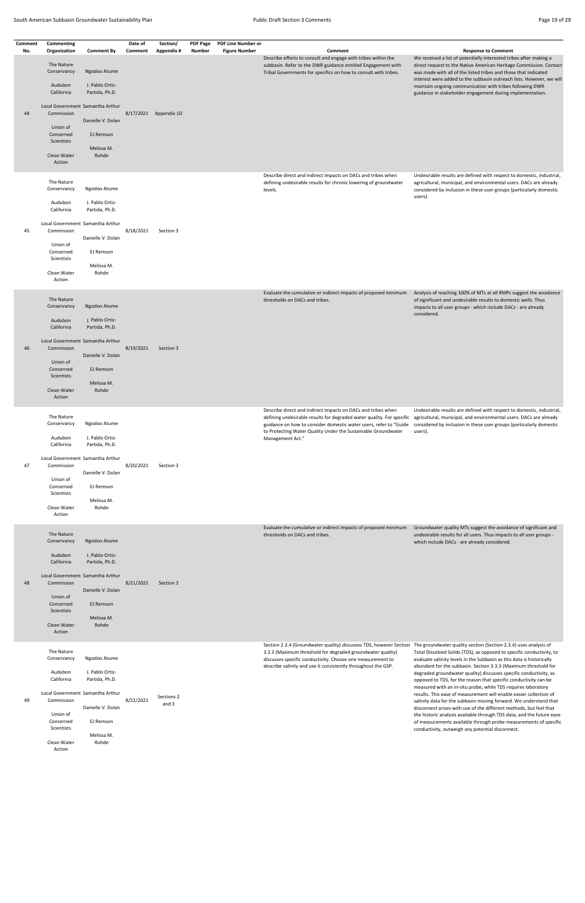| Comment No. | Commenting Organization | Comment By | Date of Comment | Section/ Appendix # | PDF Page Number | PDF Line Number or Figure Number | Comment | Response to Comment |
|---|---|---|---|---|---|---|---|---|
| 44 | The Nature Conservancy<br>Audubon California<br>Local Government Commission<br>Union of Concerned Scientists<br>Clean Water Action | Ngodoo Atume<br>J. Pablo Ortiz-Partida, Ph.D.<br>Samantha Arthur<br>Danielle V. Dolan<br>EJ Remson<br>Melissa M. Rohde | 8/17/2021 | Appendix 1D | | | Describe efforts to consult and engage with tribes within the subbasin. Refer to the DWR guidance entitled Engagement with Tribal Governments for specifics on how to consult with tribes. | We received a list of potentially interested tribes after making a direct request to the Native American Heritage Commission. Contact was made with all of the listed tribes and those that indicated interest were added to the subbasin outreach lists. However, we will maintain ongoing communication with tribes following DWR guidance in stakeholder engagement during implementation. |
| 45 | The Nature Conservancy<br>Audubon California<br>Local Government Commission<br>Union of Concerned Scientists<br>Clean Water Action | Ngodoo Atume<br>J. Pablo Ortiz-Partida, Ph.D.<br>Samantha Arthur<br>Danielle V. Dolan<br>EJ Remson<br>Melissa M. Rohde | 8/18/2021 | Section 3 | | | Describe direct and indirect impacts on DACs and tribes when defining undesirable results for chronic lowering of groundwater levels. | Undesirable results are defined with respect to domestic, industrial, agricultural, municipal, and environmental users. DACs are already considered by inclusion in these user groups (particularly domestic users). |
| 46 | The Nature Conservancy<br>Audubon California<br>Local Government Commission<br>Union of Concerned Scientists<br>Clean Water Action | Ngodoo Atume<br>J. Pablo Ortiz-Partida, Ph.D.<br>Samantha Arthur<br>Danielle V. Dolan<br>EJ Remson<br>Melissa M. Rohde | 8/19/2021 | Section 3 | | | Evaluate the cumulative or indirect impacts of proposed minimum thresholds on DACs and tribes. | Analysis of reaching 100% of MTs at all RMPs suggest the avoidance of significant and undesirable results to domestic wells. Thus impacts to all user groups - which include DACs - are already considered. |
| 47 | The Nature Conservancy<br>Audubon California<br>Local Government Commission<br>Union of Concerned Scientists<br>Clean Water Action | Ngodoo Atume<br>J. Pablo Ortiz-Partida, Ph.D.<br>Samantha Arthur<br>Danielle V. Dolan<br>EJ Remson<br>Melissa M. Rohde | 8/20/2021 | Section 3 | | | Describe direct and indirect impacts on DACs and tribes when defining undesirable results for degraded water quality. For specific guidance on how to consider domestic water users, refer to "Guide to Protecting Water Quality Under the Sustainable Groundwater Management Act." | Undesirable results are defined with respect to domestic, industrial, agricultural, municipal, and environmental users. DACs are already considered by inclusion in these user groups (particularly domestic users). |
| 48 | The Nature Conservancy<br>Audubon California<br>Local Government Commission<br>Union of Concerned Scientists<br>Clean Water Action | Ngodoo Atume<br>J. Pablo Ortiz-Partida, Ph.D.<br>Samantha Arthur<br>Danielle V. Dolan<br>EJ Remson<br>Melissa M. Rohde | 8/21/2021 | Section 3 | | | Evaluate the cumulative or indirect impacts of proposed minimum thresholds on DACs and tribes. | Groundwater quality MTs suggest the avoidance of significant and undesirable results for all users. Thus impacts to all user groups - which include DACs - are already considered. |
| 49 | The Nature Conservancy<br>Audubon California<br>Local Government Commission<br>Union of Concerned Scientists<br>Clean Water Action | Ngodoo Atume<br>J. Pablo Ortiz-Partida, Ph.D.<br>Samantha Arthur<br>Danielle V. Dolan<br>EJ Remson<br>Melissa M. Rohde | 8/22/2021 | Sections 2 and 3 | | | Section 2.3.4 (Groundwater quality) discusses TDS, however Section 3.3.3 (Maximum threshold for degraded groundwater quality) discusses specific conductivity. Choose one measurement to describe salinity and use it consistently throughout the GSP. | The groundwater quality section (Section 2.3.4) uses analysis of Total Dissolved Solids (TDS), as opposed to specific conductivity, to evaluate salinity levels in the Subbasin as this data is historically abundant for the subbasin. Section 3.3.3 (Maximum threshold for degraded groundwater quality) discusses specific conductivity, as opposed to TDS, for the reason that specific conductivity can be measured with an in-situ probe, while TDS requires laboratory results. This ease of measurement will enable easier collection of salinity data for the subbasin moving forward. We understand that disconnect arises with use of the different methods, but feel that the historic analysis available through TDS data, and the future ease of measurements available through probe measurements of specific conductivity, outweigh any potential disconnect. |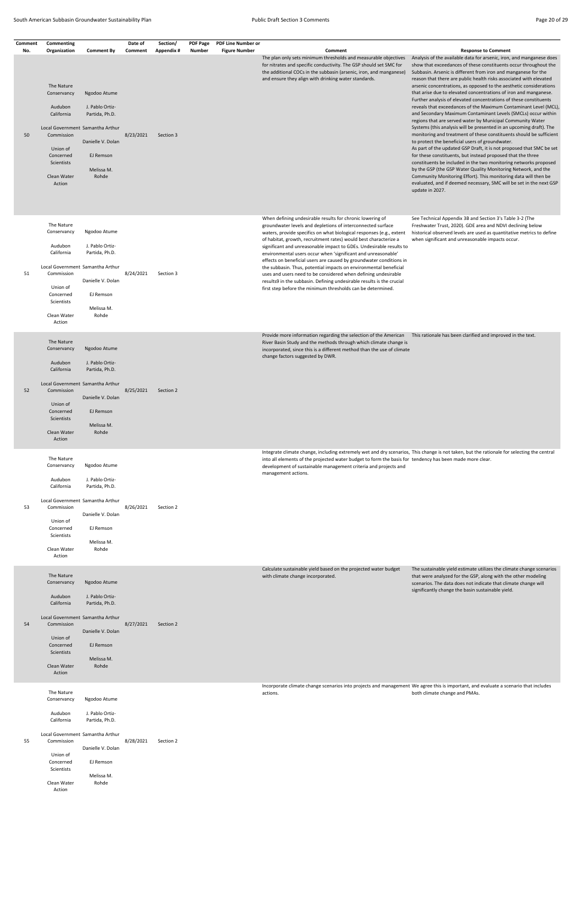| Comment No. | Commenting Organization | Comment By | Date of Comment | Section/ Appendix # | PDF Page Number | PDF Line Number or Figure Number | Comment | Response to Comment |
|---|---|---|---|---|---|---|---|---|
| 50 | The Nature Conservancy<br>Audubon California<br>Local Government Commission<br>Union of Concerned Scientists<br>Clean Water Action | Ngodoo Atume<br>J. Pablo Ortiz-Partida, Ph.D.<br>Samantha Arthur<br>Danielle V. Dolan<br>EJ Remson<br>Melissa M. Rohde | 8/23/2021 | Section 3 | | | The plan only sets minimum thresholds and measurable objectives for nitrates and specific conductivity. The GSP should set SMC for the additional COCs in the subbasin (arsenic, iron, and manganese) and ensure they align with drinking water standards. | Analysis of the available data for arsenic, iron, and manganese does show that exceedances of these constituents occur throughout the Subbasin. Arsenic is different from iron and manganese for the reason that there are public health risks associated with elevated arsenic concentrations, as opposed to the aesthetic considerations that arise due to elevated concentrations of iron and manganese. Further analysis of elevated concentrations of these constituents reveals that exceedances of the Maximum Contaminant Level (MCL), and Secondary Maximum Contaminant Levels (SMCLs) occur within regions that are served water by Municipal Community Water Systems (this analysis will be presented in an upcoming draft). The monitoring and treatment of these constituents should be sufficient to protect the beneficial users of groundwater.<br>As part of the updated GSP Draft, it is not proposed that SMC be set for these constituents, but instead proposed that the three constituents be included in the two monitoring networks proposed by the GSP (the GSP Water Quality Monitoring Network, and the Community Monitoring Effort). This monitoring data will then be evaluated, and if deemed necessary, SMC will be set in the next GSP update in 2027. |
| 51 | The Nature Conservancy<br>Audubon California<br>Local Government Commission<br>Union of Concerned Scientists<br>Clean Water Action | Ngodoo Atume<br>J. Pablo Ortiz-Partida, Ph.D.<br>Samantha Arthur<br>Danielle V. Dolan<br>EJ Remson<br>Melissa M. Rohde | 8/24/2021 | Section 3 | | | When defining undesirable results for chronic lowering of groundwater levels and depletions of interconnected surface waters, provide specifics on what biological responses (e.g., extent of habitat, growth, recruitment rates) would best characterize a significant and unreasonable impact to GDEs. Undesirable results to environmental users occur when 'significant and unreasonable' effects on beneficial users are caused by groundwater conditions in the subbasin. Thus, potential impacts on environmental beneficial uses and users need to be considered when defining undesirable results9 in the subbasin. Defining undesirable results is the crucial first step before the minimum thresholds can be determined. | See Technical Appendix 3B and Section 3's Table 3-2 (The Freshwater Trust, 2020). GDE area and NDVI declining below historical observed levels are used as quantitative metrics to define when significant and unreasonable impacts occur. |
| 52 | The Nature Conservancy<br>Audubon California<br>Local Government Commission<br>Union of Concerned Scientists<br>Clean Water Action | Ngodoo Atume<br>J. Pablo Ortiz-Partida, Ph.D.<br>Samantha Arthur<br>Danielle V. Dolan<br>EJ Remson<br>Melissa M. Rohde | 8/25/2021 | Section 2 | | | Provide more information regarding the selection of the American River Basin Study and the methods through which climate change is incorporated, since this is a different method than the use of climate change factors suggested by DWR. | This rationale has been clarified and improved in the text. |
| 53 | The Nature Conservancy<br>Audubon California<br>Local Government Commission<br>Union of Concerned Scientists<br>Clean Water Action | Ngodoo Atume<br>J. Pablo Ortiz-Partida, Ph.D.<br>Samantha Arthur<br>Danielle V. Dolan<br>EJ Remson<br>Melissa M. Rohde | 8/26/2021 | Section 2 | | | Integrate climate change, including extremely wet and dry scenarios, into all elements of the projected water budget to form the basis for development of sustainable management criteria and projects and management actions. | This change is not taken, but the rationale for selecting the central tendency has been made more clear. |
| 54 | The Nature Conservancy<br>Audubon California<br>Local Government Commission<br>Union of Concerned Scientists<br>Clean Water Action | Ngodoo Atume<br>J. Pablo Ortiz-Partida, Ph.D.<br>Samantha Arthur<br>Danielle V. Dolan<br>EJ Remson<br>Melissa M. Rohde | 8/27/2021 | Section 2 | | | Calculate sustainable yield based on the projected water budget with climate change incorporated. | The sustainable yield estimate utilizes the climate change scenarios that were analyzed for the GSP, along with the other modeling scenarios. The data does not indicate that climate change will significantly change the basin sustainable yield. |
| 55 | The Nature Conservancy<br>Audubon California<br>Local Government Commission<br>Union of Concerned Scientists<br>Clean Water Action | Ngodoo Atume<br>J. Pablo Ortiz-Partida, Ph.D.<br>Samantha Arthur<br>Danielle V. Dolan<br>EJ Remson<br>Melissa M. Rohde | 8/28/2021 | Section 2 | | | Incorporate climate change scenarios into projects and management actions. | We agree this is important, and evaluate a scenario that includes both climate change and PMAs. |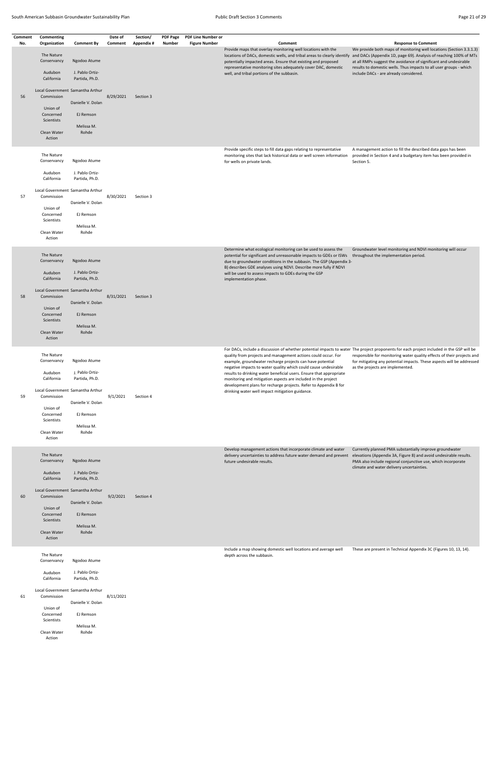| Comment No. | Commenting Organization | Comment By | Date of Comment | Section/ Appendix # | PDF Page Number | PDF Line Number or Figure Number | Comment | Response to Comment |
|---|---|---|---|---|---|---|---|---|
| 56 | The Nature Conservancy<br><br>Audubon California<br><br>Local Government Commission<br><br>Union of Concerned Scientists<br><br>Clean Water Action | Ngodoo Atume<br><br>J. Pablo Ortiz-Partida, Ph.D.<br><br>Samantha Arthur<br><br>Danielle V. Dolan<br><br>EJ Remson<br><br>Melissa M. Rohde | 8/29/2021 | Section 3 | | | Provide maps that overlay monitoring well locations with the locations of DACs, domestic wells, and tribal areas to clearly identify potentially impacted areas. Ensure that existing and proposed representative monitoring sites adequately cover DAC, domestic well, and tribal portions of the subbasin. | We provide both maps of monitoring well locations (Section 3.3.1.3) and DACs (Appendix 1D, page 69). Analysis of reaching 100% of MTs at all RMPs suggest the avoidance of significant and undesirable results to domestic wells. Thus impacts to all user groups - which include DACs - are already considered. |
| 57 | The Nature Conservancy<br><br>Audubon California<br><br>Local Government Commission<br><br>Union of Concerned Scientists<br><br>Clean Water Action | Ngodoo Atume<br><br>J. Pablo Ortiz-Partida, Ph.D.<br><br>Samantha Arthur<br><br>Danielle V. Dolan<br><br>EJ Remson<br><br>Melissa M. Rohde | 8/30/2021 | Section 3 | | | Provide specific steps to fill data gaps relating to representative monitoring sites that lack historical data or well screen information for wells on private lands. | A management action to fill the described data gaps has been provided in Section 4 and a budgetary item has been provided in Section 5. |
| 58 | The Nature Conservancy<br><br>Audubon California<br><br>Local Government Commission<br><br>Union of Concerned Scientists<br><br>Clean Water Action | Ngodoo Atume<br><br>J. Pablo Ortiz-Partida, Ph.D.<br><br>Samantha Arthur<br><br>Danielle V. Dolan<br><br>EJ Remson<br><br>Melissa M. Rohde | 8/31/2021 | Section 3 | | | Determine what ecological monitoring can be used to assess the potential for significant and unreasonable impacts to GDEs or ISWs due to groundwater conditions in the subbasin. The GSP (Appendix 3-B) describes GDE analyses using NDVI. Describe more fully if NDVI will be used to assess impacts to GDEs during the GSP implementation phase. | Groundwater level monitoring and NDVI monitoring will occur throughout the implementation period. |
| 59 | The Nature Conservancy<br><br>Audubon California<br><br>Local Government Commission<br><br>Union of Concerned Scientists<br><br>Clean Water Action | Ngodoo Atume<br><br>J. Pablo Ortiz-Partida, Ph.D.<br><br>Samantha Arthur<br><br>Danielle V. Dolan<br><br>EJ Remson<br><br>Melissa M. Rohde | 9/1/2021 | Section 4 | | | For DACs, include a discussion of whether potential impacts to water quality from projects and management actions could occur. For example, groundwater recharge projects can have potential negative impacts to water quality which could cause undesirable results to drinking water beneficial users. Ensure that appropriate monitoring and mitigation aspects are included in the project development plans for recharge projects. Refer to Appendix B for drinking water well impact mitigation guidance. | The project proponents for each project included in the GSP will be responsible for monitoring water quality effects of their projects and for mitigating any potential impacts. These aspects will be addressed as the projects are implemented. |
| 60 | The Nature Conservancy<br><br>Audubon California<br><br>Local Government Commission<br><br>Union of Concerned Scientists<br><br>Clean Water Action | Ngodoo Atume<br><br>J. Pablo Ortiz-Partida, Ph.D.<br><br>Samantha Arthur<br><br>Danielle V. Dolan<br><br>EJ Remson<br><br>Melissa M. Rohde | 9/2/2021 | Section 4 | | | Develop management actions that incorporate climate and water delivery uncertainties to address future water demand and prevent future undesirable results. | Currently planned PMA substantially improve groundwater elevations (Appendix 3A, Figure 8) and avoid undesirable results. PMA also include regional conjunctive use, which incorporate climate and water delivery uncertainties. |
| 61 | The Nature Conservancy<br><br>Audubon California<br><br>Local Government Commission<br><br>Union of Concerned Scientists<br><br>Clean Water Action | Ngodoo Atume<br><br>J. Pablo Ortiz-Partida, Ph.D.<br><br>Samantha Arthur<br><br>Danielle V. Dolan<br><br>EJ Remson<br><br>Melissa M. Rohde | 8/11/2021 | | | | Include a map showing domestic well locations and average well depth across the subbasin. | These are present in Technical Appendix 3C (Figures 10, 13, 14). |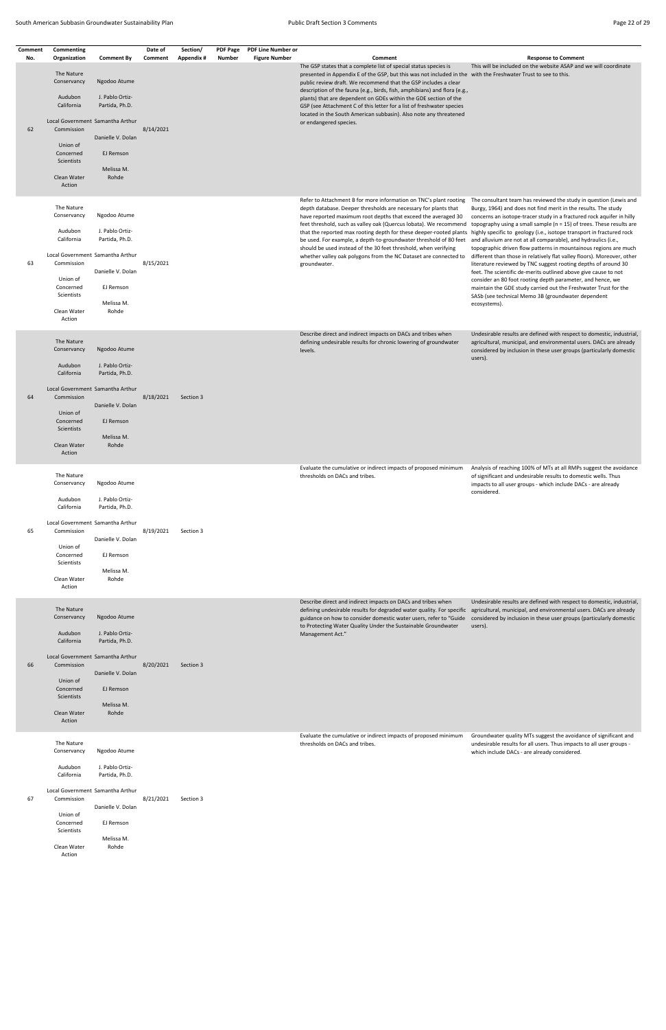| Comment No. | Commenting Organization | Comment By | Date of Comment | Section/ Appendix # | PDF Page Number | PDF Line Number or Figure Number | Comment | Response to Comment |
|---|---|---|---|---|---|---|---|---|
| 62 | The Nature Conservancy<br><br>Audubon California<br><br>Local Government Commission<br><br>Union of Concerned Scientists<br><br>Clean Water Action | Ngodoo Atume<br><br>J. Pablo Ortiz-Partida, Ph.D.<br><br>Samantha Arthur<br><br>Danielle V. Dolan<br><br>EJ Remson<br><br>Melissa M. Rohde | 8/14/2021 | | | | The GSP states that a complete list of special status species is presented in Appendix E of the GSP, but this was not included in the public review draft. We recommend that the GSP includes a clear description of the fauna (e.g., birds, fish, amphibians) and flora (e.g., plants) that are dependent on GDEs within the GDE section of the GSP (see Attachment C of this letter for a list of freshwater species located in the South American subbasin). Also note any threatened or endangered species. | This will be included on the website ASAP and we will coordinate with the Freshwater Trust to see to this. |
| 63 | The Nature Conservancy<br><br>Audubon California<br><br>Local Government Commission<br><br>Union of Concerned Scientists<br><br>Clean Water Action | Ngodoo Atume<br><br>J. Pablo Ortiz-Partida, Ph.D.<br><br>Samantha Arthur<br><br>Danielle V. Dolan<br><br>EJ Remson<br><br>Melissa M. Rohde | 8/15/2021 | | | | Refer to Attachment B for more information on TNC's plant rooting depth database. Deeper thresholds are necessary for plants that have reported maximum root depths that exceed the averaged 30 feet threshold, such as valley oak (Quercus lobata). We recommend that the reported max rooting depth for these deeper-rooted plants be used. For example, a depth-to-groundwater threshold of 80 feet should be used instead of the 30 feet threshold, when verifying whether valley oak polygons from the NC Dataset are connected to groundwater. | The consultant team has reviewed the study in question (Lewis and Burgy, 1964) and does not find merit in the results. The study concerns an isotope-tracer study in a fractured rock aquifer in hilly topography using a small sample (n = 15) of trees. These results are highly specific to geology (i.e., isotope transport in fractured rock and alluvium are not at all comparable), and hydraulics (i.e., topographic driven flow patterns in mountainous regions are much different than those in relatively flat valley floors). Moreover, other literature reviewed by TNC suggest rooting depths of around 30 feet. The scientific de-merits outlined above give cause to not consider an 80 foot rooting depth parameter, and hence, we maintain the GDE study carried out the Freshwater Trust for the SASb (see technical Memo 3B (groundwater dependent ecosystems). |
| 64 | The Nature Conservancy<br><br>Audubon California<br><br>Local Government Commission<br><br>Union of Concerned Scientists<br><br>Clean Water Action | Ngodoo Atume<br><br>J. Pablo Ortiz-Partida, Ph.D.<br><br>Samantha Arthur<br><br>Danielle V. Dolan<br><br>EJ Remson<br><br>Melissa M. Rohde | 8/18/2021 | Section 3 | | | Describe direct and indirect impacts on DACs and tribes when defining undesirable results for chronic lowering of groundwater levels. | Undesirable results are defined with respect to domestic, industrial, agricultural, municipal, and environmental users. DACs are already considered by inclusion in these user groups (particularly domestic users). |
| 65 | The Nature Conservancy<br><br>Audubon California<br><br>Local Government Commission<br><br>Union of Concerned Scientists<br><br>Clean Water Action | Ngodoo Atume<br><br>J. Pablo Ortiz-Partida, Ph.D.<br><br>Samantha Arthur<br><br>Danielle V. Dolan<br><br>EJ Remson<br><br>Melissa M. Rohde | 8/19/2021 | Section 3 | | | Evaluate the cumulative or indirect impacts of proposed minimum thresholds on DACs and tribes. | Analysis of reaching 100% of MTs at all RMPs suggest the avoidance of significant and undesirable results to domestic wells. Thus impacts to all user groups - which include DACs - are already considered. |
| 66 | The Nature Conservancy<br><br>Audubon California<br><br>Local Government Commission<br><br>Union of Concerned Scientists<br><br>Clean Water Action | Ngodoo Atume<br><br>J. Pablo Ortiz-Partida, Ph.D.<br><br>Samantha Arthur<br><br>Danielle V. Dolan<br><br>EJ Remson<br><br>Melissa M. Rohde | 8/20/2021 | Section 3 | | | Describe direct and indirect impacts on DACs and tribes when defining undesirable results for degraded water quality. For specific guidance on how to consider domestic water users, refer to "Guide to Protecting Water Quality Under the Sustainable Groundwater Management Act." | Undesirable results are defined with respect to domestic, industrial, agricultural, municipal, and environmental users. DACs are already considered by inclusion in these user groups (particularly domestic users). |
| 67 | The Nature Conservancy<br><br>Audubon California<br><br>Local Government Commission<br><br>Union of Concerned Scientists<br><br>Clean Water Action | Ngodoo Atume<br><br>J. Pablo Ortiz-Partida, Ph.D.<br><br>Samantha Arthur<br><br>Danielle V. Dolan<br><br>EJ Remson<br><br>Melissa M. Rohde | 8/21/2021 | Section 3 | | | Evaluate the cumulative or indirect impacts of proposed minimum thresholds on DACs and tribes. | Groundwater quality MTs suggest the avoidance of significant and undesirable results for all users. Thus impacts to all user groups - which include DACs - are already considered. |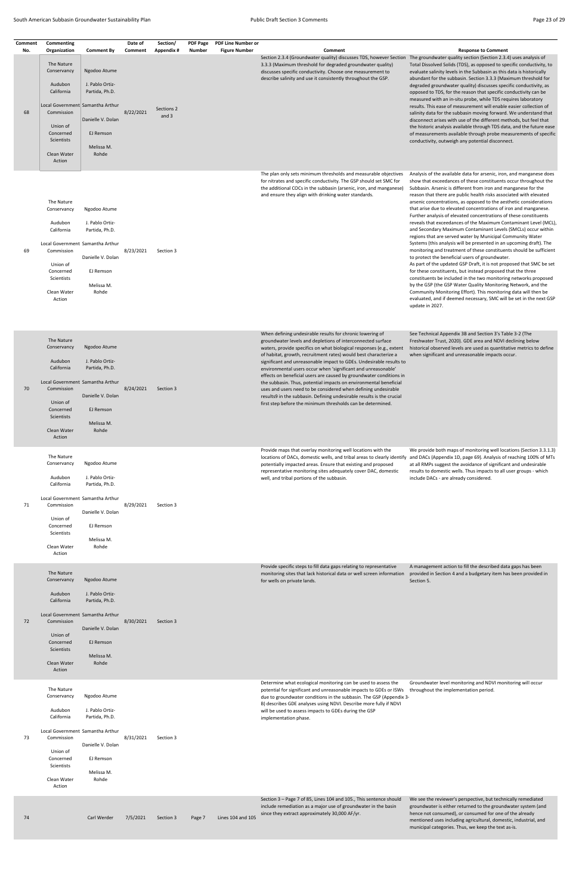| Comment No. | Commenting Organization | Comment By | Date of Comment | Section/ Appendix # | PDF Page Number | PDF Line Number or Figure Number | Comment | Response to Comment |
|---|---|---|---|---|---|---|---|---|
| 68 | The Nature Conservancy<br><br>Audubon California<br><br>Local Government Commission<br><br>Union of Concerned Scientists<br><br>Clean Water Action | Ngodoo Atume<br><br>J. Pablo Ortiz-Partida, Ph.D.<br><br>Samantha Arthur<br><br>Danielle V. Dolan<br><br>EJ Remson<br><br>Melissa M. Rohde | 8/22/2021 | Sections 2 and 3 | | | Section 2.3.4 (Groundwater quality) discusses TDS, however Section 3.3.3 (Maximum threshold for degraded groundwater quality) discusses specific conductivity. Choose one measurement to describe salinity and use it consistently throughout the GSP. | The groundwater quality section (Section 2.3.4) uses analysis of Total Dissolved Solids (TDS), as opposed to specific conductivity, to evaluate salinity levels in the Subbasin as this data is historically abundant for the subbasin. Section 3.3.3 (Maximum threshold for degraded groundwater quality) discusses specific conductivity, as opposed to TDS, for the reason that specific conductivity can be measured with an in-situ probe, while TDS requires laboratory results. This ease of measurement will enable easier collection of salinity data for the subbasin moving forward. We understand that disconnect arises with use of the different methods, but feel that the historic analysis available through TDS data, and the future ease of measurements available through probe measurements of specific conductivity, outweigh any potential disconnect. |
| 69 | The Nature Conservancy<br><br>Audubon California<br><br>Local Government Commission<br><br>Union of Concerned Scientists<br><br>Clean Water Action | Ngodoo Atume<br><br>J. Pablo Ortiz-Partida, Ph.D.<br><br>Samantha Arthur<br><br>Danielle V. Dolan<br><br>EJ Remson<br><br>Melissa M. Rohde | 8/23/2021 | Section 3 | | | The plan only sets minimum thresholds and measurable objectives for nitrates and specific conductivity. The GSP should set SMC for the additional COCs in the subbasin (arsenic, iron, and manganese) and ensure they align with drinking water standards. | Analysis of the available data for arsenic, iron, and manganese does show that exceedances of these constituents occur throughout the Subbasin. Arsenic is different from iron and manganese for the reason that there are public health risks associated with elevated arsenic concentrations, as opposed to the aesthetic considerations that arise due to elevated concentrations of iron and manganese. Further analysis of elevated concentrations of these constituents reveals that exceedances of the Maximum Contaminant Level (MCL), and Secondary Maximum Contaminant Levels (SMCLs) occur within regions that are served water by Municipal Community Water Systems (this analysis will be presented in an upcoming draft). The monitoring and treatment of these constituents should be sufficient to protect the beneficial users of groundwater.<br>As part of the updated GSP Draft, it is not proposed that SMC be set for these constituents, but instead proposed that the three constituents be included in the two monitoring networks proposed by the GSP (the GSP Water Quality Monitoring Network, and the Community Monitoring Effort). This monitoring data will then be evaluated, and if deemed necessary, SMC will be set in the next GSP update in 2027. |
| 70 | The Nature Conservancy<br><br>Audubon California<br><br>Local Government Commission<br><br>Union of Concerned Scientists<br><br>Clean Water Action | Ngodoo Atume<br><br>J. Pablo Ortiz-Partida, Ph.D.<br><br>Samantha Arthur<br><br>Danielle V. Dolan<br><br>EJ Remson<br><br>Melissa M. Rohde | 8/24/2021 | Section 3 | | | When defining undesirable results for chronic lowering of groundwater levels and depletions of interconnected surface waters, provide specifics on what biological responses (e.g., extent of habitat, growth, recruitment rates) would best characterize a significant and unreasonable impact to GDEs. Undesirable results to environmental users occur when 'significant and unreasonable' effects on beneficial users are caused by groundwater conditions in the subbasin. Thus, potential impacts on environmental beneficial uses and users need to be considered when defining undesirable results9 in the subbasin. Defining undesirable results is the crucial first step before the minimum thresholds can be determined. | See Technical Appendix 3B and Section 3's Table 3-2 (The Freshwater Trust, 2020). GDE area and NDVI declining below historical observed levels are used as quantitative metrics to define when significant and unreasonable impacts occur. |
| 71 | The Nature Conservancy<br><br>Audubon California<br><br>Local Government Commission<br><br>Union of Concerned Scientists<br><br>Clean Water Action | Ngodoo Atume<br><br>J. Pablo Ortiz-Partida, Ph.D.<br><br>Samantha Arthur<br><br>Danielle V. Dolan<br><br>EJ Remson<br><br>Melissa M. Rohde | 8/29/2021 | Section 3 | | | Provide maps that overlay monitoring well locations with the locations of DACs, domestic wells, and tribal areas to clearly identify potentially impacted areas. Ensure that existing and proposed representative monitoring sites adequately cover DAC, domestic well, and tribal portions of the subbasin. | We provide both maps of monitoring well locations (Section 3.3.1.3) and DACs (Appendix 1D, page 69). Analysis of reaching 100% of MTs at all RMPs suggest the avoidance of significant and undesirable results to domestic wells. Thus impacts to all user groups - which include DACs - are already considered. |
| 72 | The Nature Conservancy<br><br>Audubon California<br><br>Local Government Commission<br><br>Union of Concerned Scientists<br><br>Clean Water Action | Ngodoo Atume<br><br>J. Pablo Ortiz-Partida, Ph.D.<br><br>Samantha Arthur<br><br>Danielle V. Dolan<br><br>EJ Remson<br><br>Melissa M. Rohde | 8/30/2021 | Section 3 | | | Provide specific steps to fill data gaps relating to representative monitoring sites that lack historical data or well screen information for wells on private lands. | A management action to fill the described data gaps has been provided in Section 4 and a budgetary item has been provided in Section 5. |
| 73 | The Nature Conservancy<br><br>Audubon California<br><br>Local Government Commission<br><br>Union of Concerned Scientists<br><br>Clean Water Action | Ngodoo Atume<br><br>J. Pablo Ortiz-Partida, Ph.D.<br><br>Samantha Arthur<br><br>Danielle V. Dolan<br><br>EJ Remson<br><br>Melissa M. Rohde | 8/31/2021 | Section 3 | | | Determine what ecological monitoring can be used to assess the potential for significant and unreasonable impacts to GDEs or ISWs due to groundwater conditions in the subbasin. The GSP (Appendix 3-B) describes GDE analyses using NDVI. Describe more fully if NDVI will be used to assess impacts to GDEs during the GSP implementation phase. | Groundwater level monitoring and NDVI monitoring will occur throughout the implementation period. |
| 74 | | Carl Werder | 7/5/2021 | Section 3 | Page 7 | Lines 104 and 105 | Section 3 – Page 7 of 85, Lines 104 and 105., This sentence should include remediation as a major use of groundwater in the basin since they extract approximately 30,000 AF/yr. | We see the reviewer's perspective, but technically remediated groundwater is either returned to the groundwater system (and hence not consumed), or consumed for one of the already mentioned uses including agricultural, domestic, industrial, and municipal categories. Thus, we keep the text as-is. |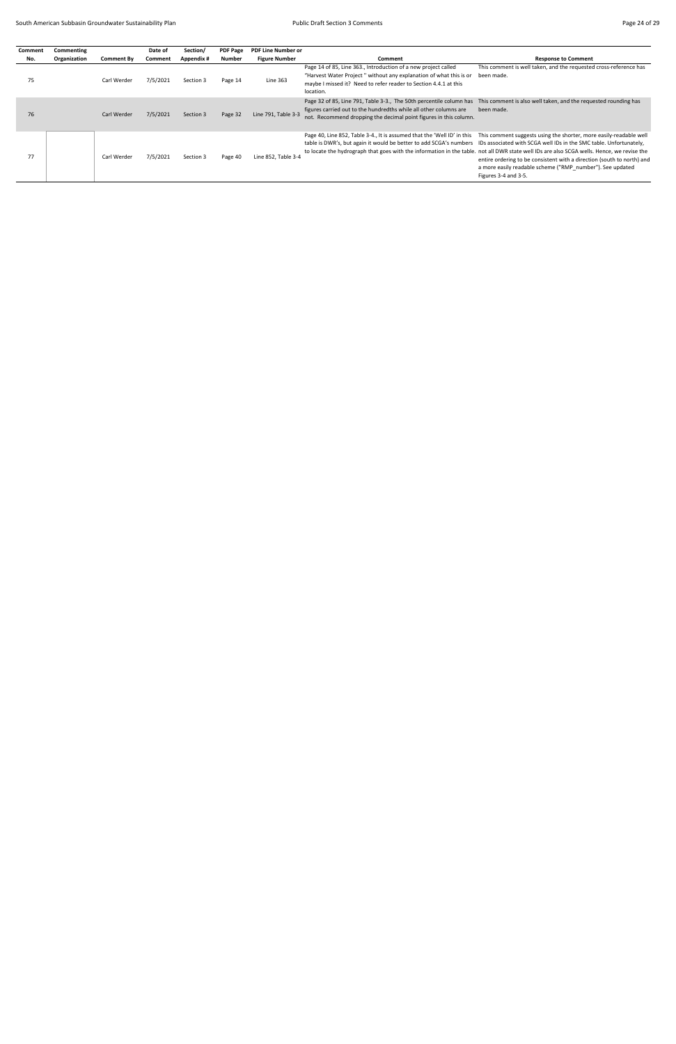| Comment No. | Commenting Organization | Comment By | Date of Comment | Section/ Appendix # | PDF Page Number | PDF Line Number or Figure Number | Comment | Response to Comment |
|---|---|---|---|---|---|---|---|---|
| 75 | | Carl Werder | 7/5/2021 | Section 3 | Page 14 | Line 363 | Page 14 of 85, Line 363., Introduction of a new project called "Harvest Water Project " without any explanation of what this is or maybe I missed it? Need to refer reader to Section 4.4.1 at this location. | This comment is well taken, and the requested cross-reference has been made. |
| 76 | | Carl Werder | 7/5/2021 | Section 3 | Page 32 | Line 791, Table 3-3 | Page 32 of 85, Line 791, Table 3-3., The 50th percentile column has figures carried out to the hundredths while all other columns are not. Recommend dropping the decimal point figures in this column. | This comment is also well taken, and the requested rounding has been made. |
| 77 | | Carl Werder | 7/5/2021 | Section 3 | Page 40 | Line 852, Table 3-4 | Page 40, Line 852, Table 3-4., It is assumed that the 'Well ID' in this table is DWR's, but again it would be better to add SCGA's numbers to locate the hydrograph that goes with the information in the table. | This comment suggests using the shorter, more easily-readable well IDs associated with SCGA well IDs in the SMC table. Unfortunately, not all DWR state well IDs are also SCGA wells. Hence, we revise the entire ordering to be consistent with a direction (south to north) and a more easily readable scheme ("RMP_number"). See updated Figures 3-4 and 3-5. |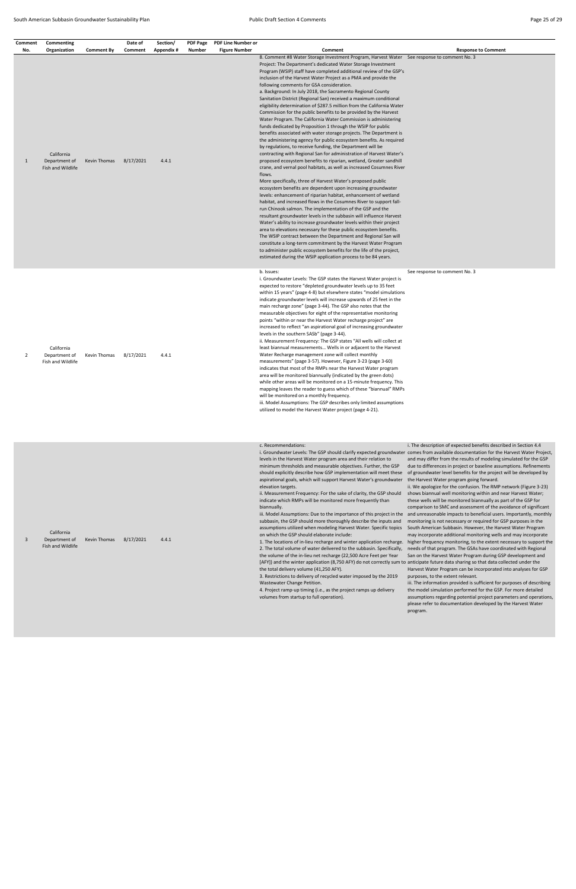| Comment No. | Commenting Organization | Comment By | Date of Comment | Section/ Appendix # | PDF Page Number | PDF Line Number or Figure Number | Comment | Response to Comment |
|---|---|---|---|---|---|---|---|---|
| 1 | California Department of Fish and Wildlife | Kevin Thomas | 8/17/2021 | 4.4.1 | | | 8. Comment #8 Water Storage Investment Program, Harvest Water Project: The Department's dedicated Water Storage Investment Program (WSIP) staff have completed additional review of the GSP's inclusion of the Harvest Water Project as a PMA and provide the following comments for GSA consideration.<br>a. Background: In July 2018, the Sacramento Regional County Sanitation District (Regional San) received a maximum conditional eligibility determination of $287.5 million from the California Water Commission for the public benefits to be provided by the Harvest Water Program. The California Water Commission is administering funds dedicated by Proposition 1 through the WSIP for public benefits associated with water storage projects. The Department is the administering agency for public ecosystem benefits. As required by regulations, to receive funding, the Department will be contracting with Regional San for administration of Harvest Water's proposed ecosystem benefits to riparian, wetland, Greater sandhill crane, and vernal pool habitats, as well as increased Cosumnes River flows.<br>More specifically, three of Harvest Water's proposed public ecosystem benefits are dependent upon increasing groundwater levels: enhancement of riparian habitat, enhancement of wetland habitat, and increased flows in the Cosumnes River to support fall-run Chinook salmon. The implementation of the GSP and the resultant groundwater levels in the subbasin will influence Harvest Water's ability to increase groundwater levels within their project area to elevations necessary for these public ecosystem benefits. The WSIP contract between the Department and Regional San will constitute a long-term commitment by the Harvest Water Program to administer public ecosystem benefits for the life of the project, estimated during the WSIP application process to be 84 years. | See response to comment No. 3 |
| 2 | California Department of Fish and Wildlife | Kevin Thomas | 8/17/2021 | 4.4.1 | | | b. Issues:<br>i. Groundwater Levels: The GSP states the Harvest Water project is expected to restore "depleted groundwater levels up to 35 feet within 15 years" (page 4-8) but elsewhere states "model simulations indicate groundwater levels will increase upwards of 25 feet in the main recharge zone" (page 3-44). The GSP also notes that the measurable objectives for eight of the representative monitoring points "within or near the Harvest Water recharge project" are increased to reflect "an aspirational goal of increasing groundwater levels in the southern SASb" (page 3-44).<br>ii. Measurement Frequency: The GSP states "All wells will collect at least biannual measurements… Wells in or adjacent to the Harvest Water Recharge management zone will collect monthly measurements" (page 3-57). However, Figure 3-23 (page 3-60) indicates that most of the RMPs near the Harvest Water program area will be monitored biannually (indicated by the green dots) while other areas will be monitored on a 15-minute frequency. This mapping leaves the reader to guess which of these "biannual" RMPs will be monitored on a monthly frequency.<br>iii. Model Assumptions: The GSP describes only limited assumptions utilized to model the Harvest Water project (page 4-21). | See response to comment No. 3 |
| 3 | California Department of Fish and Wildlife | Kevin Thomas | 8/17/2021 | 4.4.1 | | | c. Recommendations:<br>i. Groundwater Levels: The GSP should clarify expected groundwater levels in the Harvest Water program area and their relation to minimum thresholds and measurable objectives. Further, the GSP should explicitly describe how GSP implementation will meet these aspirational goals, which will support Harvest Water's groundwater elevation targets.<br>ii. Measurement Frequency: For the sake of clarity, the GSP should indicate which RMPs will be monitored more frequently than biannually.<br>iii. Model Assumptions: Due to the importance of this project in the subbasin, the GSP should more thoroughly describe the inputs and assumptions utilized when modeling Harvest Water. Specific topics on which the GSP should elaborate include:<br>1. The locations of in-lieu recharge and winter application recharge.<br>2. The total volume of water delivered to the subbasin. Specifically, the volume of the in-lieu net recharge (22,500 Acre Feet per Year [AFY]) and the winter application (8,750 AFY) do not correctly sum to the total delivery volume (41,250 AFY).<br>3. Restrictions to delivery of recycled water imposed by the 2019 Wastewater Change Petition.<br>4. Project ramp-up timing (i.e., as the project ramps up delivery volumes from startup to full operation). | i. The description of expected benefits described in Section 4.4 comes from available documentation for the Harvest Water Project, and may differ from the results of modeling simulated for the GSP due to differences in project or baseline assumptions. Refinements of groundwater level benefits for the project will be developed by the Harvest Water program going forward.<br>ii. We apologize for the confusion. The RMP network (Figure 3-23) shows biannual well monitoring within and near Harvest Water; these wells will be monitored biannually as part of the GSP for comparison to SMC and assessment of the avoidance of significant and unreasonable impacts to beneficial users. Importantly, monthly monitoring is not necessary or required for GSP purposes in the South American Subbasin. However, the Harvest Water Program may incorporate additional monitoring wells and may incorporate higher frequency monitoring, to the extent necessary to support the needs of that program. The GSAs have coordinated with Regional San on the Harvest Water Program during GSP development and anticipate future data sharing so that data collected under the Harvest Water Program can be incorporated into analyses for GSP purposes, to the extent relevant.<br>iii. The information provided is sufficient for purposes of describing the model simulation performed for the GSP. For more detailed assumptions regarding potential project parameters and operations, please refer to documentation developed by the Harvest Water program. |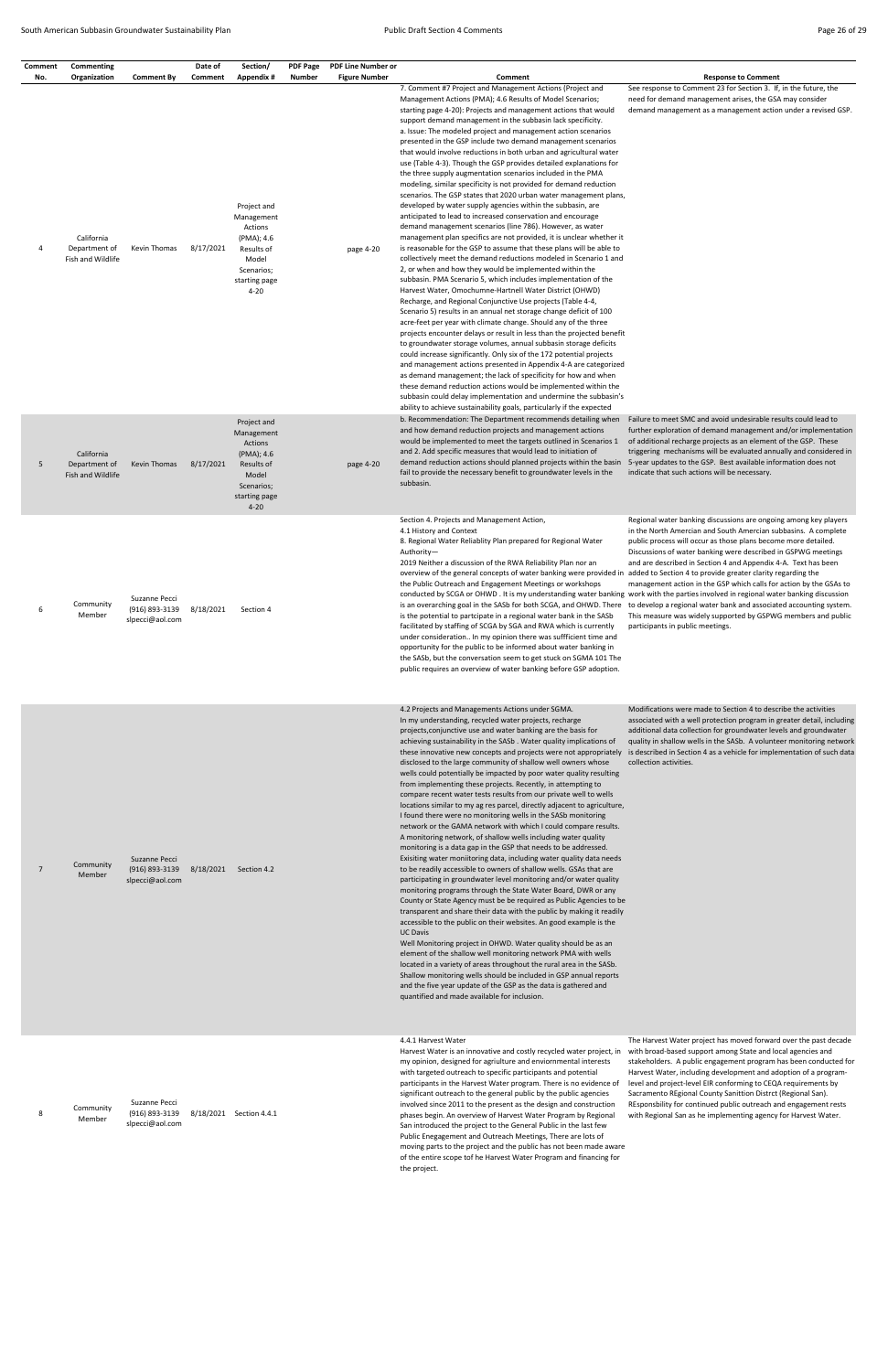| Comment No. | Commenting Organization | Comment By | Date of Comment | Section/ Appendix # | PDF Page Number | PDF Line Number or Figure Number | Comment | Response to Comment |
|---|---|---|---|---|---|---|---|---|
| 4 | California Department of Fish and Wildlife | Kevin Thomas | 8/17/2021 | Project and Management Actions (PMA); 4.6 Results of Model Scenarios; starting page 4-20 | | page 4-20 | 7. Comment #7 Project and Management Actions (Project and Management Actions (PMA); 4.6 Results of Model Scenarios; starting page 4-20): Projects and management actions that would support demand management in the subbasin lack specificity. a. Issue: The modeled project and management action scenarios presented in the GSP include two demand management scenarios that would involve reductions in both urban and agricultural water use (Table 4-3). Though the GSP provides detailed explanations for the three supply augmentation scenarios included in the PMA modeling, similar specificity is not provided for demand reduction scenarios. The GSP states that 2020 urban water management plans, developed by water supply agencies within the subbasin, are anticipated to lead to increased conservation and encourage demand management scenarios (line 786). However, as water management plan specifics are not provided, it is unclear whether it is reasonable for the GSP to assume that these plans will be able to collectively meet the demand reductions modeled in Scenario 1 and 2, or when and how they would be implemented within the subbasin. PMA Scenario 5, which includes implementation of the Harvest Water, Omochumne-Hartnell Water District (OHWD) Recharge, and Regional Conjunctive Use projects (Table 4-4, Scenario 5) results in an annual net storage change deficit of 100 acre-feet per year with climate change. Should any of the three projects encounter delays or result in less than the projected benefit to groundwater storage volumes, annual subbasin storage deficits could increase significantly. Only six of the 172 potential projects and management actions presented in Appendix 4-A are categorized as demand management; the lack of specificity for how and when these demand reduction actions would be implemented within the subbasin could delay implementation and undermine the subbasin's ability to achieve sustainability goals, particularly if the expected | See response to Comment 23 for Section 3. If, in the future, the need for demand management arises, the GSA may consider demand management as a management action under a revised GSP. |
| 5 | California Department of Fish and Wildlife | Kevin Thomas | 8/17/2021 | Project and Management Actions (PMA); 4.6 Results of Model Scenarios; starting page 4-20 | | page 4-20 | b. Recommendation: The Department recommends detailing when and how demand reduction projects and management actions would be implemented to meet the targets outlined in Scenarios 1 and 2. Add specific measures that would lead to initiation of demand reduction actions should planned projects within the basin fail to provide the necessary benefit to groundwater levels in the subbasin. | Failure to meet SMC and avoid undesirable results could lead to further exploration of demand management and/or implementation of additional recharge projects as an element of the GSP. These triggering mechanisms will be evaluated annually and considered in 5-year updates to the GSP. Best available information does not indicate that such actions will be necessary. |
| 6 | Community Member | Suzanne Pecci (916) 893-3139 slpecci@aol.com | 8/18/2021 | Section 4 | | | Section 4. Projects and Management Action, 4.1 History and Context 8. Regional Water Reliablity Plan prepared for Regional Water Authority— 2019 Neither a discussion of the RWA Reliability Plan nor an overview of the general concepts of water banking were provided in the Public Outreach and Engagement Meetings or workshops conducted by SCGA or OHWD . It is my understanding water banking is an overarching goal in the SASb for both SCGA, and OHWD. There is the potential to participate in a regional water bank in the SASb facilitated by staffing of SCGA by SGA and RWA which is currently under consideration.. In my opinion there was sufficient time and opportunity for the public to be informed about water banking in the SASb, but the conversation seem to get stuck on SGMA 101 The public requires an overview of water banking before GSP adoption. | Regional water banking discussions are ongoing among key players in the North American and South Amercian subbasins. A complete public process will occur as those plans become more detailed. Discussions of water banking were described in GSPWG meetings and are described in Section 4 and Appendix 4-A. Text has been added to Section 4 to provide greater clarity regarding the management action in the GSP which calls for action by the GSAs to work with the parties involved in regional water banking discussion to develop a regional water bank and associated accounting system. This measure was widely supported by GSPWG members and public participants in public meetings. |
| 7 | Community Member | Suzanne Pecci (916) 893-3139 slpecci@aol.com | 8/18/2021 | Section 4.2 | | | 4.2 Projects and Managements Actions under SGMA. In my understanding, recycled water projects, recharge projects,conjunctive use and water banking are the basis for achieving sustainability in the SASb . Water quality implications of these innovative new concepts and projects were not appropriately disclosed to the large community of shallow well owners whose wells could potentially be impacted by poor water quality resulting from implementing these projects. Recently, in attempting to compare recent water tests results from our private well to wells locations similar to my ag res parcel, directly adjacent to agriculture, I found there were no monitoring wells in the SASb monitoring network or the GAMA network with which I could compare results. A monitoring network, of shallow wells including water quality monitoring is a data gap in the GSP that needs to be addressed. Exisiting water moniitoring data, including water quality data needs to be readily accessible to owners of shallow wells. GSAs that are participating in groundwater level monitoring and/or water quality monitoring programs through the State Water Board, DWR or any County or State Agency must be be required as Public Agencies to be transparent and share their data with the public by making it readily accessible to the public on their websites. An good example is the UC Davis Well Monitoring project in OHWD. Water quality should be as an element of the shallow well monitoring network PMA with wells located in a variety of areas throughout the rural area in the SASb. Shallow monitoring wells should be included in GSP annual reports and the five year update of the GSP as the data is gathered and quantified and made available for inclusion. | Modifications were made to Section 4 to describe the activities associated with a well protection program in greater detail, including additional data collection for groundwater levels and groundwater quality in shallow wells in the SASb. A volunteer monitoring network is described in Section 4 as a vehicle for implementation of such data collection activities. |
| 8 | Community Member | Suzanne Pecci (916) 893-3139 slpecci@aol.com | 8/18/2021 | Section 4.4.1 | | | 4.4.1 Harvest Water Harvest Water is an innovative and costly recycled water project, in my opinion, designed for agriculture and enviornmental interests with targeted outreach to specific participants and potential participants in the Harvest Water program. There is no evidence of significant outreach to the general public by the public agencies involved since 2011 to the present as the design and construction phases begin. An overview of Harvest Water Program by Regional San introduced the project to the General Public in the last few Public Enegagement and Outreach Meetings, There are lots of moving parts to the project and the public has not been made aware of the entire scope tof he Harvest Water Program and financing for the project. | The Harvest Water project has moved forward over the past decade with broad-based support among State and local agencies and stakeholders. A public engagement program has been conducted for Harvest Water, including development and adoption of a program-level and project-level EIR conforming to CEQA requirements by Sacramento REgional County Sanittion Distrct (Regional San). REsponsbility for continued public outreach and engagement rests with Regional San as he implementing agency for Harvest Water. |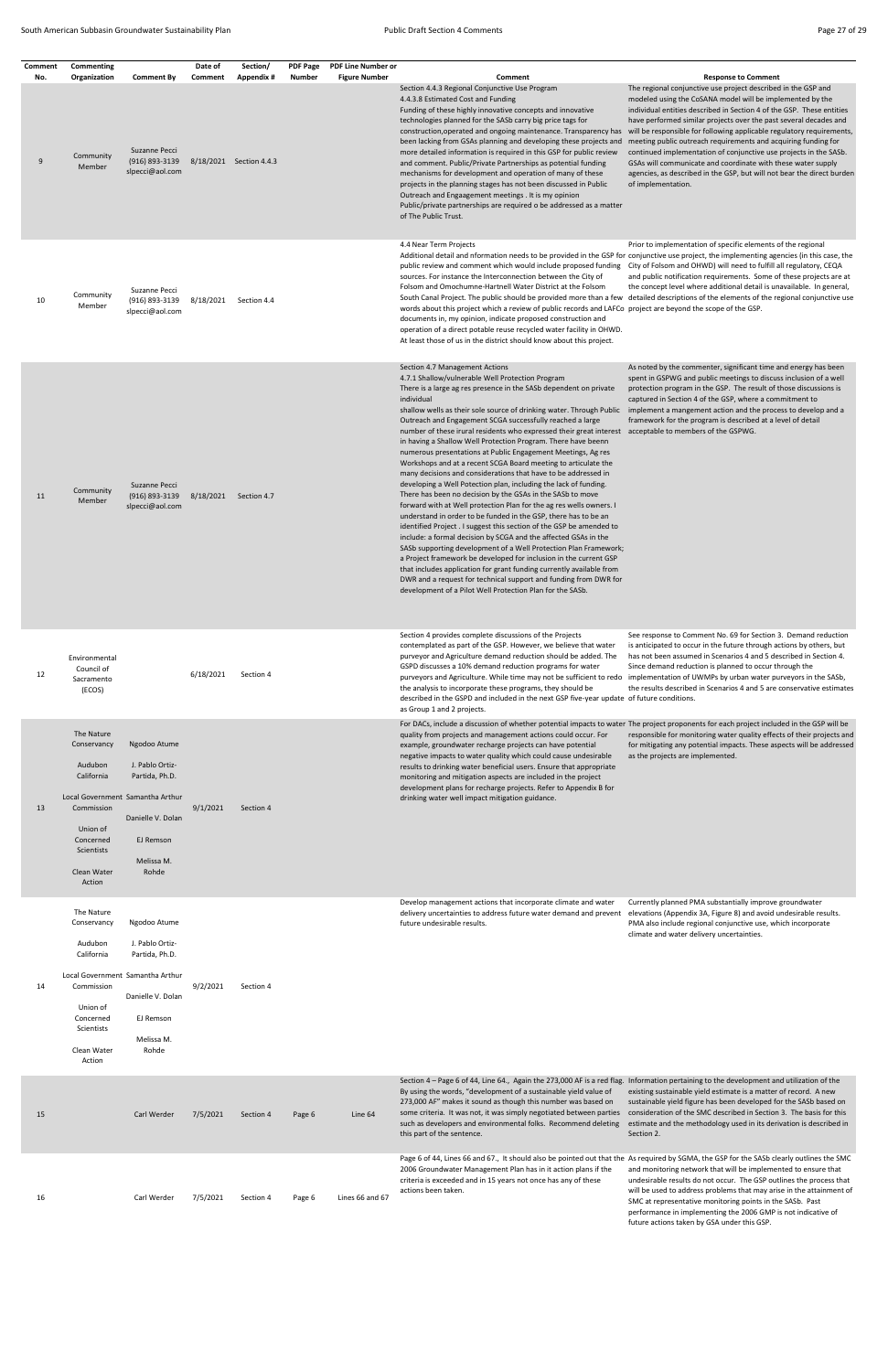| Comment No. | Commenting Organization | Comment By | Date of Comment | Section/ Appendix # | PDF Page Number | PDF Line Number or Figure Number | Comment | Response to Comment |
|---|---|---|---|---|---|---|---|---|
| 9 | Community Member | Suzanne Pecci (916) 893-3139 slpecci@aol.com | 8/18/2021 | Section 4.4.3 | | | Section 4.4.3 Regional Conjunctive Use Program 4.4.3.8 Estimated Cost and Funding Funding of these highly innovative concepts and innovative technologies planned for the SASb carry big price tags for construction,operated and ongoing maintenance. Transparency has been lacking from GSAs planning and developing these projects and more detailed information is required in this GSP for public review and comment. Public/Private Partnerships as potential funding mechanisms for development and operation of many of these projects in the planning stages has not been discussed in Public Outreach and Engaagement meetings . It is my opinion Public/private partnerships are required o be addressed as a matter of The Public Trust. | The regional conjunctive use project described in the GSP and modeled using the CoSANA model will be implemented by the individual entities described in Section 4 of the GSP. These entities have performed similar projects over the past several decades and will be responsible for following applicable regulatory requirements, meeting public outreach requirements and acquiring funding for continued implementation of conjunctive use projects in the SASb. GSAs will communicate and coordinate with these water supply agencies, as described in the GSP, but will not bear the direct burden of implementation. |
| 10 | Community Member | Suzanne Pecci (916) 893-3139 slpecci@aol.com | 8/18/2021 | Section 4.4 | | | 4.4 Near Term Projects Additional detail and nformation needs to be provided in the GSP for public review and comment which would include proposed funding sources. For instance the Interconnection between the City of Folsom and Omochumne-Hartnell Water District at the Folsom South Canal Project. The public should be provided more than a few words about this project which a review of public records and LAFCo documents in, my opinion, indicate proposed construction and operation of a direct potable reuse recycled water facility in OHWD. At least those of us in the district should know about this project. | Prior to implementation of specific elements of the regional conjunctive use project, the implementing agencies (in this case, the City of Folsom and OHWD) will need to fulfill all regulatory, CEQA and public notification requirements. Some of these projects are at the concept level where additional detail is unavailable. In general, detailed descriptions of the elements of the regional conjunctive use project are beyond the scope of the GSP. |
| 11 | Community Member | Suzanne Pecci (916) 893-3139 slpecci@aol.com | 8/18/2021 | Section 4.7 | | | Section 4.7 Management Actions 4.7.1 Shallow/vulnerable Well Protection Program There is a large ag res presence in the SASb dependent on private individual shallow wells as their sole source of drinking water. Through Public Outreach and Engagement SCGA successfully reached a large number of these irural residents who expressed their great interest in having a Shallow Well Protection Program. There have beenn numerous presentations at Public Engagement Meetings, Ag res Workshops and at a recent SCGA Board meeting to articulate the many decisions and considerations that have to be addressed in developing a Well Potection plan, including the lack of funding. There has been no decision by the GSAs in the SASb to move forward with at Well protection Plan for the ag res wells owners. I understand in order to be funded in the GSP, there has to be an identified Project . I suggest this section of the GSP be amended to include: a formal decision by SCGA and the affected GSAs in the SASb supporting development of a Well Protection Plan Framework; a Project framework be developed for inclusion in the current GSP that includes application for grant funding currently available from DWR and a request for technical support and funding from DWR for development of a Pilot Well Protection Plan for the SASb. | As noted by the commenter, significant time and energy has been spent in GSPWG and public meetings to discuss inclusion of a well protection program in the GSP. The result of those discussions is captured in Section 4 of the GSP, where a commitment to implement a mangement action and the process to develop and a framework for the program is described at a level of detail acceptable to members of the GSPWG. |
| 12 | Environmental Council of Sacramento (ECOS) | | 6/18/2021 | Section 4 | | | Section 4 provides complete discussions of the Projects contemplated as part of the GSP. However, we believe that water purveyor and Agriculture demand reduction should be added. The GSPD discusses a 10% demand reduction programs for water purveyors and Agriculture. While time may not be sufficient to redo the analysis to incorporate these programs, they should be described in the GSPD and included in the next GSP five-year update as Group 1 and 2 projects. | See response to Comment No. 69 for Section 3. Demand reduction is anticipated to occur in the future through actions by others, but has not been assumed in Scenarios 4 and 5 described in Section 4. Since demand reduction is planned to occur through the implementation of UWMPs by urban water purveyors in the SASb, the results described in Scenarios 4 and 5 are conservative estimates of future conditions. |
| 13 | The Nature Conservancy<br>Audubon California<br>Local Government Commission<br>Union of Concerned Scientists<br>Clean Water Action | Ngodoo Atume<br>J. Pablo Ortiz-Partida, Ph.D.<br>Samantha Arthur<br>Danielle V. Dolan<br>EJ Remson<br>Melissa M. Rohde | 9/1/2021 | Section 4 | | | For DACs, include a discussion of whether potential impacts to water quality from projects and management actions could occur. For example, groundwater recharge projects can have potential negative impacts to water quality which could cause undesirable results to drinking water beneficial users. Ensure that appropriate monitoring and mitigation aspects are included in the project development plans for recharge projects. Refer to Appendix B for drinking water well impact mitigation guidance. | The project proponents for each project included in the GSP will be responsible for monitoring water quality effects of their projects and for mitigating any potential impacts. These aspects will be addressed as the projects are implemented. |
| 14 | The Nature Conservancy<br>Audubon California<br>Local Government Commission<br>Union of Concerned Scientists<br>Clean Water Action | Ngodoo Atume<br>J. Pablo Ortiz-Partida, Ph.D.<br>Samantha Arthur<br>Danielle V. Dolan<br>EJ Remson<br>Melissa M. Rohde | 9/2/2021 | Section 4 | | | Develop management actions that incorporate climate and water delivery uncertainties to address future water demand and prevent future undesirable results. | Currently planned PMA substantially improve groundwater elevations (Appendix 3A, Figure 8) and avoid undesirable results. PMA also include regional conjunctive use, which incorporate climate and water delivery uncertainties. |
| 15 | | Carl Werder | 7/5/2021 | Section 4 | Page 6 | Line 64 | Section 4 – Page 6 of 44, Line 64., Again the 273,000 AF is a red flag. By using the words, "development of a sustainable yield value of 273,000 AF" makes it sound as though this number was based on some criteria. It was not, it was simply negotiated between parties such as developers and environmental folks. Recommend deleting this part of the sentence. | Information pertaining to the development and utilization of the existing sustainable yield estimate is a matter of record. A new sustainable yield figure has been developed for the SASb based on consideration of the SMC described in Section 3. The basis for this estimate and the methodology used in its derivation is described in Section 2. |
| 16 | | Carl Werder | 7/5/2021 | Section 4 | Page 6 | Lines 66 and 67 | Page 6 of 44, Lines 66 and 67., It should also be pointed out that the 2006 Groundwater Management Plan has in it action plans if the criteria is exceeded and in 15 years not once has any of these actions been taken. | As required by SGMA, the GSP for the SASb clearly outlines the SMC and monitoring network that will be implemented to ensure that undesirable results do not occur. The GSP outlines the process that will be used to address problems that may arise in the attainment of SMC at representative monitoring points in the SASb. Past performance in implementing the 2006 GMP is not indicative of future actions taken by GSA under this GSP. |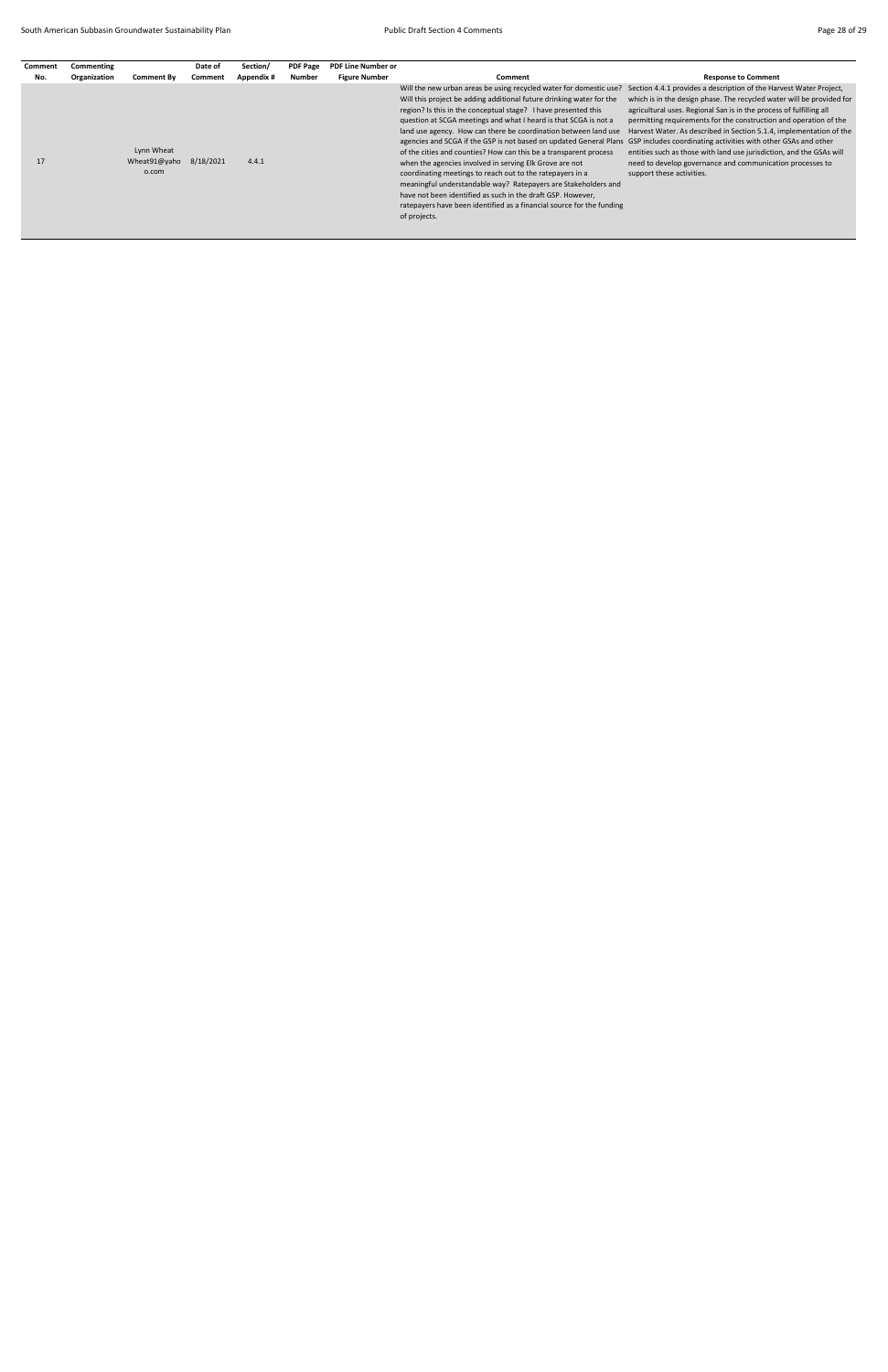| Comment No. | Commenting Organization | Comment By | Date of Comment | Section/ Appendix # | PDF Page Number | PDF Line Number or Figure Number | Comment | Response to Comment |
|---|---|---|---|---|---|---|---|---|
| 17 | | Lynn Wheat Wheat91@yahoo.com | 8/18/2021 | 4.4.1 | | | Will the new urban areas be using recycled water for domestic use? Will this project be adding additional future drinking water for the region? Is this in the conceptual stage? I have presented this question at SCGA meetings and what I heard is that SCGA is not a land use agency. How can there be coordination between land use agencies and SCGA if the GSP is not based on updated General Plans of the cities and counties? How can this be a transparent process when the agencies involved in serving Elk Grove are not coordinating meetings to reach out to the ratepayers in a meaningful understandable way? Ratepayers are Stakeholders and have not been identified as such in the draft GSP. However, ratepayers have been identified as a financial source for the funding of projects. | Section 4.4.1 provides a description of the Harvest Water Project, which is in the design phase. The recycled water will be provided for agricultural uses. Regional San is in the process of fulfilling all permitting requirements for the construction and operation of the Harvest Water. As described in Section 5.1.4, implementation of the GSP includes coordinating activities with other GSAs and other entities such as those with land use jurisdiction, and the GSAs will need to develop governance and communication processes to support these activities. |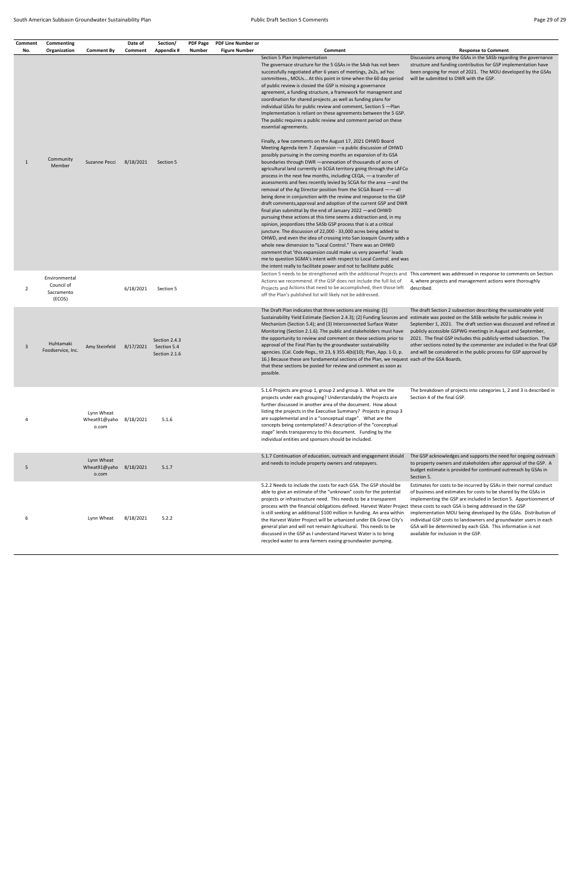| Comment No. | Commenting Organization | Comment By | Date of Comment | Section/ Appendix # | PDF Page Number | PDF Line Number or Figure Number | Comment | Response to Comment |
|---|---|---|---|---|---|---|---|---|
| 1 | Community Member | Suzanne Pecci | 8/18/2021 | Section 5 | | | Section 5 Plan Implementation<br>The governace structure for the 5 GSAs in the SAsb has not been successfully negotiated after 6 years of meetings, 2x2s, ad hoc committees., MOUs… At this point in time when the 60 day period of public review is closied the GSP is missing a governance agreement, a funding structure, a framework for managment and coordination for shared projects ,as well as funding plans for individual GSAs for public review and comment, Section 5 —Plan Implementation is reliant on these agreements between the 5 GSP. The public requires a public review and comment period on these essential agreements.<br><br>Finally, a few comments on the August 17, 2021 OHWD Board Meeting Agenda item 7 .Expansion —a public discussion of OHWD possibly pursuing in the coming months an expansion of its GSA boundaries through DWR —annexation of thousands of acres of agricultural land currently in SCGA territory going through the LAFCo process in the next few months, including CEQA, —-a transfer of assessments and fees recently levied by SCGA for the area —and the removal of the Ag Director position from the SCGA Board ——-all being done in conjunction with the review and response to the GSP draft comments,approval and adoption of the current GSP and DWR final plan submittal by the end of January 2022 —and OHWD pursuing these actions at this time seems a distraction and, in my opinion, jeopordizes tthe SASb GSP process that is at a critical juncture. The discussion of 22,000 - 33,000 acres being added to OHWD, and even the idea of crossing into San Joaquin County adds a whole new dimension to "Local Control." There was an OHWD comment that 'this expansion could make us very powerful ' leads me to question SGMA's intent with respect to Local Control. and was the intent really to facilitate power and not to facilitate public | Discussions among the GSAs in the SASb regarding the governance structure and funding contributios for GSP implementation have been ongoing for most of 2021. The MOU developed by the GSAs will be submitted to DWR with the GSP. |
| 2 | Environmental Council of Sacramento (ECOS) | | 6/18/2021 | Section 5 | | | Section 5 needs to be strengthened with the additional Projects and Actions we recommend. If the GSP does not include the full list of Projects and Actions that need to be accomplished, then those left off the Plan's published list will likely not be addressed. | This comment was addressed in response to comments on Section 4, where projects and management actions were thoroughly described. |
| 3 | Huhtamaki Foodservice, Inc. | Amy Steinfeld | 8/17/2021 | Section 2.4.3<br>Section 5.4<br>Section 2.1.6 | | | The Draft Plan indicates that three sections are missing: (1) Sustainability Yield Estimate (Section 2.4.3); (2) Funding Sources and Mechanism (Section 5.4); and (3) Interconnected Surface Water Monitoring (Section 2.1.6). The public and stakeholders must have the opportunity to review and comment on these sections prior to approval of the Final Plan by the groundwater sustainability agencies. (Cal. Code Regs., tit 23, § 355.4(b)(10); Plan, App. 1-D, p. 16.) Because these are fundamental sections of the Plan, we request that these sections be posted for review and comment as soon as possible. | The draft Section 2 subsection describing the sustainable yield estimate was posted on the SASb website for public review in September 1, 2021. The draft section was discussed and refined at publicly accessible GSPWG meetings in August and September, 2021. The final GSP includes this publicly vetted subsection. The other sections noted by the commenter are included in the final GSP and will be considered in the public process for GSP approval by each of the GSA Boards. |
| 4 | | Lynn Wheat Wheat91@yahoo.com | 8/18/2021 | 5.1.6 | | | 5.1.6 Projects are group 1, group 2 and group 3. What are the projects under each grouping? Understandably the Projects are further discussed in another area of the document. How about listing the projects in the Executive Summary? Projects in group 3 are supplemental and in a "conceptual stage". What are the concepts being contemplated? A description of the "conceptual stage" lends transparency to this document. Funding by the individual entities and sponsors should be included. | The breakdown of projects into categories 1, 2 and 3 is described in Section 4 of the final GSP. |
| 5 | | Lynn Wheat Wheat91@yahoo.com | 8/18/2021 | 5.1.7 | | | 5.1.7 Continuation of education, outreach and engagement should and needs to include property owners and ratepayers. | The GSP acknowledges and supports the need for ongoing outreach to property owners and stakeholders after approval of the GSP. A budget estimate is provided for continued outreach by GSAs in Section 5. |
| 6 | | Lynn Wheat | 8/18/2021 | 5.2.2 | | | 5.2.2 Needs to include the costs for each GSA. The GSP should be able to give an estimate of the "unknown" costs for the potential projects or infrastructure need. This needs to be a transparent process with the financial obligations defined. Harvest Water Project is still seeking an additional $100 million in funding. An area within the Harvest Water Project will be urbanized under Elk Grove City's general plan and will not remain Agricultural. This needs to be discussed in the GSP as I understand Harvest Water is to bring recycled water to area farmers easing groundwater pumping. | Estimates for costs to be incurred by GSAs in their normal conduct of business and estimates for costs to be shared by the GSAs in implementing the GSP are included in Section 5. Apportionment of these costs to each GSA is being addressed in the GSP implementation MOU being developed by the GSAs. Distribution of individual GSP costs to landowners and groundwater users in each GSA will be determined by each GSA. This information is not available for inclusion in the GSP. |